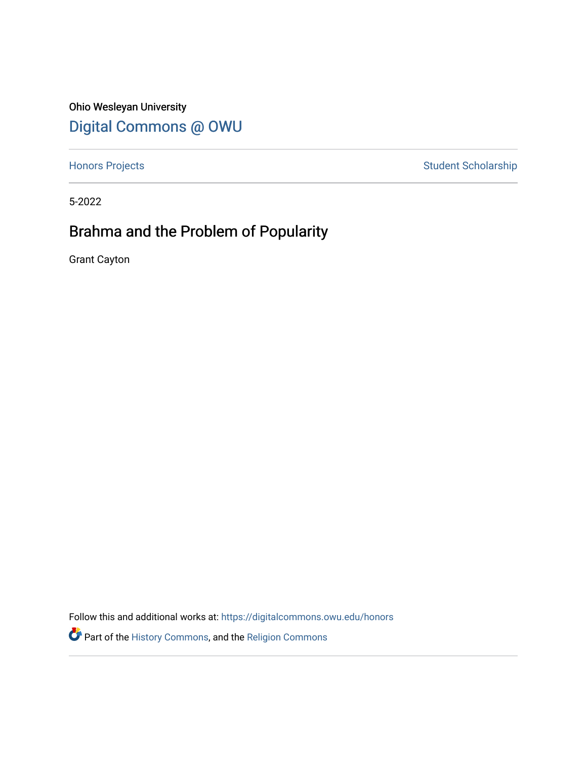Ohio Wesleyan University

Digital Commons @ OWU

Honors Projects

Student Scholarship

5-2022

# Brahma and the Problem of Popularity

Grant Cayton

Follow this and additional works at: https://digitalcommons.owu.edu/honors

Part of the History Commons, and the Religion Commons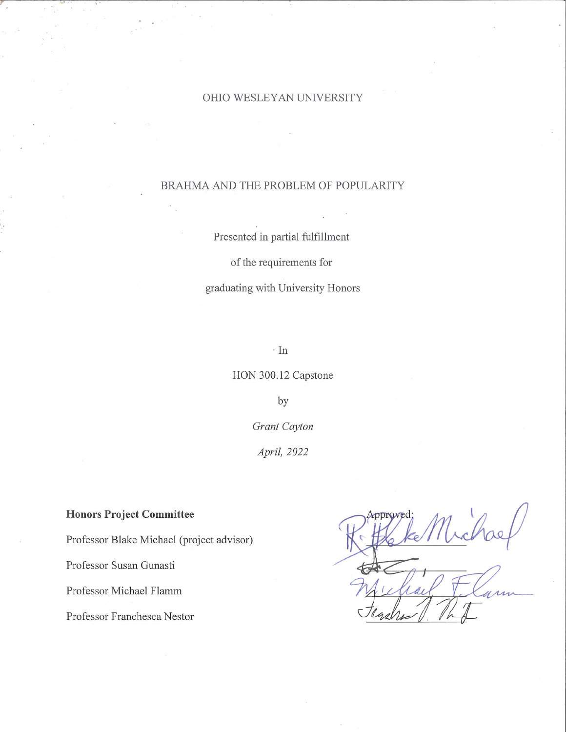OHIO WESLEYAN UNIVERSITY

# BRAHMA AND THE PROBLEM OF POPULARITY

Presented in partial fulfillment

of the requirements for

graduating with University Honors

In

HON 300.12 Capstone

by

*Grant Cayton*

*April, 2022*

**Honors Project Committee**

Professor Blake Michael (project advisor)

Professor Susan Gunasti

Professor Michael Flamm

Professor Franchesca Nestor

Approved: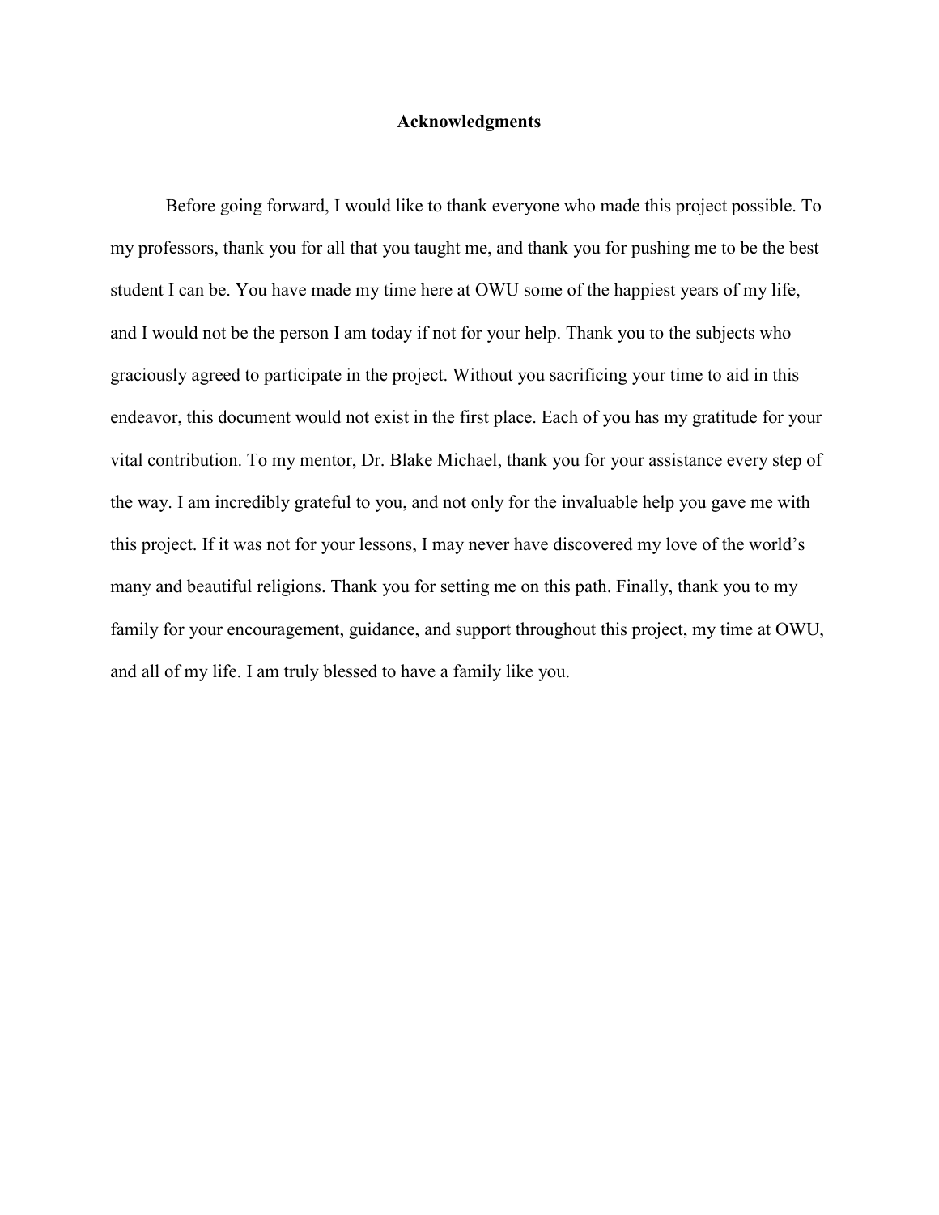# Acknowledgments

Before going forward, I would like to thank everyone who made this project possible. To my professors, thank you for all that you taught me, and thank you for pushing me to be the best student I can be. You have made my time here at OWU some of the happiest years of my life, and I would not be the person I am today if not for your help. Thank you to the subjects who graciously agreed to participate in the project. Without you sacrificing your time to aid in this endeavor, this document would not exist in the first place. Each of you has my gratitude for your vital contribution. To my mentor, Dr. Blake Michael, thank you for your assistance every step of the way. I am incredibly grateful to you, and not only for the invaluable help you gave me with this project. If it was not for your lessons, I may never have discovered my love of the world's many and beautiful religions. Thank you for setting me on this path. Finally, thank you to my family for your encouragement, guidance, and support throughout this project, my time at OWU, and all of my life. I am truly blessed to have a family like you.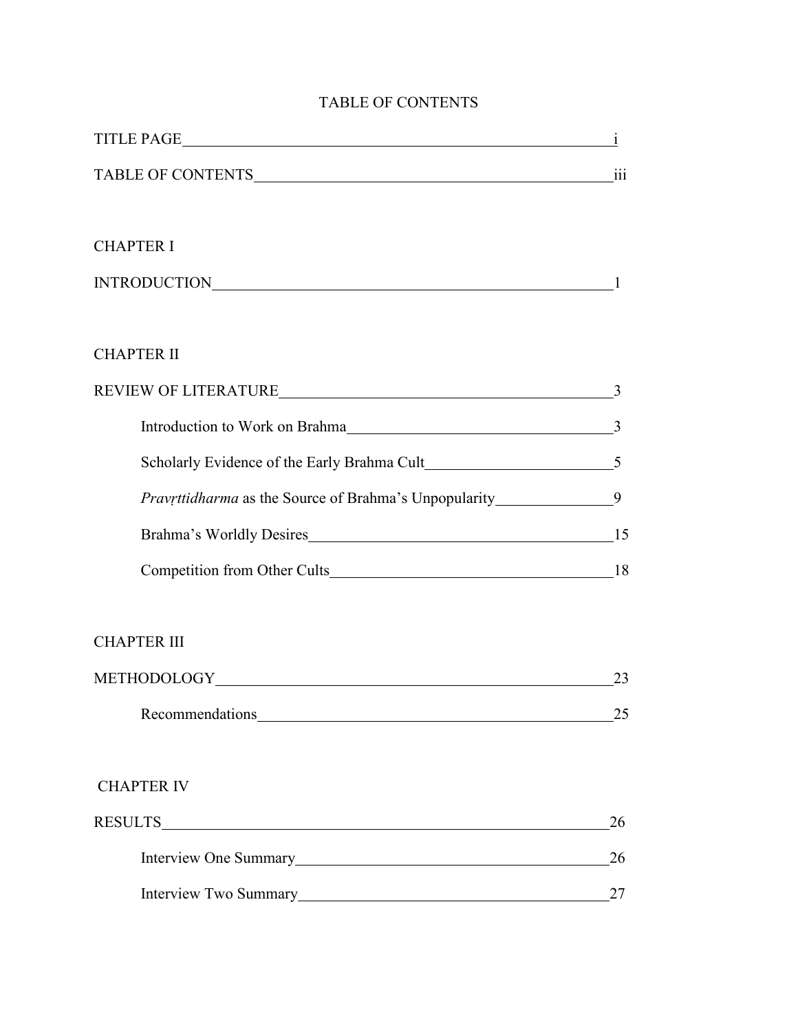# TABLE OF CONTENTS

TITLE PAGE i

TABLE OF CONTENTS iii

CHAPTER I

INTRODUCTION 1

CHAPTER II

REVIEW OF LITERATURE 3

- Introduction to Work on Brahma 3
- Scholarly Evidence of the Early Brahma Cult 5
- *Pravṛttidharma* as the Source of Brahma's Unpopularity 9
- Brahma's Worldly Desires 15
- Competition from Other Cults 18

CHAPTER III

METHODOLOGY 23

- Recommendations 25

CHAPTER IV

RESULTS 26

- Interview One Summary 26
- Interview Two Summary 27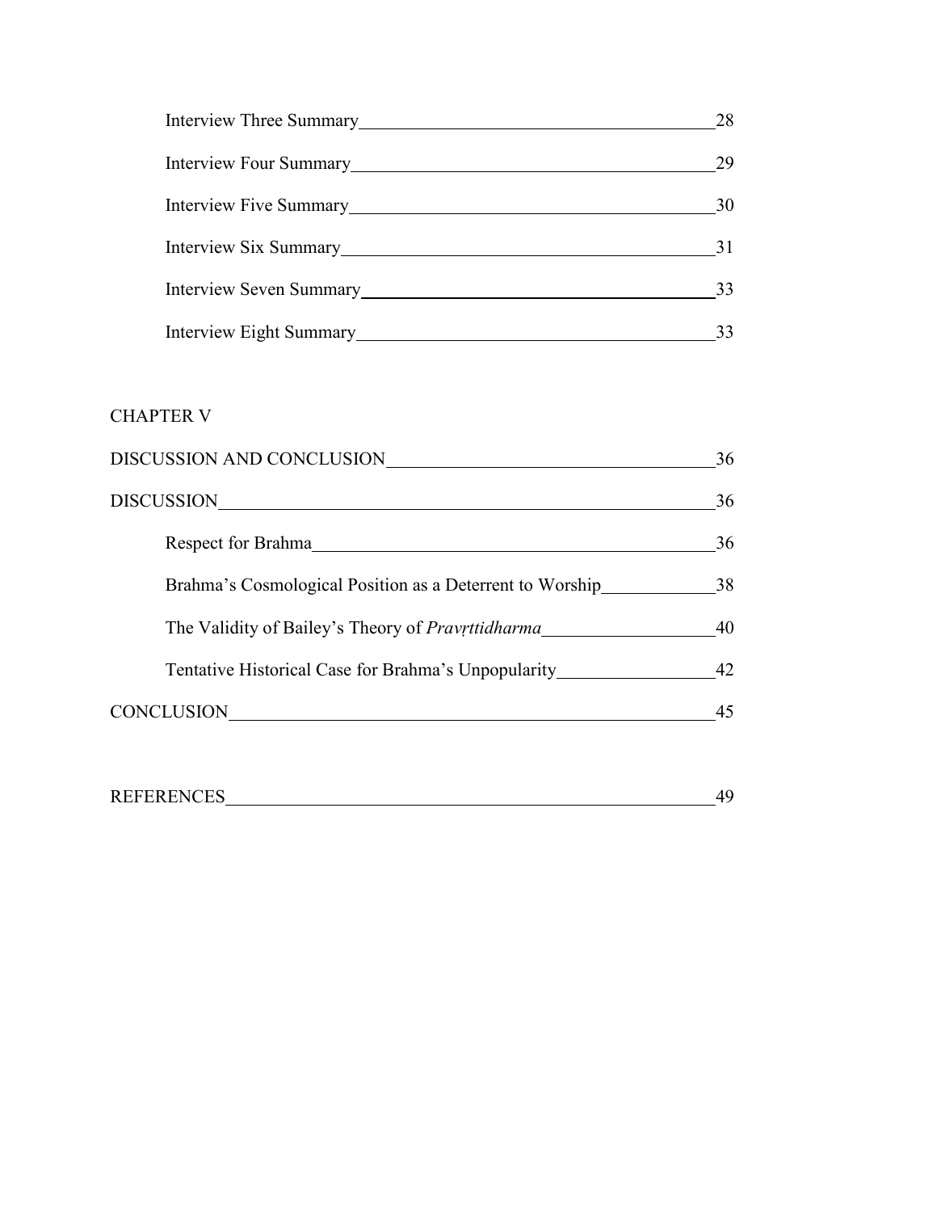Interview Three Summary 28

Interview Four Summary 29

Interview Five Summary 30

Interview Six Summary 31

Interview Seven Summary 33

Interview Eight Summary 33

CHAPTER V

DISCUSSION AND CONCLUSION 36

DISCUSSION 36

Respect for Brahma 36

Brahma's Cosmological Position as a Deterrent to Worship 38

The Validity of Bailey's Theory of *Pravṛttidharma* 40

Tentative Historical Case for Brahma's Unpopularity 42

CONCLUSION 45

REFERENCES 49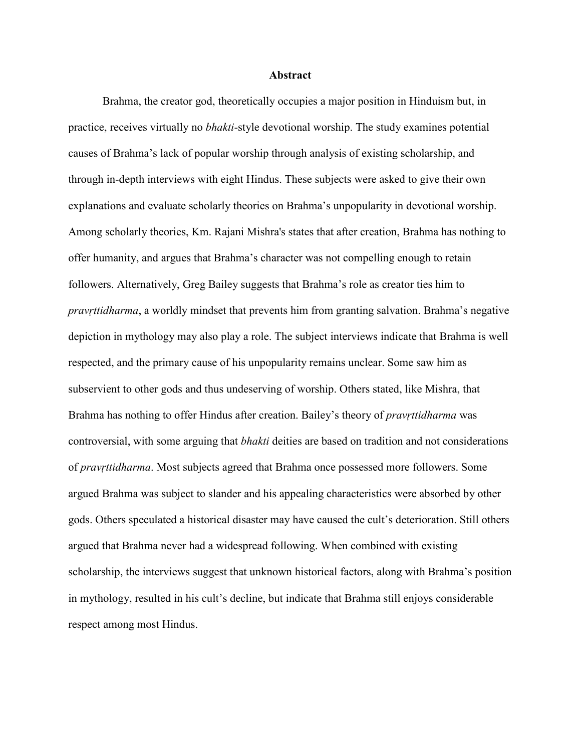# Abstract

Brahma, the creator god, theoretically occupies a major position in Hinduism but, in practice, receives virtually no *bhakti*-style devotional worship. The study examines potential causes of Brahma's lack of popular worship through analysis of existing scholarship, and through in-depth interviews with eight Hindus. These subjects were asked to give their own explanations and evaluate scholarly theories on Brahma's unpopularity in devotional worship. Among scholarly theories, Km. Rajani Mishra's states that after creation, Brahma has nothing to offer humanity, and argues that Brahma's character was not compelling enough to retain followers. Alternatively, Greg Bailey suggests that Brahma's role as creator ties him to *pravṛttidharma*, a worldly mindset that prevents him from granting salvation. Brahma's negative depiction in mythology may also play a role. The subject interviews indicate that Brahma is well respected, and the primary cause of his unpopularity remains unclear. Some saw him as subservient to other gods and thus undeserving of worship. Others stated, like Mishra, that Brahma has nothing to offer Hindus after creation. Bailey's theory of *pravṛttidharma* was controversial, with some arguing that *bhakti* deities are based on tradition and not considerations of *pravṛttidharma*. Most subjects agreed that Brahma once possessed more followers. Some argued Brahma was subject to slander and his appealing characteristics were absorbed by other gods. Others speculated a historical disaster may have caused the cult's deterioration. Still others argued that Brahma never had a widespread following. When combined with existing scholarship, the interviews suggest that unknown historical factors, along with Brahma's position in mythology, resulted in his cult's decline, but indicate that Brahma still enjoys considerable respect among most Hindus.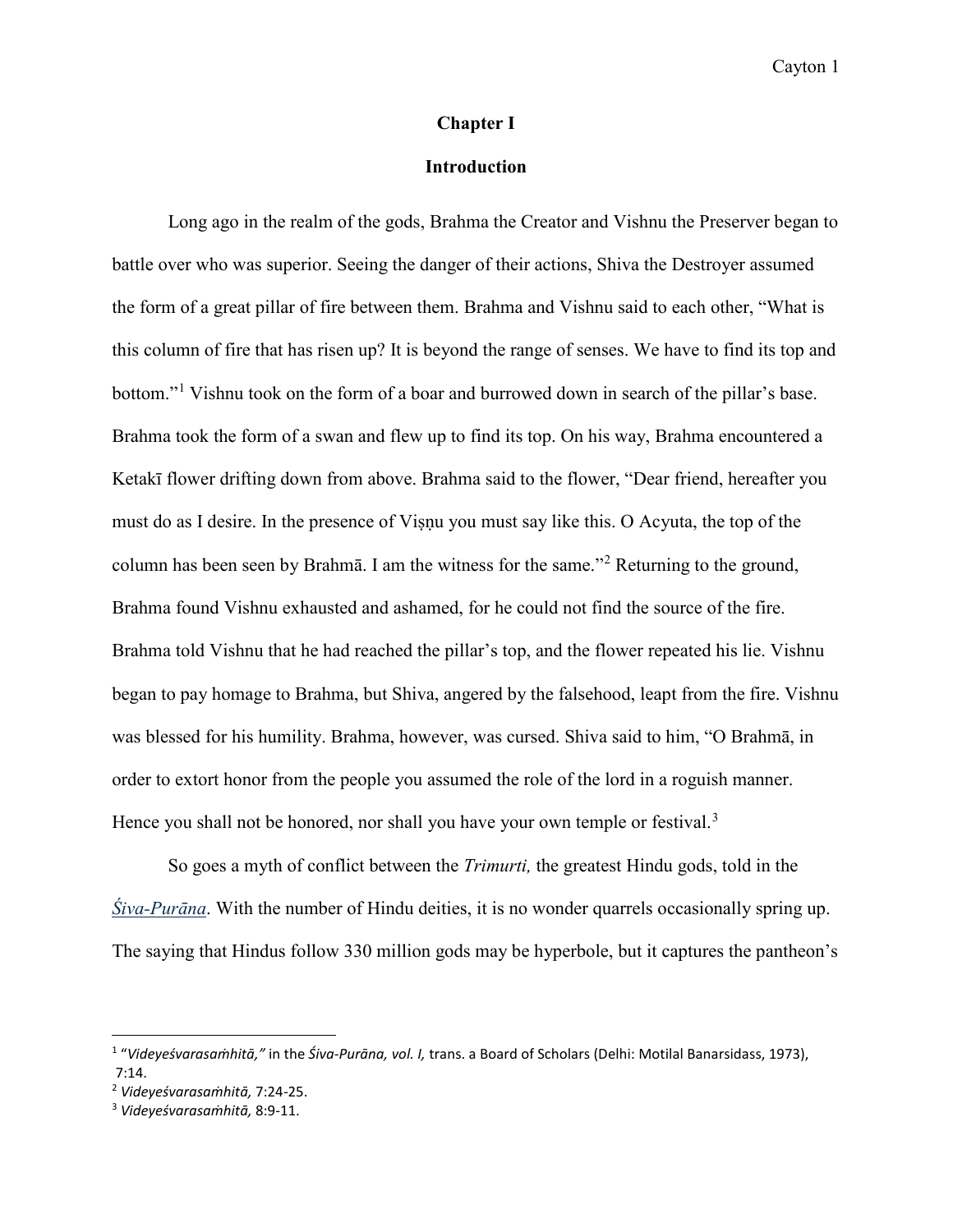# Chapter I

## Introduction

Long ago in the realm of the gods, Brahma the Creator and Vishnu the Preserver began to battle over who was superior. Seeing the danger of their actions, Shiva the Destroyer assumed the form of a great pillar of fire between them. Brahma and Vishnu said to each other, "What is this column of fire that has risen up? It is beyond the range of senses. We have to find its top and bottom."[1] Vishnu took on the form of a boar and burrowed down in search of the pillar's base. Brahma took the form of a swan and flew up to find its top. On his way, Brahma encountered a Ketakī flower drifting down from above. Brahma said to the flower, "Dear friend, hereafter you must do as I desire. In the presence of Viṣṇu you must say like this. O Acyuta, the top of the column has been seen by Brahmā. I am the witness for the same."[2] Returning to the ground, Brahma found Vishnu exhausted and ashamed, for he could not find the source of the fire. Brahma told Vishnu that he had reached the pillar's top, and the flower repeated his lie. Vishnu began to pay homage to Brahma, but Shiva, angered by the falsehood, leapt from the fire. Vishnu was blessed for his humility. Brahma, however, was cursed. Shiva said to him, "O Brahmā, in order to extort honor from the people you assumed the role of the lord in a roguish manner. Hence you shall not be honored, nor shall you have your own temple or festival.[3]

So goes a myth of conflict between the *Trimurti,* the greatest Hindu gods, told in the *Śiva-Purāna*. With the number of Hindu deities, it is no wonder quarrels occasionally spring up. The saying that Hindus follow 330 million gods may be hyperbole, but it captures the pantheon's

---

[1] "*Videyeśvarasaṁhitā,*" in the *Śiva-Purāna, vol. I,* trans. a Board of Scholars (Delhi: Motilal Banarsidass, 1973), 7:14.

[2] *Videyeśvarasaṁhitā,* 7:24-25.

[3] *Videyeśvarasaṁhitā,* 8:9-11.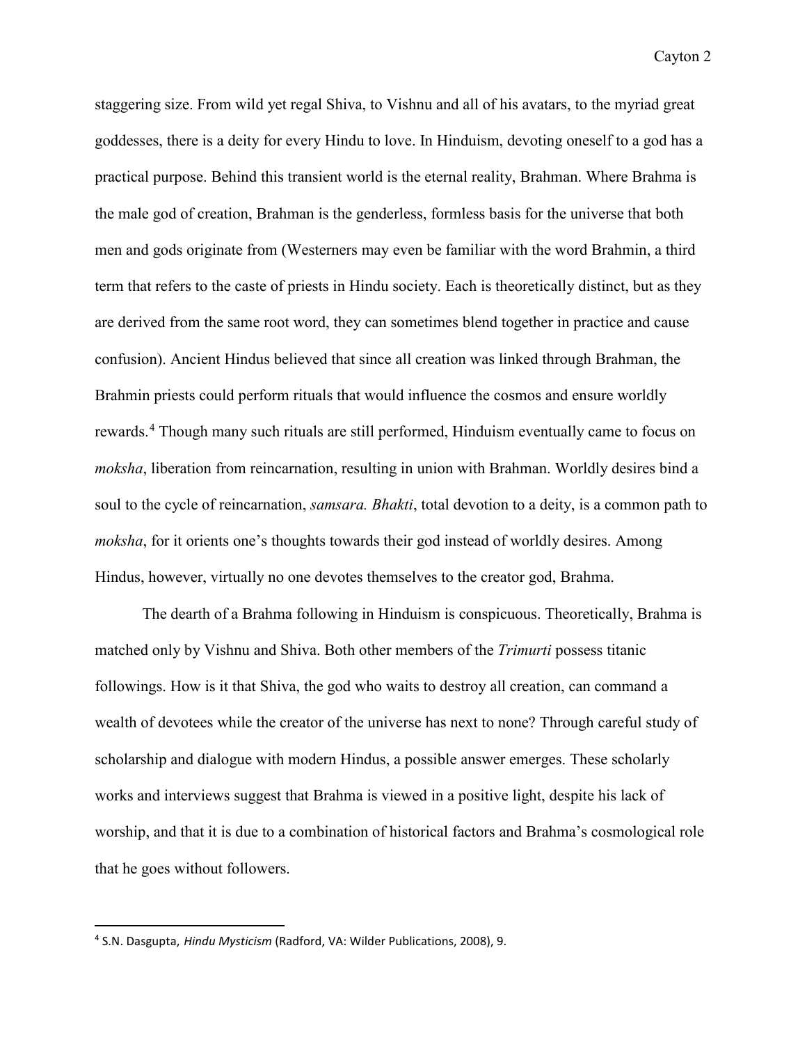staggering size. From wild yet regal Shiva, to Vishnu and all of his avatars, to the myriad great goddesses, there is a deity for every Hindu to love. In Hinduism, devoting oneself to a god has a practical purpose. Behind this transient world is the eternal reality, Brahman. Where Brahma is the male god of creation, Brahman is the genderless, formless basis for the universe that both men and gods originate from (Westerners may even be familiar with the word Brahmin, a third term that refers to the caste of priests in Hindu society. Each is theoretically distinct, but as they are derived from the same root word, they can sometimes blend together in practice and cause confusion). Ancient Hindus believed that since all creation was linked through Brahman, the Brahmin priests could perform rituals that would influence the cosmos and ensure worldly rewards.[4] Though many such rituals are still performed, Hinduism eventually came to focus on *moksha*, liberation from reincarnation, resulting in union with Brahman. Worldly desires bind a soul to the cycle of reincarnation, *samsara. Bhakti*, total devotion to a deity, is a common path to *moksha*, for it orients one's thoughts towards their god instead of worldly desires. Among Hindus, however, virtually no one devotes themselves to the creator god, Brahma.

The dearth of a Brahma following in Hinduism is conspicuous. Theoretically, Brahma is matched only by Vishnu and Shiva. Both other members of the *Trimurti* possess titanic followings. How is it that Shiva, the god who waits to destroy all creation, can command a wealth of devotees while the creator of the universe has next to none? Through careful study of scholarship and dialogue with modern Hindus, a possible answer emerges. These scholarly works and interviews suggest that Brahma is viewed in a positive light, despite his lack of worship, and that it is due to a combination of historical factors and Brahma's cosmological role that he goes without followers.

---

[4] S.N. Dasgupta, *Hindu Mysticism* (Radford, VA: Wilder Publications, 2008), 9.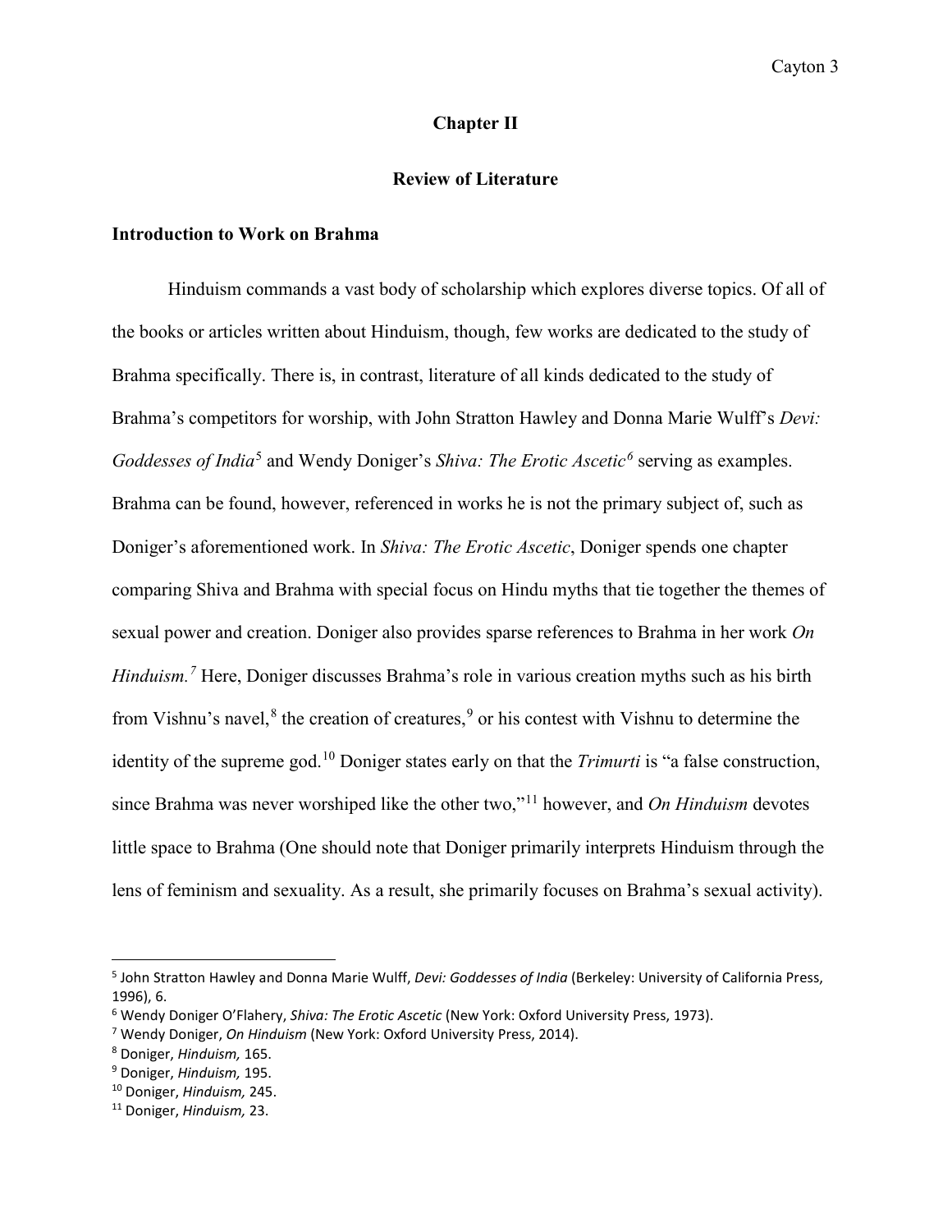## Chapter II

## Review of Literature

### Introduction to Work on Brahma

Hinduism commands a vast body of scholarship which explores diverse topics. Of all of the books or articles written about Hinduism, though, few works are dedicated to the study of Brahma specifically. There is, in contrast, literature of all kinds dedicated to the study of Brahma's competitors for worship, with John Stratton Hawley and Donna Marie Wulff's *Devi: Goddesses of India*[5] and Wendy Doniger's *Shiva: The Erotic Ascetic*[6] serving as examples. Brahma can be found, however, referenced in works he is not the primary subject of, such as Doniger's aforementioned work. In *Shiva: The Erotic Ascetic*, Doniger spends one chapter comparing Shiva and Brahma with special focus on Hindu myths that tie together the themes of sexual power and creation. Doniger also provides sparse references to Brahma in her work *On Hinduism.*[7] Here, Doniger discusses Brahma's role in various creation myths such as his birth from Vishnu's navel,[8] the creation of creatures,[9] or his contest with Vishnu to determine the identity of the supreme god.[10] Doniger states early on that the *Trimurti* is "a false construction, since Brahma was never worshiped like the other two,"[11] however, and *On Hinduism* devotes little space to Brahma (One should note that Doniger primarily interprets Hinduism through the lens of feminism and sexuality. As a result, she primarily focuses on Brahma's sexual activity).

---

[5] John Stratton Hawley and Donna Marie Wulff, *Devi: Goddesses of India* (Berkeley: University of California Press, 1996), 6.

[6] Wendy Doniger O'Flahery, *Shiva: The Erotic Ascetic* (New York: Oxford University Press, 1973).

[7] Wendy Doniger, *On Hinduism* (New York: Oxford University Press, 2014).

[8] Doniger, *Hinduism,* 165.

[9] Doniger, *Hinduism,* 195.

[10] Doniger, *Hinduism,* 245.

[11] Doniger, *Hinduism,* 23.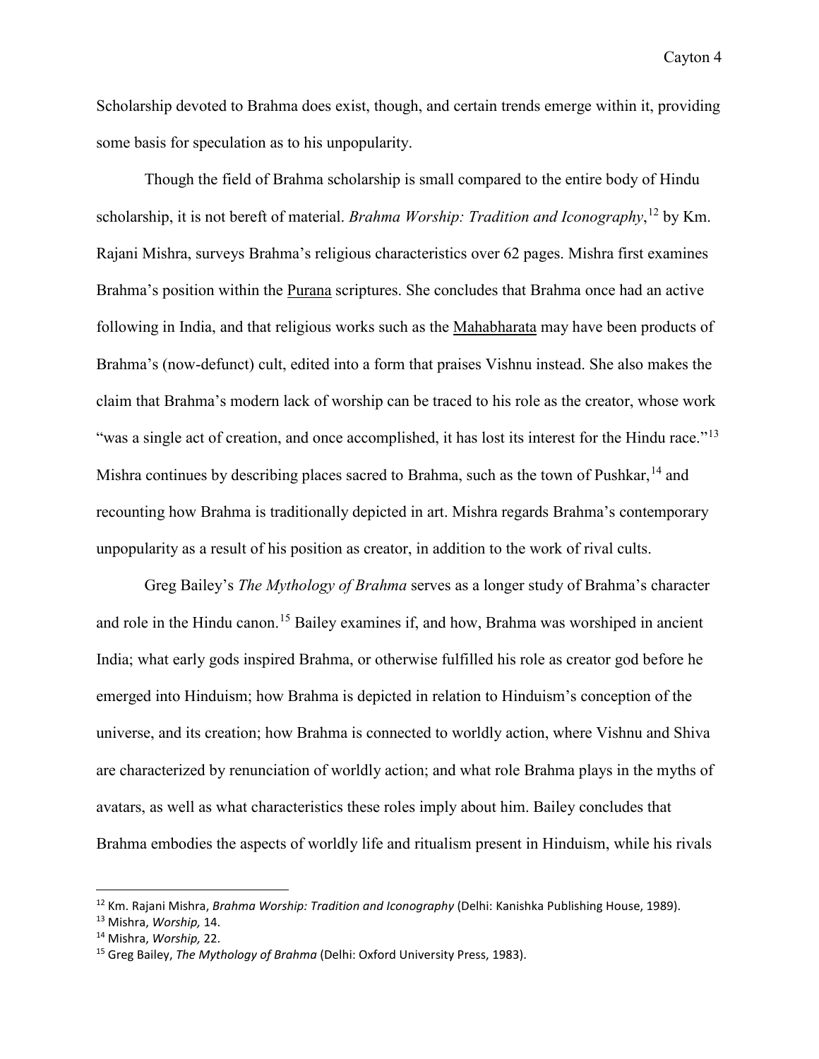Scholarship devoted to Brahma does exist, though, and certain trends emerge within it, providing some basis for speculation as to his unpopularity.

Though the field of Brahma scholarship is small compared to the entire body of Hindu scholarship, it is not bereft of material. *Brahma Worship: Tradition and Iconography*,[12] by Km. Rajani Mishra, surveys Brahma's religious characteristics over 62 pages. Mishra first examines Brahma's position within the Purana scriptures. She concludes that Brahma once had an active following in India, and that religious works such as the Mahabharata may have been products of Brahma's (now-defunct) cult, edited into a form that praises Vishnu instead. She also makes the claim that Brahma's modern lack of worship can be traced to his role as the creator, whose work "was a single act of creation, and once accomplished, it has lost its interest for the Hindu race."[13] Mishra continues by describing places sacred to Brahma, such as the town of Pushkar,[14] and recounting how Brahma is traditionally depicted in art. Mishra regards Brahma's contemporary unpopularity as a result of his position as creator, in addition to the work of rival cults.

Greg Bailey's *The Mythology of Brahma* serves as a longer study of Brahma's character and role in the Hindu canon.[15] Bailey examines if, and how, Brahma was worshiped in ancient India; what early gods inspired Brahma, or otherwise fulfilled his role as creator god before he emerged into Hinduism; how Brahma is depicted in relation to Hinduism's conception of the universe, and its creation; how Brahma is connected to worldly action, where Vishnu and Shiva are characterized by renunciation of worldly action; and what role Brahma plays in the myths of avatars, as well as what characteristics these roles imply about him. Bailey concludes that Brahma embodies the aspects of worldly life and ritualism present in Hinduism, while his rivals

---

[12] Km. Rajani Mishra, *Brahma Worship: Tradition and Iconography* (Delhi: Kanishka Publishing House, 1989).

[13] Mishra, *Worship,* 14.

[14] Mishra, *Worship,* 22.

[15] Greg Bailey, *The Mythology of Brahma* (Delhi: Oxford University Press, 1983).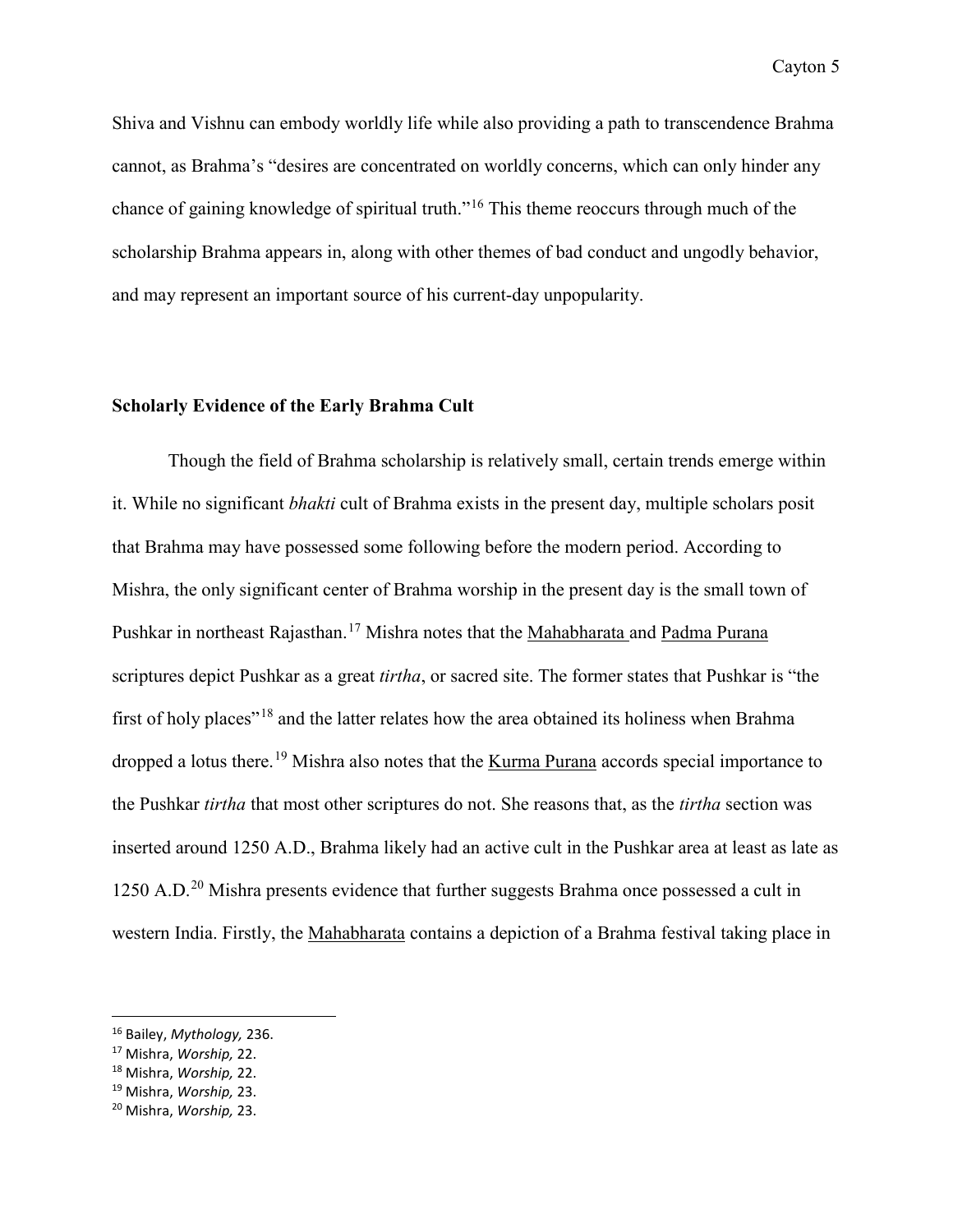Shiva and Vishnu can embody worldly life while also providing a path to transcendence Brahma cannot, as Brahma's "desires are concentrated on worldly concerns, which can only hinder any chance of gaining knowledge of spiritual truth."[16] This theme reoccurs through much of the scholarship Brahma appears in, along with other themes of bad conduct and ungodly behavior, and may represent an important source of his current-day unpopularity.

**Scholarly Evidence of the Early Brahma Cult**

Though the field of Brahma scholarship is relatively small, certain trends emerge within it. While no significant *bhakti* cult of Brahma exists in the present day, multiple scholars posit that Brahma may have possessed some following before the modern period. According to Mishra, the only significant center of Brahma worship in the present day is the small town of Pushkar in northeast Rajasthan.[17] Mishra notes that the Mahabharata and Padma Purana scriptures depict Pushkar as a great *tirtha*, or sacred site. The former states that Pushkar is "the first of holy places"[18] and the latter relates how the area obtained its holiness when Brahma dropped a lotus there.[19] Mishra also notes that the Kurma Purana accords special importance to the Pushkar *tirtha* that most other scriptures do not. She reasons that, as the *tirtha* section was inserted around 1250 A.D., Brahma likely had an active cult in the Pushkar area at least as late as 1250 A.D.[20] Mishra presents evidence that further suggests Brahma once possessed a cult in western India. Firstly, the Mahabharata contains a depiction of a Brahma festival taking place in

---

[16] Bailey, *Mythology,* 236.

[17] Mishra, *Worship,* 22.

[18] Mishra, *Worship,* 22.

[19] Mishra, *Worship,* 23.

[20] Mishra, *Worship,* 23.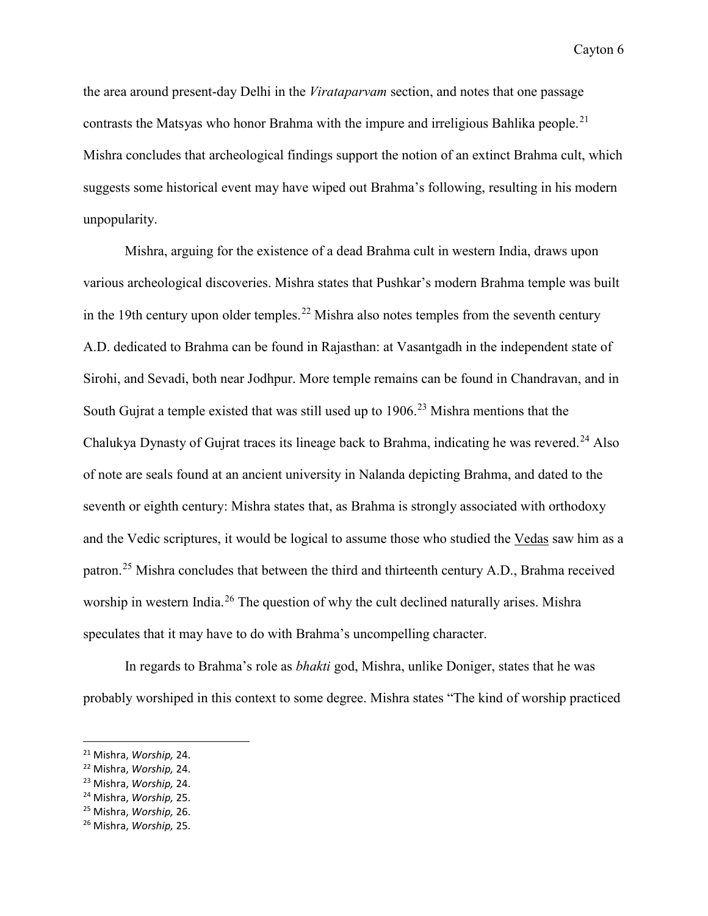the area around present-day Delhi in the *Virataparvam* section, and notes that one passage contrasts the Matsyas who honor Brahma with the impure and irreligious Bahlika people.[21] Mishra concludes that archeological findings support the notion of an extinct Brahma cult, which suggests some historical event may have wiped out Brahma's following, resulting in his modern unpopularity.

Mishra, arguing for the existence of a dead Brahma cult in western India, draws upon various archeological discoveries. Mishra states that Pushkar's modern Brahma temple was built in the 19th century upon older temples.[22] Mishra also notes temples from the seventh century A.D. dedicated to Brahma can be found in Rajasthan: at Vasantgadh in the independent state of Sirohi, and Sevadi, both near Jodhpur. More temple remains can be found in Chandravan, and in South Gujrat a temple existed that was still used up to 1906.[23] Mishra mentions that the Chalukya Dynasty of Gujrat traces its lineage back to Brahma, indicating he was revered.[24] Also of note are seals found at an ancient university in Nalanda depicting Brahma, and dated to the seventh or eighth century: Mishra states that, as Brahma is strongly associated with orthodoxy and the Vedic scriptures, it would be logical to assume those who studied the Vedas saw him as a patron.[25] Mishra concludes that between the third and thirteenth century A.D., Brahma received worship in western India.[26] The question of why the cult declined naturally arises. Mishra speculates that it may have to do with Brahma's uncompelling character.

In regards to Brahma's role as *bhakti* god, Mishra, unlike Doniger, states that he was probably worshiped in this context to some degree. Mishra states "The kind of worship practiced

[21] Mishra, *Worship,* 24.
[22] Mishra, *Worship,* 24.
[23] Mishra, *Worship,* 24.
[24] Mishra, *Worship,* 25.
[25] Mishra, *Worship,* 26.
[26] Mishra, *Worship,* 25.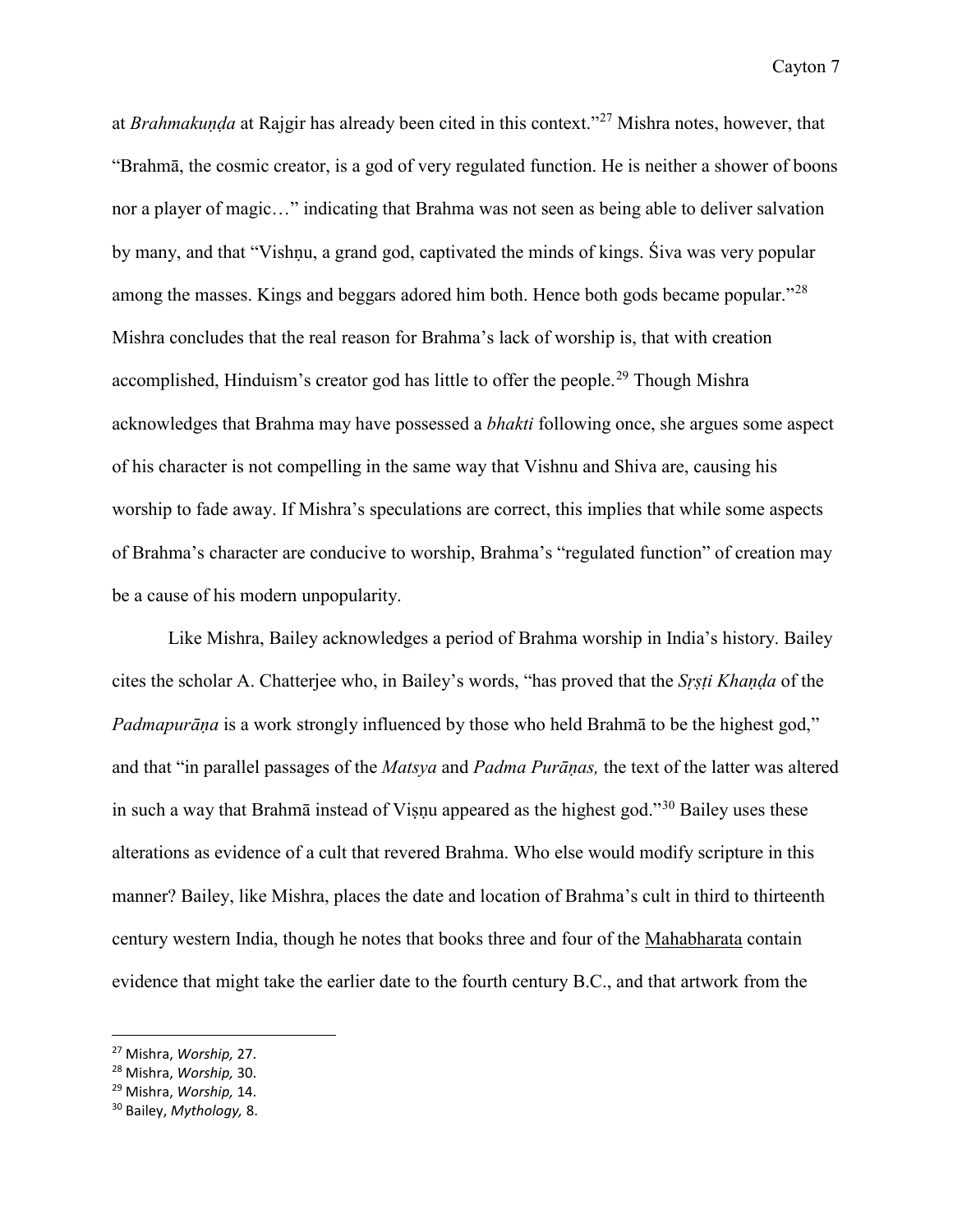at *Brahmakuṇḍa* at Rajgir has already been cited in this context."[27] Mishra notes, however, that "Brahmā, the cosmic creator, is a god of very regulated function. He is neither a shower of boons nor a player of magic…" indicating that Brahma was not seen as being able to deliver salvation by many, and that "Vishṇu, a grand god, captivated the minds of kings. Śiva was very popular among the masses. Kings and beggars adored him both. Hence both gods became popular."[28] Mishra concludes that the real reason for Brahma's lack of worship is, that with creation accomplished, Hinduism's creator god has little to offer the people.[29] Though Mishra acknowledges that Brahma may have possessed a *bhakti* following once, she argues some aspect of his character is not compelling in the same way that Vishnu and Shiva are, causing his worship to fade away. If Mishra's speculations are correct, this implies that while some aspects of Brahma's character are conducive to worship, Brahma's "regulated function" of creation may be a cause of his modern unpopularity.

Like Mishra, Bailey acknowledges a period of Brahma worship in India's history. Bailey cites the scholar A. Chatterjee who, in Bailey's words, "has proved that the *Sṛṣṭi Khaṇḍa* of the *Padmapurāṇa* is a work strongly influenced by those who held Brahmā to be the highest god," and that "in parallel passages of the *Matsya* and *Padma Purāṇas,* the text of the latter was altered in such a way that Brahmā instead of Viṣṇu appeared as the highest god."[30] Bailey uses these alterations as evidence of a cult that revered Brahma. Who else would modify scripture in this manner? Bailey, like Mishra, places the date and location of Brahma's cult in third to thirteenth century western India, though he notes that books three and four of the Mahabharata contain evidence that might take the earlier date to the fourth century B.C., and that artwork from the

---

[27] Mishra, *Worship,* 27.
[28] Mishra, *Worship,* 30.
[29] Mishra, *Worship,* 14.
[30] Bailey, *Mythology,* 8.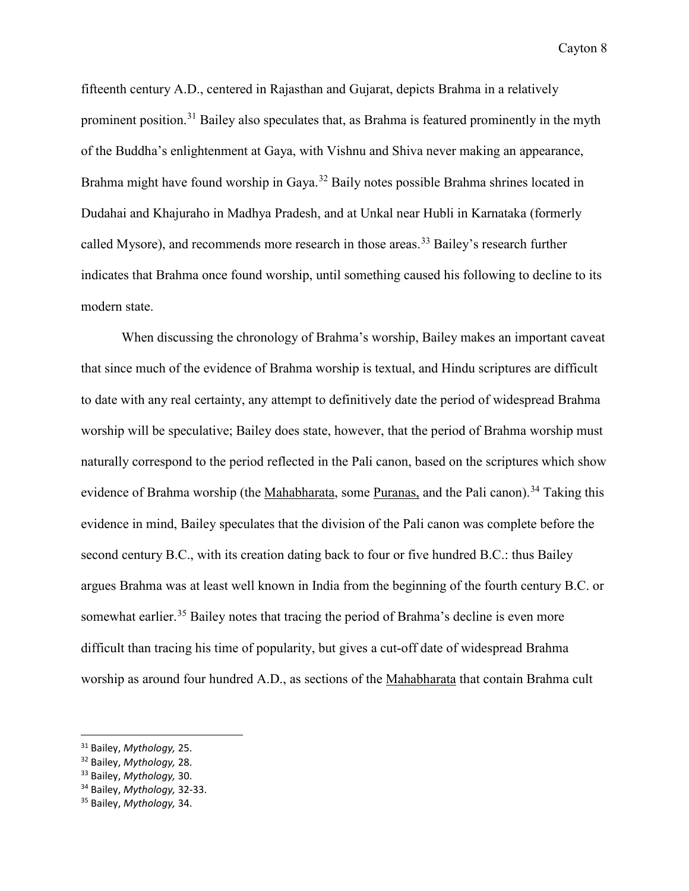fifteenth century A.D., centered in Rajasthan and Gujarat, depicts Brahma in a relatively prominent position.[31] Bailey also speculates that, as Brahma is featured prominently in the myth of the Buddha's enlightenment at Gaya, with Vishnu and Shiva never making an appearance, Brahma might have found worship in Gaya.[32] Baily notes possible Brahma shrines located in Dudahai and Khajuraho in Madhya Pradesh, and at Unkal near Hubli in Karnataka (formerly called Mysore), and recommends more research in those areas.[33] Bailey's research further indicates that Brahma once found worship, until something caused his following to decline to its modern state.

When discussing the chronology of Brahma's worship, Bailey makes an important caveat that since much of the evidence of Brahma worship is textual, and Hindu scriptures are difficult to date with any real certainty, any attempt to definitively date the period of widespread Brahma worship will be speculative; Bailey does state, however, that the period of Brahma worship must naturally correspond to the period reflected in the Pali canon, based on the scriptures which show evidence of Brahma worship (the Mahabharata, some Puranas, and the Pali canon).[34] Taking this evidence in mind, Bailey speculates that the division of the Pali canon was complete before the second century B.C., with its creation dating back to four or five hundred B.C.: thus Bailey argues Brahma was at least well known in India from the beginning of the fourth century B.C. or somewhat earlier.[35] Bailey notes that tracing the period of Brahma's decline is even more difficult than tracing his time of popularity, but gives a cut-off date of widespread Brahma worship as around four hundred A.D., as sections of the Mahabharata that contain Brahma cult

---

[31] Bailey, *Mythology,* 25.
[32] Bailey, *Mythology,* 28.
[33] Bailey, *Mythology,* 30.
[34] Bailey, *Mythology,* 32-33.
[35] Bailey, *Mythology,* 34.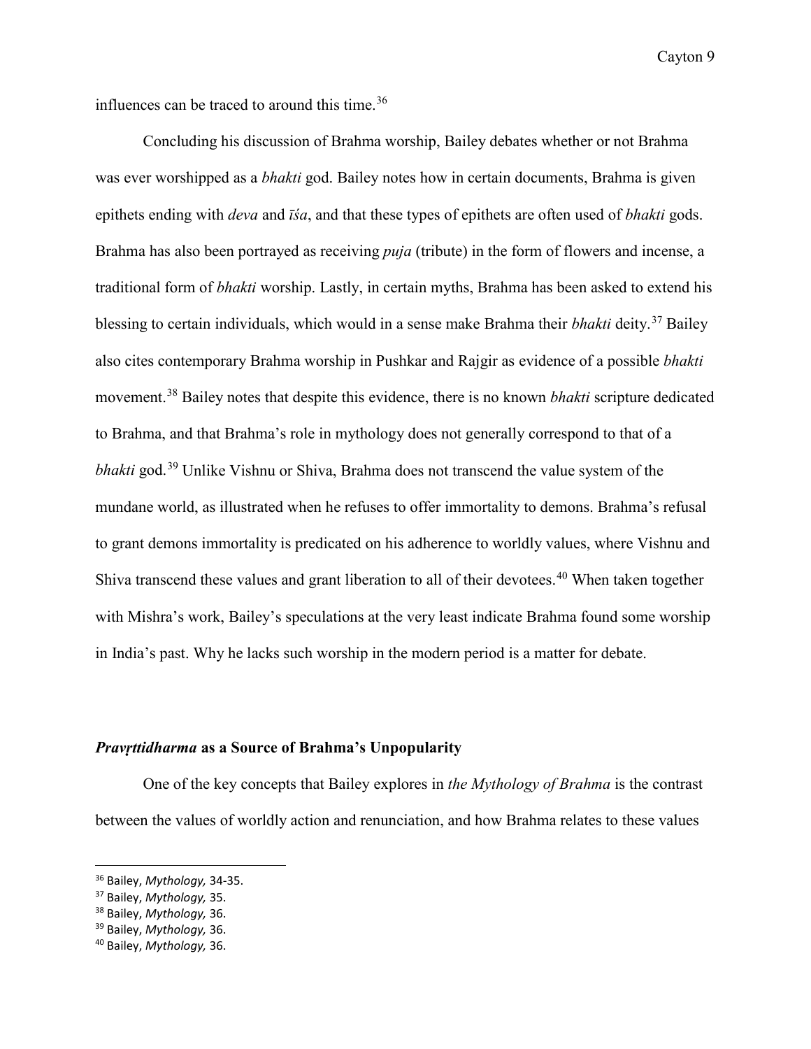influences can be traced to around this time.[36]

Concluding his discussion of Brahma worship, Bailey debates whether or not Brahma was ever worshipped as a *bhakti* god. Bailey notes how in certain documents, Brahma is given epithets ending with *deva* and *īśa*, and that these types of epithets are often used of *bhakti* gods. Brahma has also been portrayed as receiving *puja* (tribute) in the form of flowers and incense, a traditional form of *bhakti* worship. Lastly, in certain myths, Brahma has been asked to extend his blessing to certain individuals, which would in a sense make Brahma their *bhakti* deity.[37] Bailey also cites contemporary Brahma worship in Pushkar and Rajgir as evidence of a possible *bhakti* movement.[38] Bailey notes that despite this evidence, there is no known *bhakti* scripture dedicated to Brahma, and that Brahma's role in mythology does not generally correspond to that of a *bhakti* god.[39] Unlike Vishnu or Shiva, Brahma does not transcend the value system of the mundane world, as illustrated when he refuses to offer immortality to demons. Brahma's refusal to grant demons immortality is predicated on his adherence to worldly values, where Vishnu and Shiva transcend these values and grant liberation to all of their devotees.[40] When taken together with Mishra's work, Bailey's speculations at the very least indicate Brahma found some worship in India's past. Why he lacks such worship in the modern period is a matter for debate.

### ***Pravṛttidharma*** **as a Source of Brahma's Unpopularity**

One of the key concepts that Bailey explores in *the Mythology of Brahma* is the contrast between the values of worldly action and renunciation, and how Brahma relates to these values

---

[36] Bailey, *Mythology,* 34-35.

[37] Bailey, *Mythology,* 35.

[38] Bailey, *Mythology,* 36.

[39] Bailey, *Mythology,* 36.

[40] Bailey, *Mythology,* 36.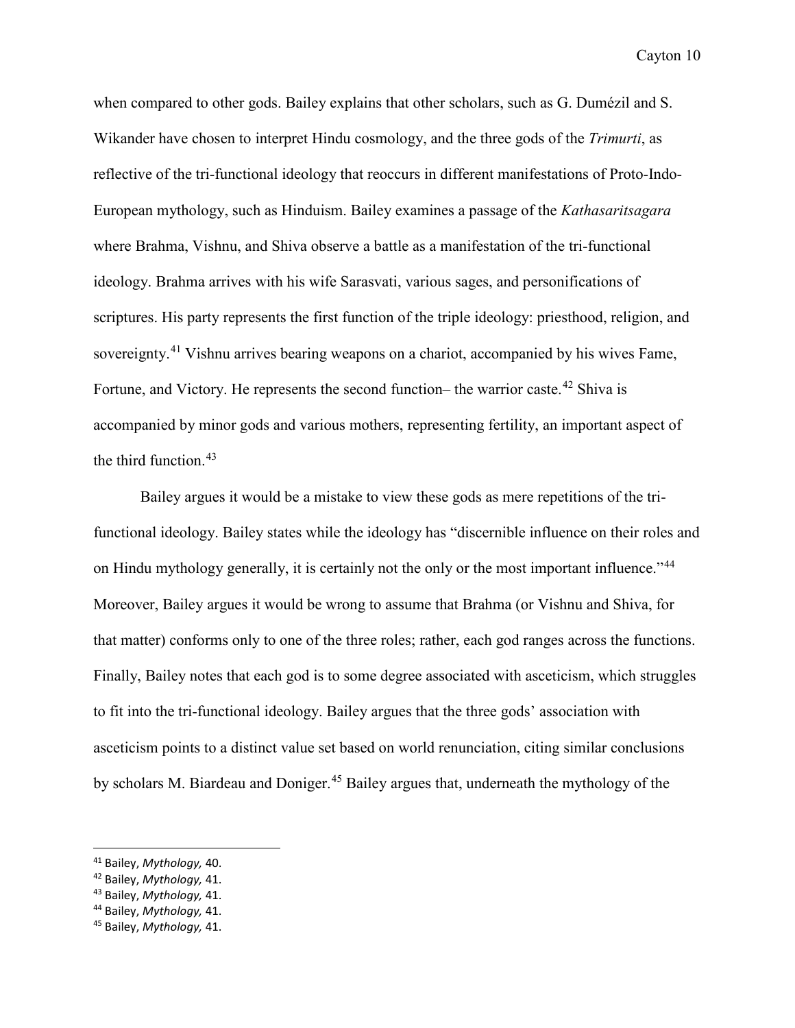when compared to other gods. Bailey explains that other scholars, such as G. Dumézil and S. Wikander have chosen to interpret Hindu cosmology, and the three gods of the *Trimurti*, as reflective of the tri-functional ideology that reoccurs in different manifestations of Proto-Indo-European mythology, such as Hinduism. Bailey examines a passage of the *Kathasaritsagara* where Brahma, Vishnu, and Shiva observe a battle as a manifestation of the tri-functional ideology. Brahma arrives with his wife Sarasvati, various sages, and personifications of scriptures. His party represents the first function of the triple ideology: priesthood, religion, and sovereignty.[41] Vishnu arrives bearing weapons on a chariot, accompanied by his wives Fame, Fortune, and Victory. He represents the second function– the warrior caste.[42] Shiva is accompanied by minor gods and various mothers, representing fertility, an important aspect of the third function.[43]

Bailey argues it would be a mistake to view these gods as mere repetitions of the tri-functional ideology. Bailey states while the ideology has "discernible influence on their roles and on Hindu mythology generally, it is certainly not the only or the most important influence."[44] Moreover, Bailey argues it would be wrong to assume that Brahma (or Vishnu and Shiva, for that matter) conforms only to one of the three roles; rather, each god ranges across the functions. Finally, Bailey notes that each god is to some degree associated with asceticism, which struggles to fit into the tri-functional ideology. Bailey argues that the three gods' association with asceticism points to a distinct value set based on world renunciation, citing similar conclusions by scholars M. Biardeau and Doniger.[45] Bailey argues that, underneath the mythology of the

---

[41] Bailey, *Mythology,* 40.
[42] Bailey, *Mythology,* 41.
[43] Bailey, *Mythology,* 41.
[44] Bailey, *Mythology,* 41.
[45] Bailey, *Mythology,* 41.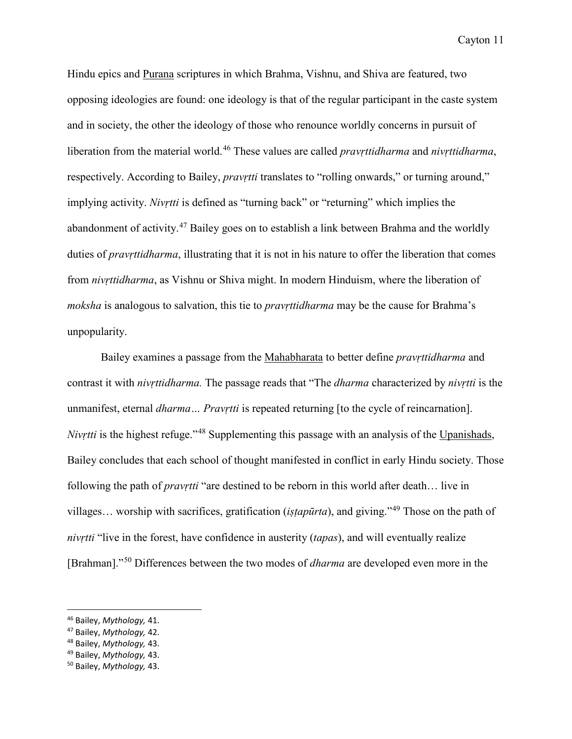Hindu epics and Purana scriptures in which Brahma, Vishnu, and Shiva are featured, two opposing ideologies are found: one ideology is that of the regular participant in the caste system and in society, the other the ideology of those who renounce worldly concerns in pursuit of liberation from the material world.[46] These values are called *pravṛttidharma* and *nivṛttidharma*, respectively. According to Bailey, *pravṛtti* translates to "rolling onwards," or turning around," implying activity. *Nivṛtti* is defined as "turning back" or "returning" which implies the abandonment of activity.[47] Bailey goes on to establish a link between Brahma and the worldly duties of *pravṛttidharma*, illustrating that it is not in his nature to offer the liberation that comes from *nivṛttidharma*, as Vishnu or Shiva might. In modern Hinduism, where the liberation of *moksha* is analogous to salvation, this tie to *pravṛttidharma* may be the cause for Brahma's unpopularity.

Bailey examines a passage from the Mahabharata to better define *pravṛttidharma* and contrast it with *nivṛttidharma.* The passage reads that "The *dharma* characterized by *nivṛtti* is the unmanifest, eternal *dharma… Pravṛtti* is repeated returning [to the cycle of reincarnation]. *Nivṛtti* is the highest refuge."[48] Supplementing this passage with an analysis of the Upanishads, Bailey concludes that each school of thought manifested in conflict in early Hindu society. Those following the path of *pravṛtti* "are destined to be reborn in this world after death… live in villages… worship with sacrifices, gratification (*iṣṭapūrta*), and giving."[49] Those on the path of *nivṛtti* "live in the forest, have confidence in austerity (*tapas*), and will eventually realize [Brahman]."[50] Differences between the two modes of *dharma* are developed even more in the

---

[46] Bailey, *Mythology,* 41.
[47] Bailey, *Mythology,* 42.
[48] Bailey, *Mythology,* 43.
[49] Bailey, *Mythology,* 43.
[50] Bailey, *Mythology,* 43.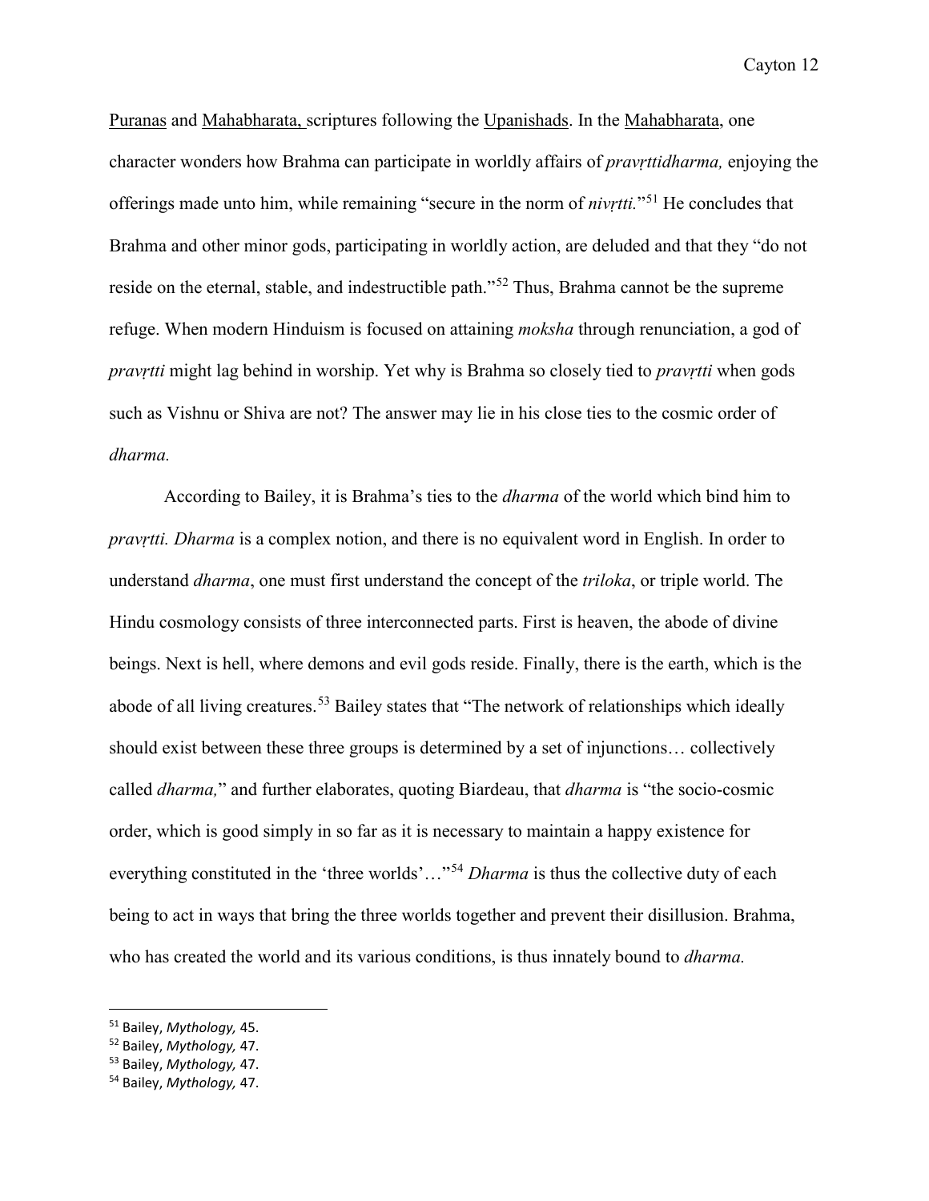Puranas and Mahabharata, scriptures following the Upanishads. In the Mahabharata, one character wonders how Brahma can participate in worldly affairs of *pravṛttidharma,* enjoying the offerings made unto him, while remaining "secure in the norm of *nivṛtti.*"[51] He concludes that Brahma and other minor gods, participating in worldly action, are deluded and that they "do not reside on the eternal, stable, and indestructible path."[52] Thus, Brahma cannot be the supreme refuge. When modern Hinduism is focused on attaining *moksha* through renunciation, a god of *pravṛtti* might lag behind in worship. Yet why is Brahma so closely tied to *pravṛtti* when gods such as Vishnu or Shiva are not? The answer may lie in his close ties to the cosmic order of *dharma.*

According to Bailey, it is Brahma's ties to the *dharma* of the world which bind him to *pravṛtti. Dharma* is a complex notion, and there is no equivalent word in English. In order to understand *dharma*, one must first understand the concept of the *triloka*, or triple world. The Hindu cosmology consists of three interconnected parts. First is heaven, the abode of divine beings. Next is hell, where demons and evil gods reside. Finally, there is the earth, which is the abode of all living creatures.[53] Bailey states that "The network of relationships which ideally should exist between these three groups is determined by a set of injunctions… collectively called *dharma,*" and further elaborates, quoting Biardeau, that *dharma* is "the socio-cosmic order, which is good simply in so far as it is necessary to maintain a happy existence for everything constituted in the 'three worlds'…"[54] *Dharma* is thus the collective duty of each being to act in ways that bring the three worlds together and prevent their disillusion. Brahma, who has created the world and its various conditions, is thus innately bound to *dharma.*

---

[51] Bailey, *Mythology,* 45.
[52] Bailey, *Mythology,* 47.
[53] Bailey, *Mythology,* 47.
[54] Bailey, *Mythology,* 47.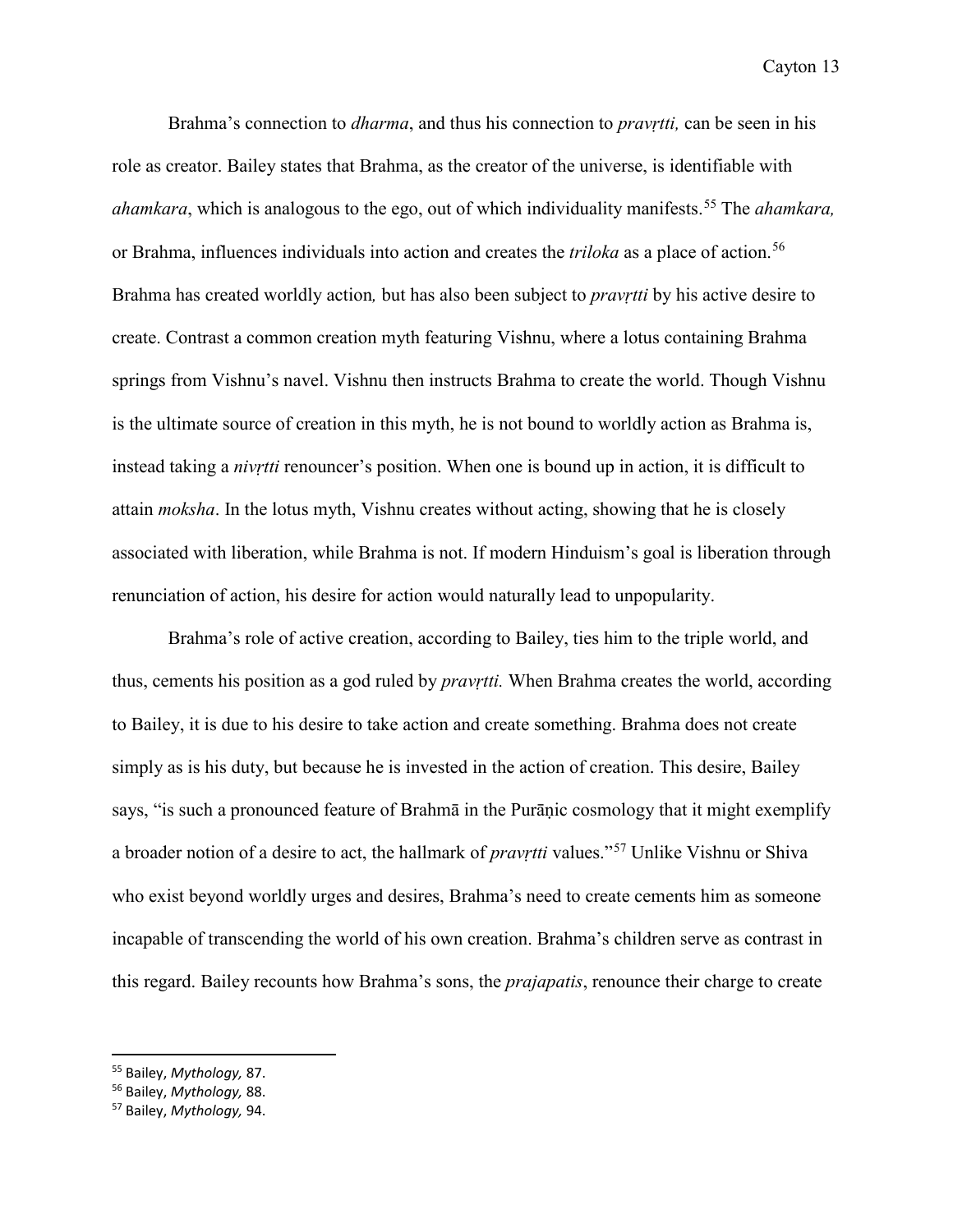Brahma's connection to *dharma*, and thus his connection to *pravṛtti,* can be seen in his role as creator. Bailey states that Brahma, as the creator of the universe, is identifiable with *ahamkara*, which is analogous to the ego, out of which individuality manifests.[55] The *ahamkara,* or Brahma, influences individuals into action and creates the *triloka* as a place of action.[56] Brahma has created worldly action*,* but has also been subject to *pravṛtti* by his active desire to create. Contrast a common creation myth featuring Vishnu, where a lotus containing Brahma springs from Vishnu's navel. Vishnu then instructs Brahma to create the world. Though Vishnu is the ultimate source of creation in this myth, he is not bound to worldly action as Brahma is, instead taking a *nivṛtti* renouncer's position. When one is bound up in action, it is difficult to attain *moksha*. In the lotus myth, Vishnu creates without acting, showing that he is closely associated with liberation, while Brahma is not. If modern Hinduism's goal is liberation through renunciation of action, his desire for action would naturally lead to unpopularity.

Brahma's role of active creation, according to Bailey, ties him to the triple world, and thus, cements his position as a god ruled by *pravṛtti.* When Brahma creates the world, according to Bailey, it is due to his desire to take action and create something. Brahma does not create simply as is his duty, but because he is invested in the action of creation. This desire, Bailey says, "is such a pronounced feature of Brahmā in the Purāṇic cosmology that it might exemplify a broader notion of a desire to act, the hallmark of *pravṛtti* values."[57] Unlike Vishnu or Shiva who exist beyond worldly urges and desires, Brahma's need to create cements him as someone incapable of transcending the world of his own creation. Brahma's children serve as contrast in this regard. Bailey recounts how Brahma's sons, the *prajapatis*, renounce their charge to create

---

[55] Bailey, *Mythology,* 87.

[56] Bailey, *Mythology,* 88.

[57] Bailey, *Mythology,* 94.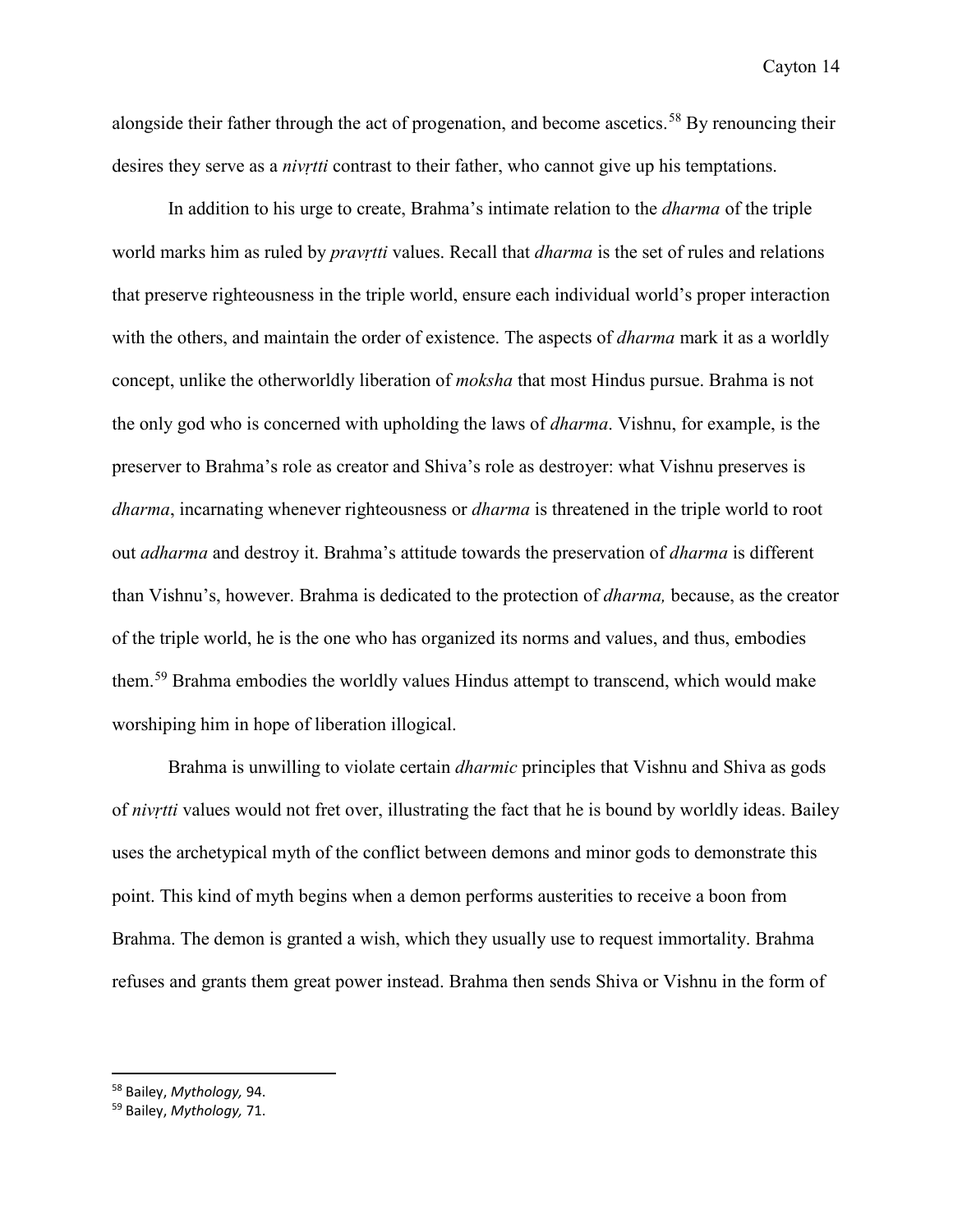alongside their father through the act of progenation, and become ascetics.[58] By renouncing their desires they serve as a *nivṛtti* contrast to their father, who cannot give up his temptations.

In addition to his urge to create, Brahma's intimate relation to the *dharma* of the triple world marks him as ruled by *pravṛtti* values. Recall that *dharma* is the set of rules and relations that preserve righteousness in the triple world, ensure each individual world's proper interaction with the others, and maintain the order of existence. The aspects of *dharma* mark it as a worldly concept, unlike the otherworldly liberation of *moksha* that most Hindus pursue. Brahma is not the only god who is concerned with upholding the laws of *dharma*. Vishnu, for example, is the preserver to Brahma's role as creator and Shiva's role as destroyer: what Vishnu preserves is *dharma*, incarnating whenever righteousness or *dharma* is threatened in the triple world to root out *adharma* and destroy it. Brahma's attitude towards the preservation of *dharma* is different than Vishnu's, however. Brahma is dedicated to the protection of *dharma,* because, as the creator of the triple world, he is the one who has organized its norms and values, and thus, embodies them.[59] Brahma embodies the worldly values Hindus attempt to transcend, which would make worshiping him in hope of liberation illogical.

Brahma is unwilling to violate certain *dharmic* principles that Vishnu and Shiva as gods of *nivṛtti* values would not fret over, illustrating the fact that he is bound by worldly ideas. Bailey uses the archetypical myth of the conflict between demons and minor gods to demonstrate this point. This kind of myth begins when a demon performs austerities to receive a boon from Brahma. The demon is granted a wish, which they usually use to request immortality. Brahma refuses and grants them great power instead. Brahma then sends Shiva or Vishnu in the form of

---

[58] Bailey, *Mythology,* 94.

[59] Bailey, *Mythology,* 71.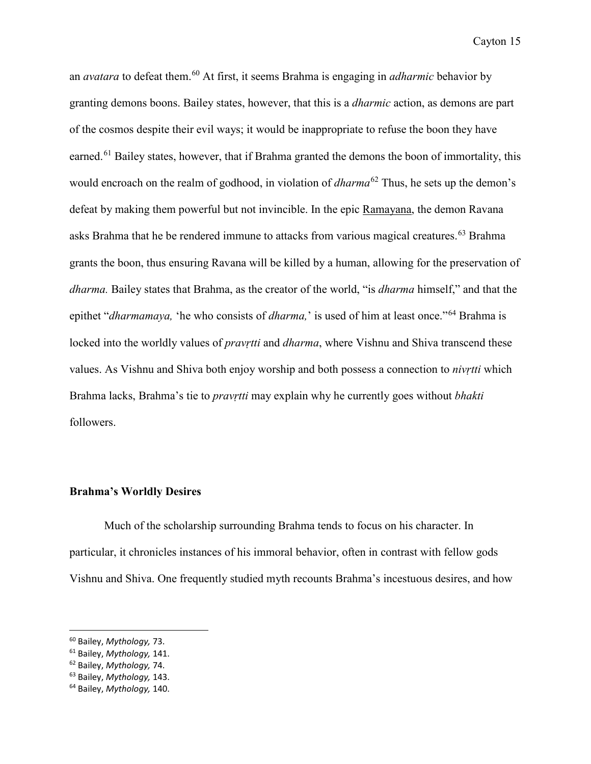an *avatara* to defeat them.[60] At first, it seems Brahma is engaging in *adharmic* behavior by granting demons boons. Bailey states, however, that this is a *dharmic* action, as demons are part of the cosmos despite their evil ways; it would be inappropriate to refuse the boon they have earned.[61] Bailey states, however, that if Brahma granted the demons the boon of immortality, this would encroach on the realm of godhood, in violation of *dharma*[62] Thus, he sets up the demon's defeat by making them powerful but not invincible. In the epic Ramayana, the demon Ravana asks Brahma that he be rendered immune to attacks from various magical creatures.[63] Brahma grants the boon, thus ensuring Ravana will be killed by a human, allowing for the preservation of *dharma.* Bailey states that Brahma, as the creator of the world, "is *dharma* himself," and that the epithet "*dharmamaya,* 'he who consists of *dharma,*' is used of him at least once."[64] Brahma is locked into the worldly values of *pravṛtti* and *dharma*, where Vishnu and Shiva transcend these values. As Vishnu and Shiva both enjoy worship and both possess a connection to *nivṛtti* which Brahma lacks, Brahma's tie to *pravṛtti* may explain why he currently goes without *bhakti* followers.

### Brahma's Worldly Desires

Much of the scholarship surrounding Brahma tends to focus on his character. In particular, it chronicles instances of his immoral behavior, often in contrast with fellow gods Vishnu and Shiva. One frequently studied myth recounts Brahma's incestuous desires, and how

---

[60] Bailey, *Mythology,* 73.

[61] Bailey, *Mythology,* 141.

[62] Bailey, *Mythology,* 74.

[63] Bailey, *Mythology,* 143.

[64] Bailey, *Mythology,* 140.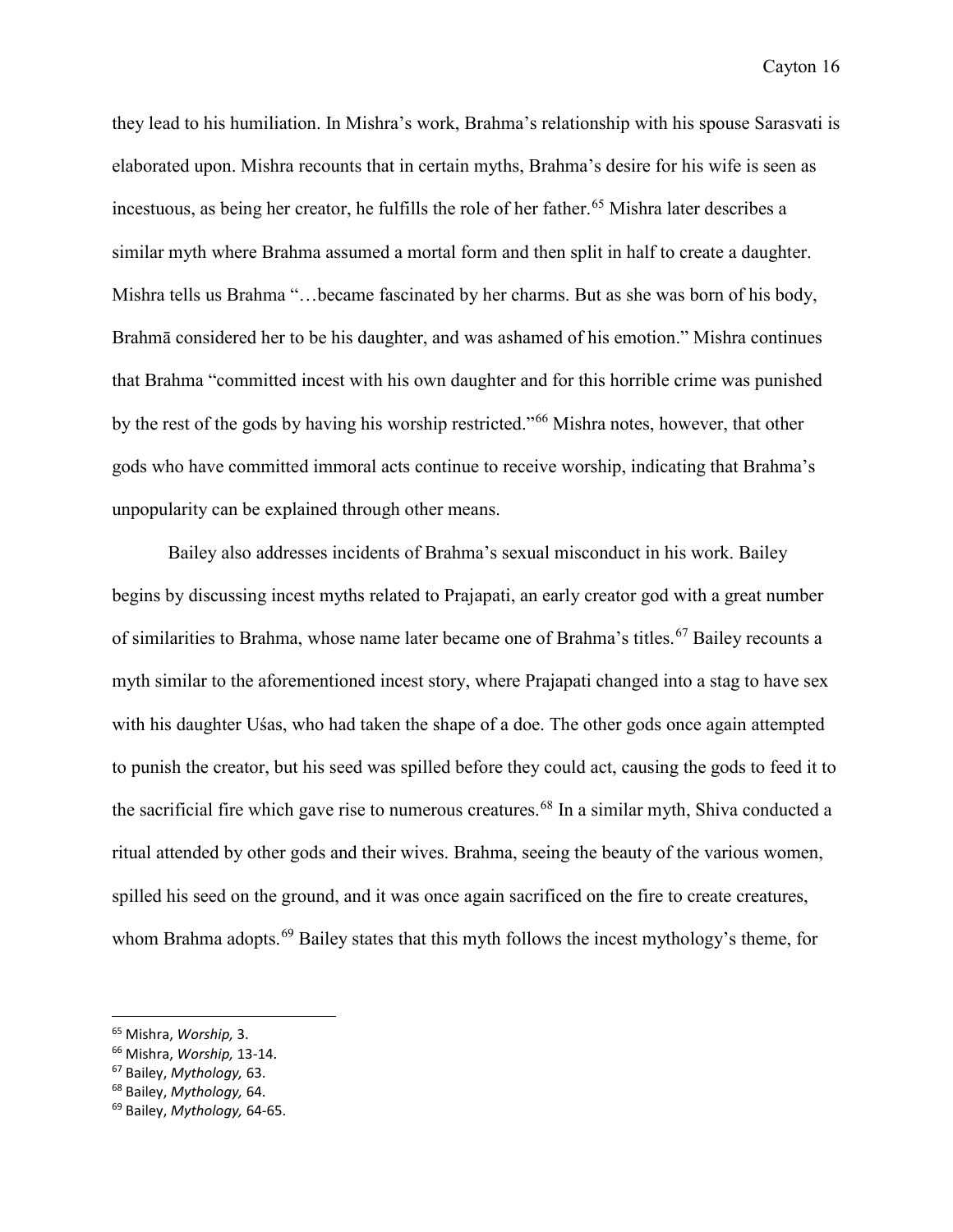they lead to his humiliation. In Mishra's work, Brahma's relationship with his spouse Sarasvati is elaborated upon. Mishra recounts that in certain myths, Brahma's desire for his wife is seen as incestuous, as being her creator, he fulfills the role of her father.[65] Mishra later describes a similar myth where Brahma assumed a mortal form and then split in half to create a daughter. Mishra tells us Brahma "…became fascinated by her charms. But as she was born of his body, Brahmā considered her to be his daughter, and was ashamed of his emotion." Mishra continues that Brahma "committed incest with his own daughter and for this horrible crime was punished by the rest of the gods by having his worship restricted."[66] Mishra notes, however, that other gods who have committed immoral acts continue to receive worship, indicating that Brahma's unpopularity can be explained through other means.

Bailey also addresses incidents of Brahma's sexual misconduct in his work. Bailey begins by discussing incest myths related to Prajapati, an early creator god with a great number of similarities to Brahma, whose name later became one of Brahma's titles.[67] Bailey recounts a myth similar to the aforementioned incest story, where Prajapati changed into a stag to have sex with his daughter Uśas, who had taken the shape of a doe. The other gods once again attempted to punish the creator, but his seed was spilled before they could act, causing the gods to feed it to the sacrificial fire which gave rise to numerous creatures.[68] In a similar myth, Shiva conducted a ritual attended by other gods and their wives. Brahma, seeing the beauty of the various women, spilled his seed on the ground, and it was once again sacrificed on the fire to create creatures, whom Brahma adopts.[69] Bailey states that this myth follows the incest mythology's theme, for

---

[65] Mishra, *Worship,* 3.

[66] Mishra, *Worship,* 13-14.

[67] Bailey, *Mythology,* 63.

[68] Bailey, *Mythology,* 64.

[69] Bailey, *Mythology,* 64-65.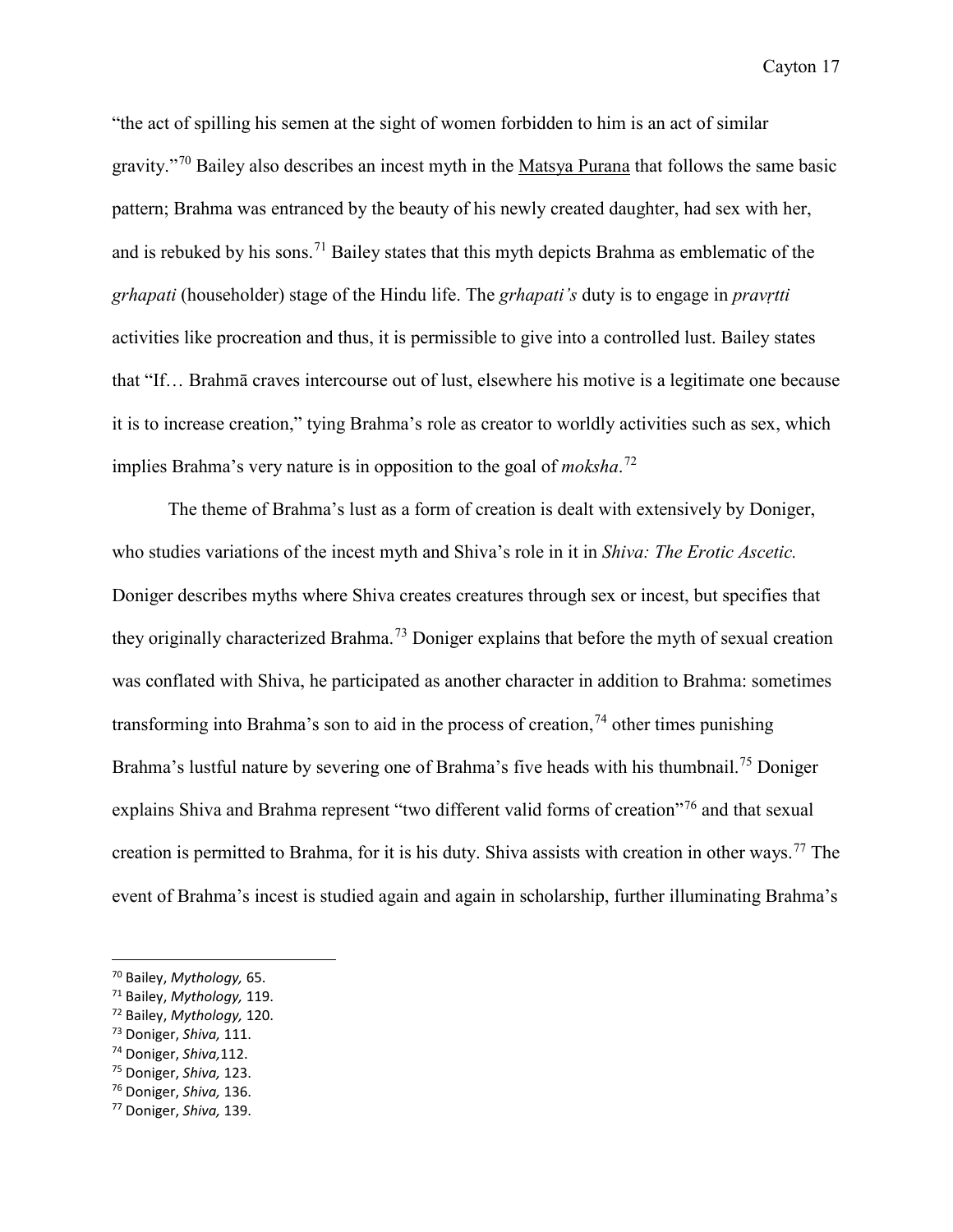"the act of spilling his semen at the sight of women forbidden to him is an act of similar gravity."[70] Bailey also describes an incest myth in the Matsya Purana that follows the same basic pattern; Brahma was entranced by the beauty of his newly created daughter, had sex with her, and is rebuked by his sons.[71] Bailey states that this myth depicts Brahma as emblematic of the *grhapati* (householder) stage of the Hindu life. The *grhapati's* duty is to engage in *pravṛtti* activities like procreation and thus, it is permissible to give into a controlled lust. Bailey states that "If… Brahmā craves intercourse out of lust, elsewhere his motive is a legitimate one because it is to increase creation," tying Brahma's role as creator to worldly activities such as sex, which implies Brahma's very nature is in opposition to the goal of *moksha*.[72]

The theme of Brahma's lust as a form of creation is dealt with extensively by Doniger, who studies variations of the incest myth and Shiva's role in it in *Shiva: The Erotic Ascetic.* Doniger describes myths where Shiva creates creatures through sex or incest, but specifies that they originally characterized Brahma.[73] Doniger explains that before the myth of sexual creation was conflated with Shiva, he participated as another character in addition to Brahma: sometimes transforming into Brahma's son to aid in the process of creation,[74] other times punishing Brahma's lustful nature by severing one of Brahma's five heads with his thumbnail.[75] Doniger explains Shiva and Brahma represent "two different valid forms of creation"[76] and that sexual creation is permitted to Brahma, for it is his duty. Shiva assists with creation in other ways.[77] The event of Brahma's incest is studied again and again in scholarship, further illuminating Brahma's

---

[70] Bailey, *Mythology,* 65.
[71] Bailey, *Mythology,* 119.
[72] Bailey, *Mythology,* 120.
[73] Doniger, *Shiva,* 111.
[74] Doniger, *Shiva,*112.
[75] Doniger, *Shiva,* 123.
[76] Doniger, *Shiva,* 136.
[77] Doniger, *Shiva,* 139.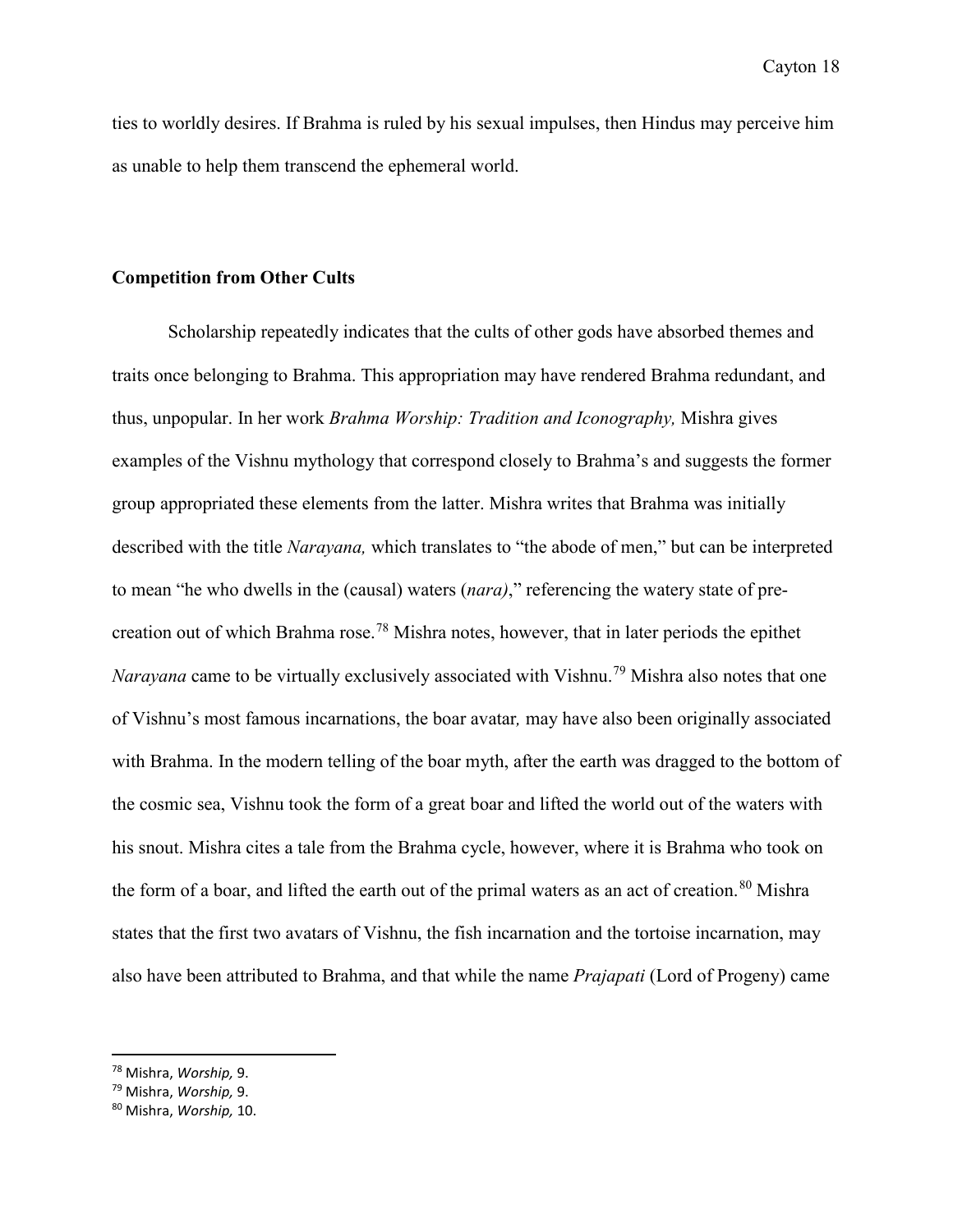ties to worldly desires. If Brahma is ruled by his sexual impulses, then Hindus may perceive him as unable to help them transcend the ephemeral world.

**Competition from Other Cults**

Scholarship repeatedly indicates that the cults of other gods have absorbed themes and traits once belonging to Brahma. This appropriation may have rendered Brahma redundant, and thus, unpopular. In her work *Brahma Worship: Tradition and Iconography,* Mishra gives examples of the Vishnu mythology that correspond closely to Brahma's and suggests the former group appropriated these elements from the latter. Mishra writes that Brahma was initially described with the title *Narayana,* which translates to "the abode of men," but can be interpreted to mean "he who dwells in the (causal) waters (*nara)*," referencing the watery state of pre-creation out of which Brahma rose.[78] Mishra notes, however, that in later periods the epithet *Narayana* came to be virtually exclusively associated with Vishnu.[79] Mishra also notes that one of Vishnu's most famous incarnations, the boar avatar*,* may have also been originally associated with Brahma. In the modern telling of the boar myth, after the earth was dragged to the bottom of the cosmic sea, Vishnu took the form of a great boar and lifted the world out of the waters with his snout. Mishra cites a tale from the Brahma cycle, however, where it is Brahma who took on the form of a boar, and lifted the earth out of the primal waters as an act of creation.[80] Mishra states that the first two avatars of Vishnu, the fish incarnation and the tortoise incarnation, may also have been attributed to Brahma, and that while the name *Prajapati* (Lord of Progeny) came

---

[78] Mishra, *Worship,* 9.
[79] Mishra, *Worship,* 9.
[80] Mishra, *Worship,* 10.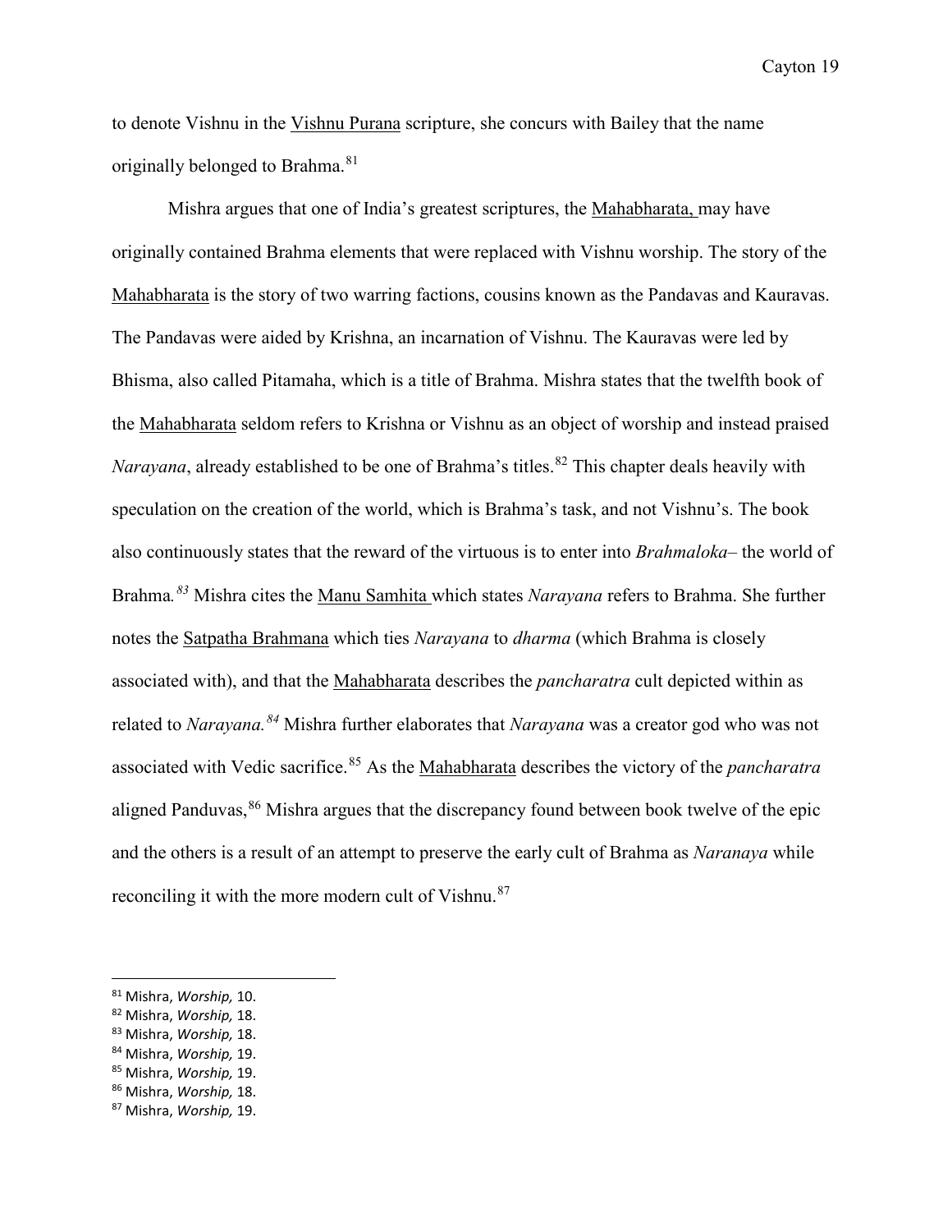to denote Vishnu in the Vishnu Purana scripture, she concurs with Bailey that the name originally belonged to Brahma.[81]

Mishra argues that one of India's greatest scriptures, the Mahabharata, may have originally contained Brahma elements that were replaced with Vishnu worship. The story of the Mahabharata is the story of two warring factions, cousins known as the Pandavas and Kauravas. The Pandavas were aided by Krishna, an incarnation of Vishnu. The Kauravas were led by Bhisma, also called Pitamaha, which is a title of Brahma. Mishra states that the twelfth book of the Mahabharata seldom refers to Krishna or Vishnu as an object of worship and instead praised *Narayana*, already established to be one of Brahma's titles.[82] This chapter deals heavily with speculation on the creation of the world, which is Brahma's task, and not Vishnu's. The book also continuously states that the reward of the virtuous is to enter into *Brahmaloka*– the world of Brahma.[83] Mishra cites the Manu Samhita which states *Narayana* refers to Brahma. She further notes the Satpatha Brahmana which ties *Narayana* to *dharma* (which Brahma is closely associated with), and that the Mahabharata describes the *pancharatra* cult depicted within as related to *Narayana.*[84] Mishra further elaborates that *Narayana* was a creator god who was not associated with Vedic sacrifice.[85] As the Mahabharata describes the victory of the *pancharatra* aligned Panduvas,[86] Mishra argues that the discrepancy found between book twelve of the epic and the others is a result of an attempt to preserve the early cult of Brahma as *Naranaya* while reconciling it with the more modern cult of Vishnu.[87]

---

[81] Mishra, *Worship,* 10.
[82] Mishra, *Worship,* 18.
[83] Mishra, *Worship,* 18.
[84] Mishra, *Worship,* 19.
[85] Mishra, *Worship,* 19.
[86] Mishra, *Worship,* 18.
[87] Mishra, *Worship,* 19.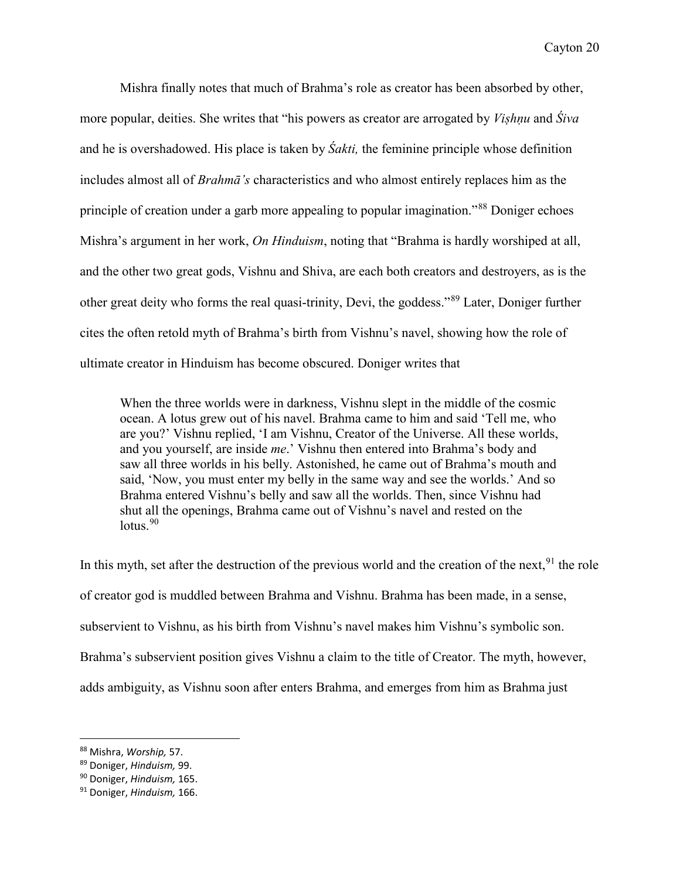Mishra finally notes that much of Brahma's role as creator has been absorbed by other, more popular, deities. She writes that "his powers as creator are arrogated by *Viṣhṇu* and *Śiva* and he is overshadowed. His place is taken by *Śakti,* the feminine principle whose definition includes almost all of *Brahmā's* characteristics and who almost entirely replaces him as the principle of creation under a garb more appealing to popular imagination."[88] Doniger echoes Mishra's argument in her work, *On Hinduism*, noting that "Brahma is hardly worshiped at all, and the other two great gods, Vishnu and Shiva, are each both creators and destroyers, as is the other great deity who forms the real quasi-trinity, Devi, the goddess."[89] Later, Doniger further cites the often retold myth of Brahma's birth from Vishnu's navel, showing how the role of ultimate creator in Hinduism has become obscured. Doniger writes that

> When the three worlds were in darkness, Vishnu slept in the middle of the cosmic ocean. A lotus grew out of his navel. Brahma came to him and said 'Tell me, who are you?' Vishnu replied, 'I am Vishnu, Creator of the Universe. All these worlds, and you yourself, are inside *me*.' Vishnu then entered into Brahma's body and saw all three worlds in his belly. Astonished, he came out of Brahma's mouth and said, 'Now, you must enter my belly in the same way and see the worlds.' And so Brahma entered Vishnu's belly and saw all the worlds. Then, since Vishnu had shut all the openings, Brahma came out of Vishnu's navel and rested on the lotus.[90]

In this myth, set after the destruction of the previous world and the creation of the next,[91] the role of creator god is muddled between Brahma and Vishnu. Brahma has been made, in a sense, subservient to Vishnu, as his birth from Vishnu's navel makes him Vishnu's symbolic son. Brahma's subservient position gives Vishnu a claim to the title of Creator. The myth, however, adds ambiguity, as Vishnu soon after enters Brahma, and emerges from him as Brahma just

---

[88] Mishra, *Worship,* 57.

[89] Doniger, *Hinduism,* 99.

[90] Doniger, *Hinduism,* 165.

[91] Doniger, *Hinduism,* 166.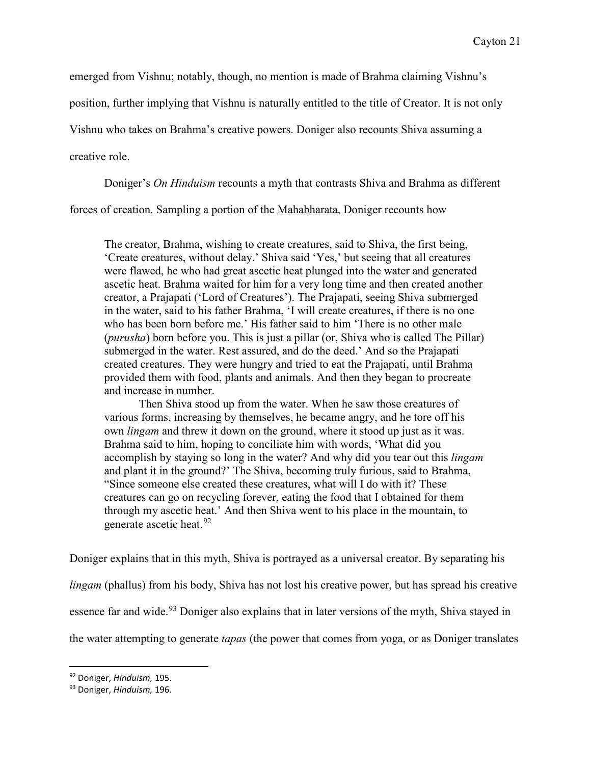emerged from Vishnu; notably, though, no mention is made of Brahma claiming Vishnu's position, further implying that Vishnu is naturally entitled to the title of Creator. It is not only Vishnu who takes on Brahma's creative powers. Doniger also recounts Shiva assuming a creative role.

Doniger's *On Hinduism* recounts a myth that contrasts Shiva and Brahma as different forces of creation. Sampling a portion of the Mahabharata, Doniger recounts how

> The creator, Brahma, wishing to create creatures, said to Shiva, the first being, 'Create creatures, without delay.' Shiva said 'Yes,' but seeing that all creatures were flawed, he who had great ascetic heat plunged into the water and generated ascetic heat. Brahma waited for him for a very long time and then created another creator, a Prajapati ('Lord of Creatures'). The Prajapati, seeing Shiva submerged in the water, said to his father Brahma, 'I will create creatures, if there is no one who has been born before me.' His father said to him 'There is no other male (*purusha*) born before you. This is just a pillar (or, Shiva who is called The Pillar) submerged in the water. Rest assured, and do the deed.' And so the Prajapati created creatures. They were hungry and tried to eat the Prajapati, until Brahma provided them with food, plants and animals. And then they began to procreate and increase in number.
>
> Then Shiva stood up from the water. When he saw those creatures of various forms, increasing by themselves, he became angry, and he tore off his own *lingam* and threw it down on the ground, where it stood up just as it was. Brahma said to him, hoping to conciliate him with words, 'What did you accomplish by staying so long in the water? And why did you tear out this *lingam* and plant it in the ground?' The Shiva, becoming truly furious, said to Brahma, "Since someone else created these creatures, what will I do with it? These creatures can go on recycling forever, eating the food that I obtained for them through my ascetic heat.' And then Shiva went to his place in the mountain, to generate ascetic heat.[92]

Doniger explains that in this myth, Shiva is portrayed as a universal creator. By separating his *lingam* (phallus) from his body, Shiva has not lost his creative power, but has spread his creative essence far and wide.[93] Doniger also explains that in later versions of the myth, Shiva stayed in the water attempting to generate *tapas* (the power that comes from yoga, or as Doniger translates

---

[92] Doniger, *Hinduism,* 195.

[93] Doniger, *Hinduism,* 196.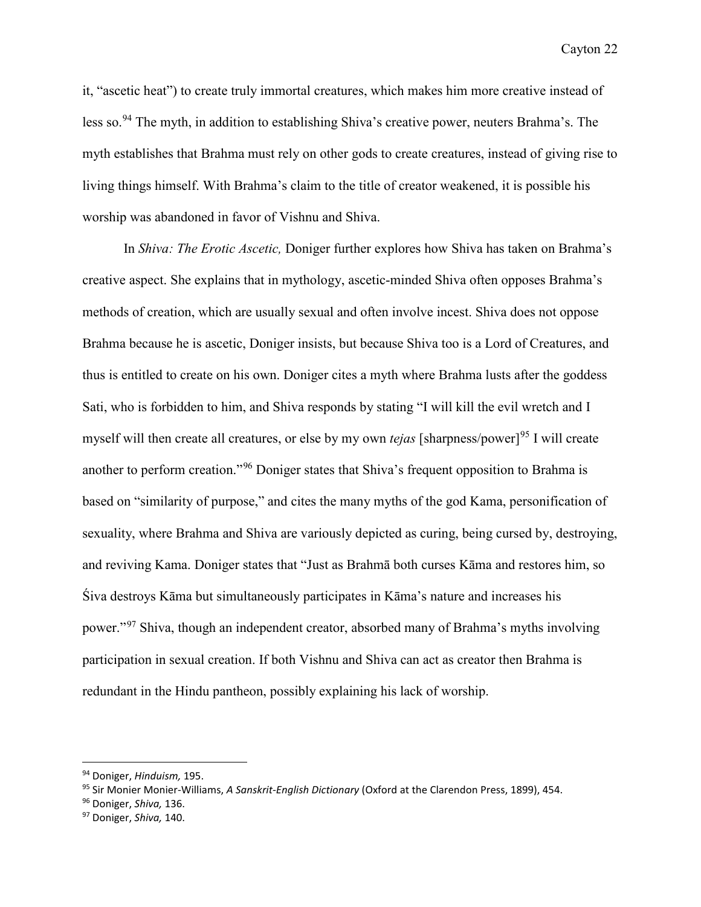it, "ascetic heat") to create truly immortal creatures, which makes him more creative instead of less so.[94] The myth, in addition to establishing Shiva's creative power, neuters Brahma's. The myth establishes that Brahma must rely on other gods to create creatures, instead of giving rise to living things himself. With Brahma's claim to the title of creator weakened, it is possible his worship was abandoned in favor of Vishnu and Shiva.

In *Shiva: The Erotic Ascetic,* Doniger further explores how Shiva has taken on Brahma's creative aspect. She explains that in mythology, ascetic-minded Shiva often opposes Brahma's methods of creation, which are usually sexual and often involve incest. Shiva does not oppose Brahma because he is ascetic, Doniger insists, but because Shiva too is a Lord of Creatures, and thus is entitled to create on his own. Doniger cites a myth where Brahma lusts after the goddess Sati, who is forbidden to him, and Shiva responds by stating "I will kill the evil wretch and I myself will then create all creatures, or else by my own *tejas* [sharpness/power][95] I will create another to perform creation."[96] Doniger states that Shiva's frequent opposition to Brahma is based on "similarity of purpose," and cites the many myths of the god Kama, personification of sexuality, where Brahma and Shiva are variously depicted as curing, being cursed by, destroying, and reviving Kama. Doniger states that "Just as Brahmā both curses Kāma and restores him, so Śiva destroys Kāma but simultaneously participates in Kāma's nature and increases his power."[97] Shiva, though an independent creator, absorbed many of Brahma's myths involving participation in sexual creation. If both Vishnu and Shiva can act as creator then Brahma is redundant in the Hindu pantheon, possibly explaining his lack of worship.

---

[94] Doniger, *Hinduism,* 195.

[95] Sir Monier Monier-Williams, *A Sanskrit-English Dictionary* (Oxford at the Clarendon Press, 1899), 454.

[96] Doniger, *Shiva,* 136.

[97] Doniger, *Shiva,* 140.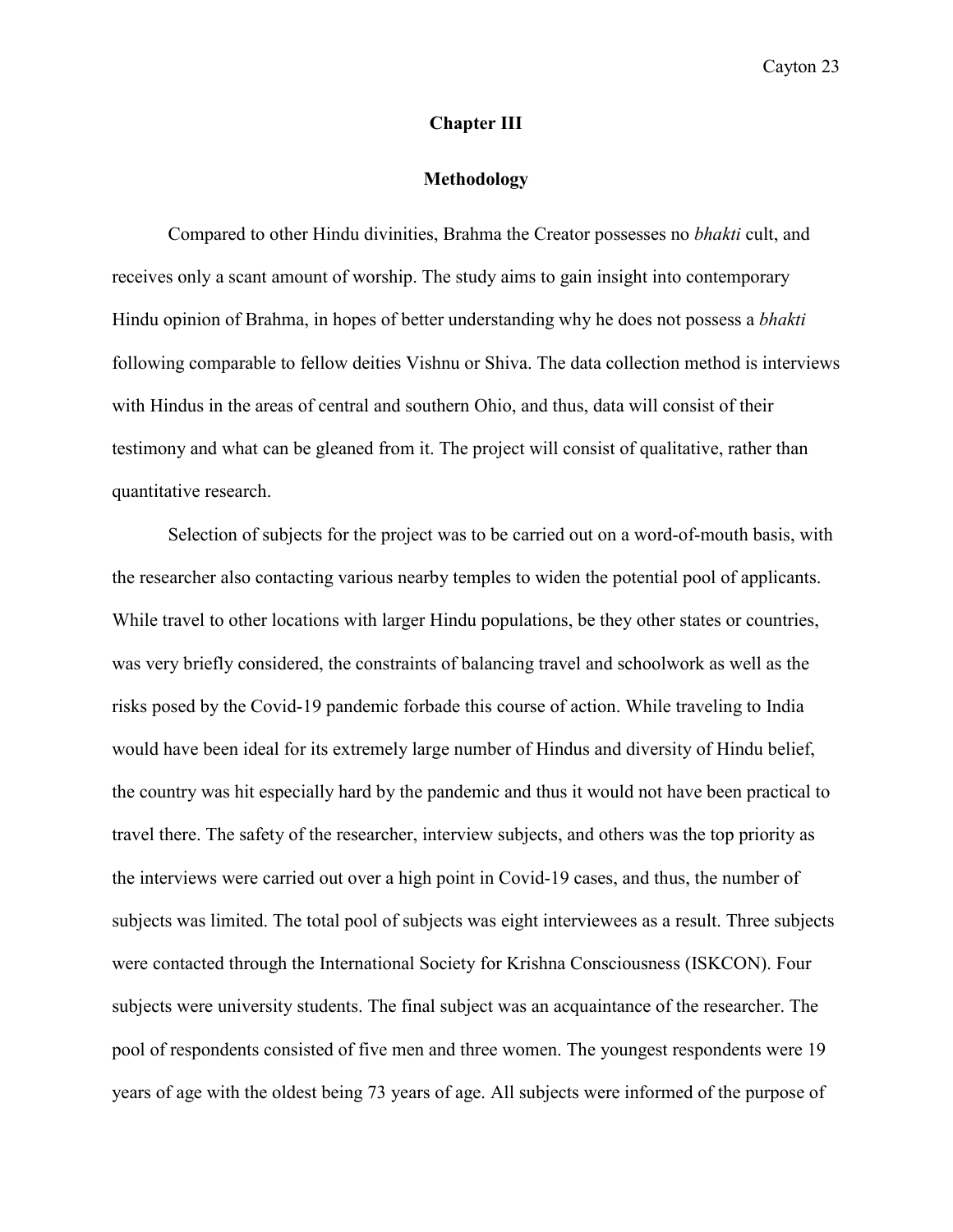# Chapter III

## Methodology

Compared to other Hindu divinities, Brahma the Creator possesses no *bhakti* cult, and receives only a scant amount of worship. The study aims to gain insight into contemporary Hindu opinion of Brahma, in hopes of better understanding why he does not possess a *bhakti* following comparable to fellow deities Vishnu or Shiva. The data collection method is interviews with Hindus in the areas of central and southern Ohio, and thus, data will consist of their testimony and what can be gleaned from it. The project will consist of qualitative, rather than quantitative research.

Selection of subjects for the project was to be carried out on a word-of-mouth basis, with the researcher also contacting various nearby temples to widen the potential pool of applicants. While travel to other locations with larger Hindu populations, be they other states or countries, was very briefly considered, the constraints of balancing travel and schoolwork as well as the risks posed by the Covid-19 pandemic forbade this course of action. While traveling to India would have been ideal for its extremely large number of Hindus and diversity of Hindu belief, the country was hit especially hard by the pandemic and thus it would not have been practical to travel there. The safety of the researcher, interview subjects, and others was the top priority as the interviews were carried out over a high point in Covid-19 cases, and thus, the number of subjects was limited. The total pool of subjects was eight interviewees as a result. Three subjects were contacted through the International Society for Krishna Consciousness (ISKCON). Four subjects were university students. The final subject was an acquaintance of the researcher. The pool of respondents consisted of five men and three women. The youngest respondents were 19 years of age with the oldest being 73 years of age. All subjects were informed of the purpose of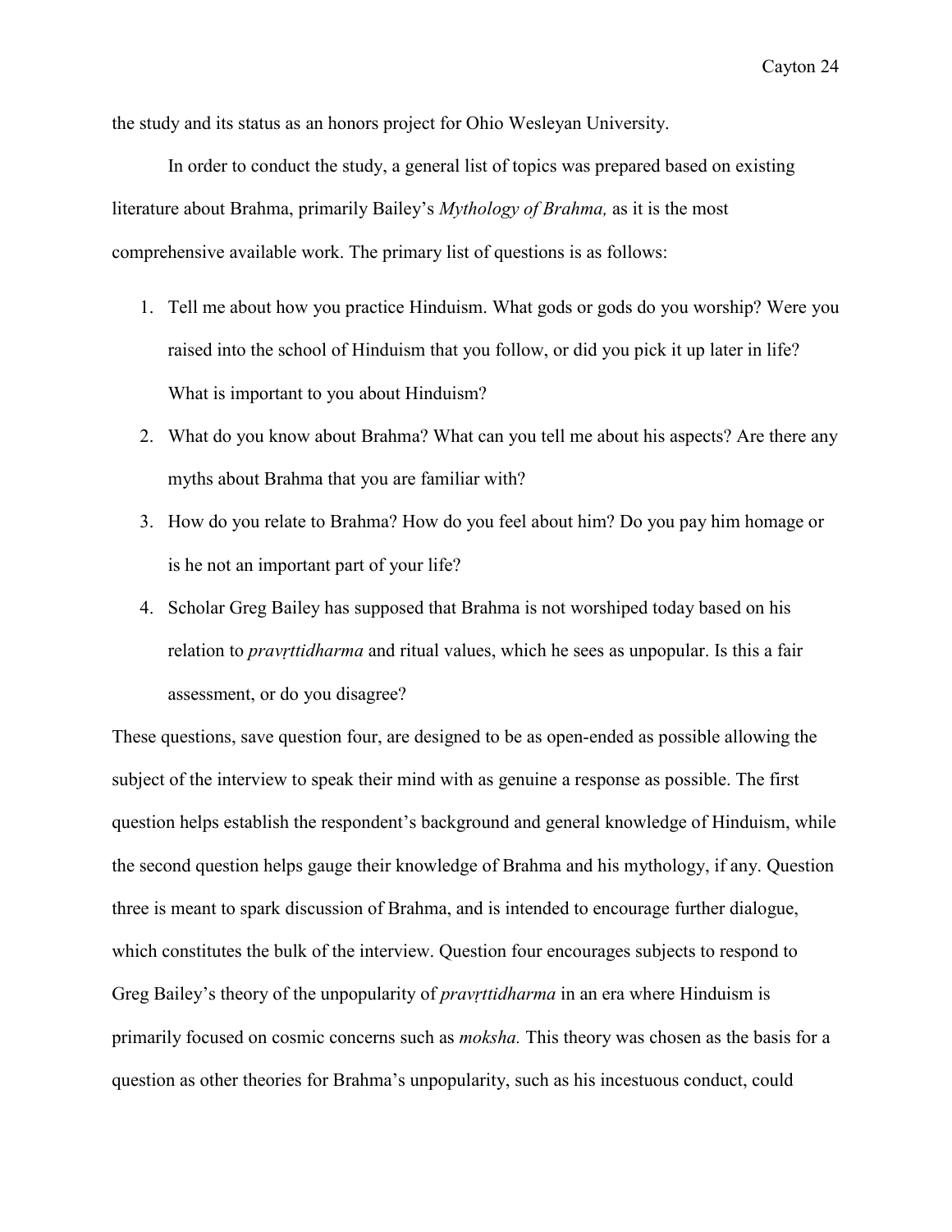the study and its status as an honors project for Ohio Wesleyan University.

In order to conduct the study, a general list of topics was prepared based on existing literature about Brahma, primarily Bailey's *Mythology of Brahma,* as it is the most comprehensive available work. The primary list of questions is as follows:

1. Tell me about how you practice Hinduism. What gods or gods do you worship? Were you raised into the school of Hinduism that you follow, or did you pick it up later in life? What is important to you about Hinduism?
2. What do you know about Brahma? What can you tell me about his aspects? Are there any myths about Brahma that you are familiar with?
3. How do you relate to Brahma? How do you feel about him? Do you pay him homage or is he not an important part of your life?
4. Scholar Greg Bailey has supposed that Brahma is not worshiped today based on his relation to *pravṛttidharma* and ritual values, which he sees as unpopular. Is this a fair assessment, or do you disagree?

These questions, save question four, are designed to be as open-ended as possible allowing the subject of the interview to speak their mind with as genuine a response as possible. The first question helps establish the respondent's background and general knowledge of Hinduism, while the second question helps gauge their knowledge of Brahma and his mythology, if any. Question three is meant to spark discussion of Brahma, and is intended to encourage further dialogue, which constitutes the bulk of the interview. Question four encourages subjects to respond to Greg Bailey's theory of the unpopularity of *pravṛttidharma* in an era where Hinduism is primarily focused on cosmic concerns such as *moksha.* This theory was chosen as the basis for a question as other theories for Brahma's unpopularity, such as his incestuous conduct, could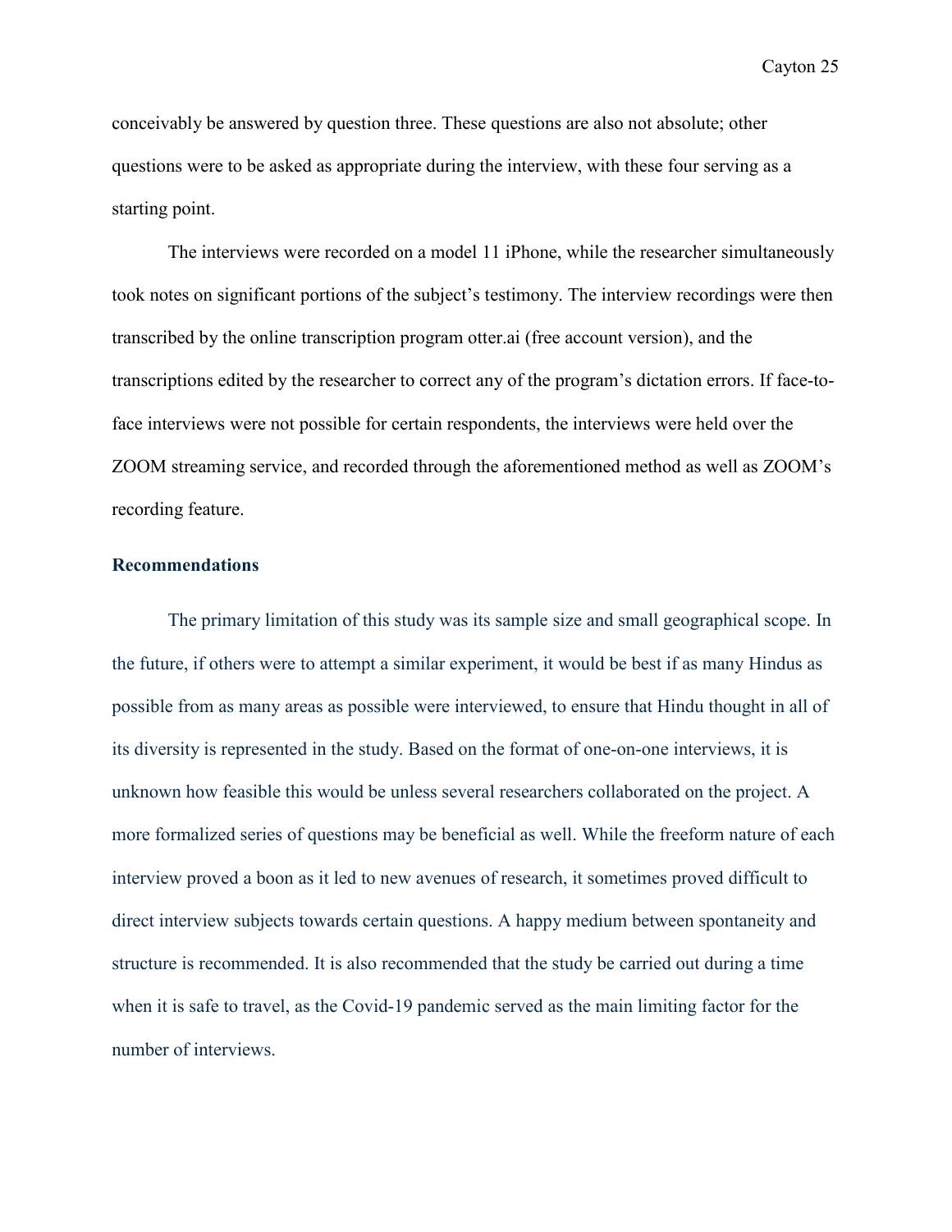conceivably be answered by question three. These questions are also not absolute; other questions were to be asked as appropriate during the interview, with these four serving as a starting point.

The interviews were recorded on a model 11 iPhone, while the researcher simultaneously took notes on significant portions of the subject's testimony. The interview recordings were then transcribed by the online transcription program otter.ai (free account version), and the transcriptions edited by the researcher to correct any of the program's dictation errors. If face-to-face interviews were not possible for certain respondents, the interviews were held over the ZOOM streaming service, and recorded through the aforementioned method as well as ZOOM's recording feature.

### Recommendations

The primary limitation of this study was its sample size and small geographical scope. In the future, if others were to attempt a similar experiment, it would be best if as many Hindus as possible from as many areas as possible were interviewed, to ensure that Hindu thought in all of its diversity is represented in the study. Based on the format of one-on-one interviews, it is unknown how feasible this would be unless several researchers collaborated on the project. A more formalized series of questions may be beneficial as well. While the freeform nature of each interview proved a boon as it led to new avenues of research, it sometimes proved difficult to direct interview subjects towards certain questions. A happy medium between spontaneity and structure is recommended. It is also recommended that the study be carried out during a time when it is safe to travel, as the Covid-19 pandemic served as the main limiting factor for the number of interviews.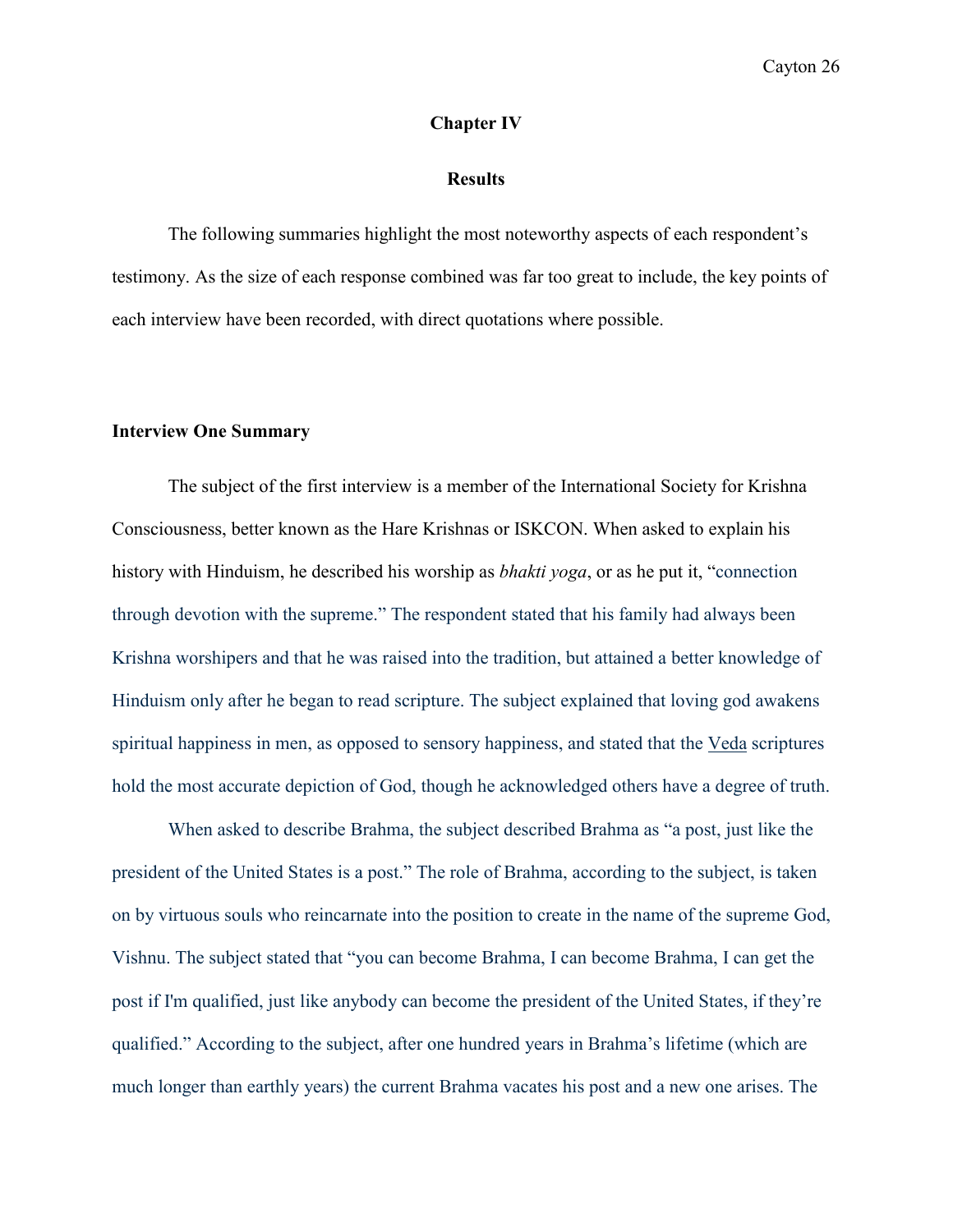# Chapter IV

## Results

The following summaries highlight the most noteworthy aspects of each respondent's testimony. As the size of each response combined was far too great to include, the key points of each interview have been recorded, with direct quotations where possible.

### Interview One Summary

The subject of the first interview is a member of the International Society for Krishna Consciousness, better known as the Hare Krishnas or ISKCON. When asked to explain his history with Hinduism, he described his worship as *bhakti yoga*, or as he put it, "connection through devotion with the supreme." The respondent stated that his family had always been Krishna worshipers and that he was raised into the tradition, but attained a better knowledge of Hinduism only after he began to read scripture. The subject explained that loving god awakens spiritual happiness in men, as opposed to sensory happiness, and stated that the Veda scriptures hold the most accurate depiction of God, though he acknowledged others have a degree of truth.

When asked to describe Brahma, the subject described Brahma as "a post, just like the president of the United States is a post." The role of Brahma, according to the subject, is taken on by virtuous souls who reincarnate into the position to create in the name of the supreme God, Vishnu. The subject stated that "you can become Brahma, I can become Brahma, I can get the post if I'm qualified, just like anybody can become the president of the United States, if they're qualified." According to the subject, after one hundred years in Brahma's lifetime (which are much longer than earthly years) the current Brahma vacates his post and a new one arises. The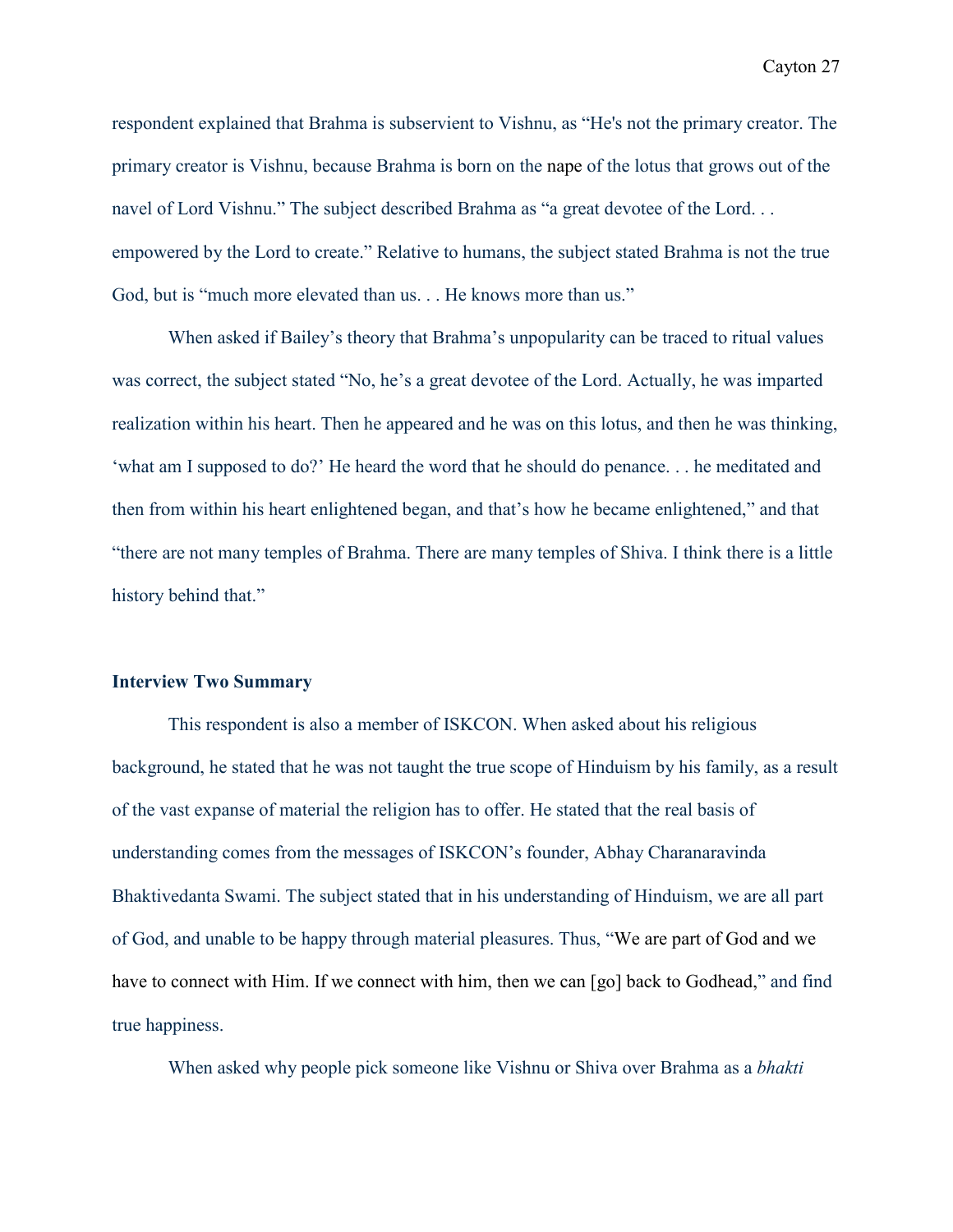respondent explained that Brahma is subservient to Vishnu, as "He's not the primary creator. The primary creator is Vishnu, because Brahma is born on the nape of the lotus that grows out of the navel of Lord Vishnu." The subject described Brahma as "a great devotee of the Lord. . . empowered by the Lord to create." Relative to humans, the subject stated Brahma is not the true God, but is "much more elevated than us. . . He knows more than us."

When asked if Bailey's theory that Brahma's unpopularity can be traced to ritual values was correct, the subject stated "No, he's a great devotee of the Lord. Actually, he was imparted realization within his heart. Then he appeared and he was on this lotus, and then he was thinking, 'what am I supposed to do?' He heard the word that he should do penance. . . he meditated and then from within his heart enlightened began, and that's how he became enlightened," and that "there are not many temples of Brahma. There are many temples of Shiva. I think there is a little history behind that."

### Interview Two Summary

This respondent is also a member of ISKCON. When asked about his religious background, he stated that he was not taught the true scope of Hinduism by his family, as a result of the vast expanse of material the religion has to offer. He stated that the real basis of understanding comes from the messages of ISKCON's founder, Abhay Charanaravinda Bhaktivedanta Swami. The subject stated that in his understanding of Hinduism, we are all part of God, and unable to be happy through material pleasures. Thus, "We are part of God and we have to connect with Him. If we connect with him, then we can [go] back to Godhead," and find true happiness.

When asked why people pick someone like Vishnu or Shiva over Brahma as a *bhakti*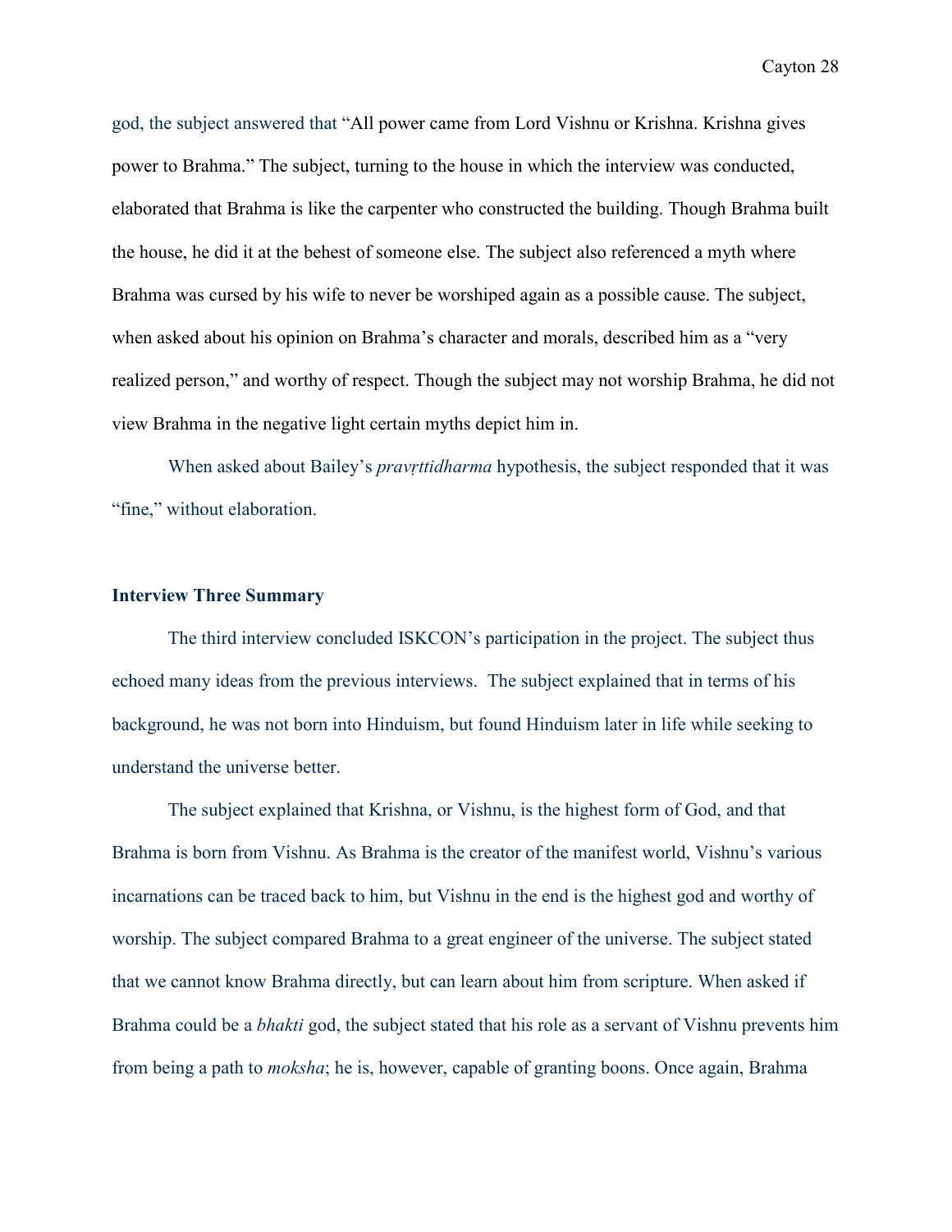god, the subject answered that "All power came from Lord Vishnu or Krishna. Krishna gives power to Brahma." The subject, turning to the house in which the interview was conducted, elaborated that Brahma is like the carpenter who constructed the building. Though Brahma built the house, he did it at the behest of someone else. The subject also referenced a myth where Brahma was cursed by his wife to never be worshiped again as a possible cause. The subject, when asked about his opinion on Brahma's character and morals, described him as a "very realized person," and worthy of respect. Though the subject may not worship Brahma, he did not view Brahma in the negative light certain myths depict him in.

When asked about Bailey's *pravṛttidharma* hypothesis, the subject responded that it was "fine," without elaboration.

### Interview Three Summary

The third interview concluded ISKCON's participation in the project. The subject thus echoed many ideas from the previous interviews. The subject explained that in terms of his background, he was not born into Hinduism, but found Hinduism later in life while seeking to understand the universe better.

The subject explained that Krishna, or Vishnu, is the highest form of God, and that Brahma is born from Vishnu. As Brahma is the creator of the manifest world, Vishnu's various incarnations can be traced back to him, but Vishnu in the end is the highest god and worthy of worship. The subject compared Brahma to a great engineer of the universe. The subject stated that we cannot know Brahma directly, but can learn about him from scripture. When asked if Brahma could be a *bhakti* god, the subject stated that his role as a servant of Vishnu prevents him from being a path to *moksha*; he is, however, capable of granting boons. Once again, Brahma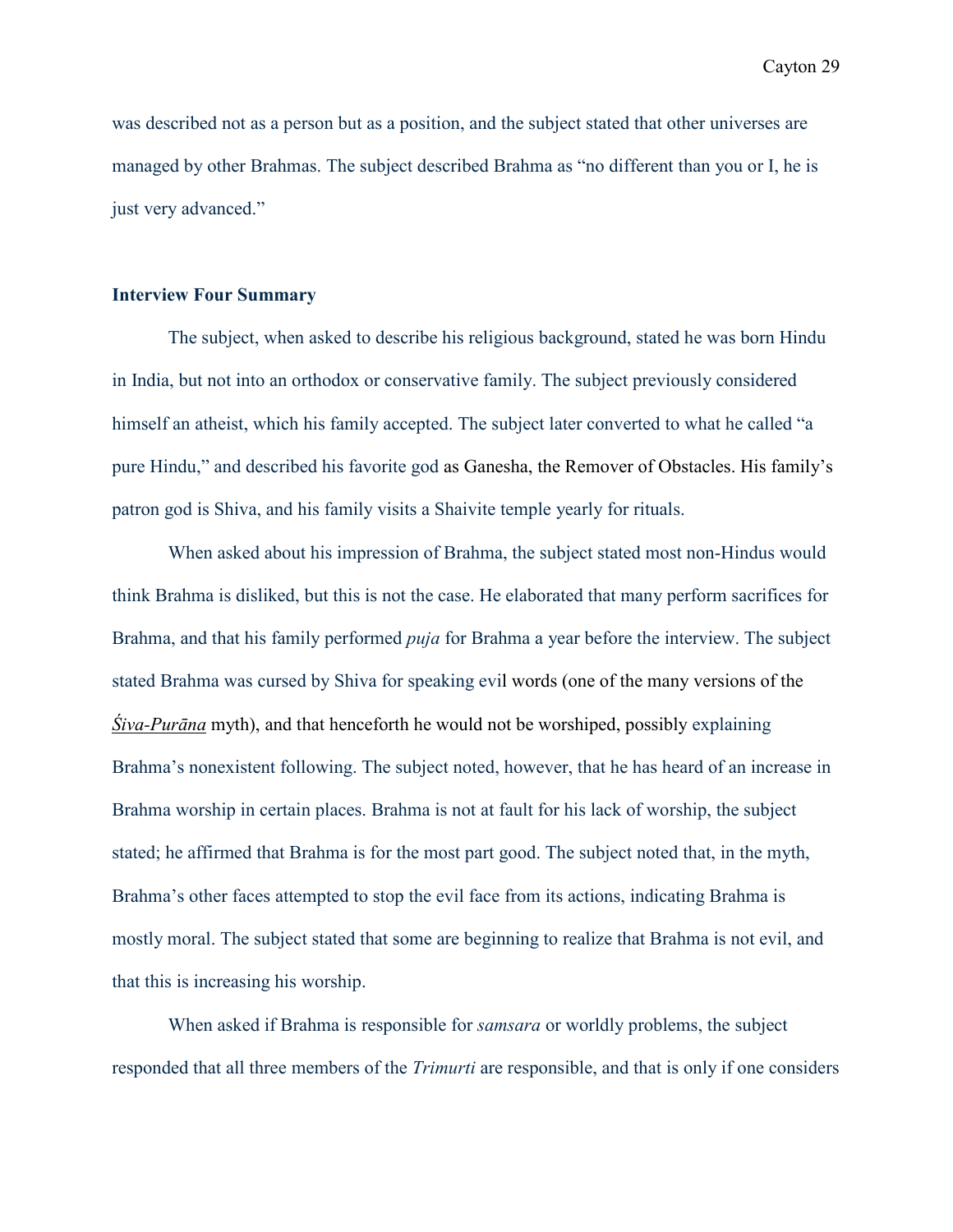was described not as a person but as a position, and the subject stated that other universes are managed by other Brahmas. The subject described Brahma as "no different than you or I, he is just very advanced."

**Interview Four Summary**

The subject, when asked to describe his religious background, stated he was born Hindu in India, but not into an orthodox or conservative family. The subject previously considered himself an atheist, which his family accepted. The subject later converted to what he called "a pure Hindu," and described his favorite god as Ganesha, the Remover of Obstacles. His family's patron god is Shiva, and his family visits a Shaivite temple yearly for rituals.

When asked about his impression of Brahma, the subject stated most non-Hindus would think Brahma is disliked, but this is not the case. He elaborated that many perform sacrifices for Brahma, and that his family performed *puja* for Brahma a year before the interview. The subject stated Brahma was cursed by Shiva for speaking evil words (one of the many versions of the *Śiva-Purāna* myth), and that henceforth he would not be worshiped, possibly explaining Brahma's nonexistent following. The subject noted, however, that he has heard of an increase in Brahma worship in certain places. Brahma is not at fault for his lack of worship, the subject stated; he affirmed that Brahma is for the most part good. The subject noted that, in the myth, Brahma's other faces attempted to stop the evil face from its actions, indicating Brahma is mostly moral. The subject stated that some are beginning to realize that Brahma is not evil, and that this is increasing his worship.

When asked if Brahma is responsible for *samsara* or worldly problems, the subject responded that all three members of the *Trimurti* are responsible, and that is only if one considers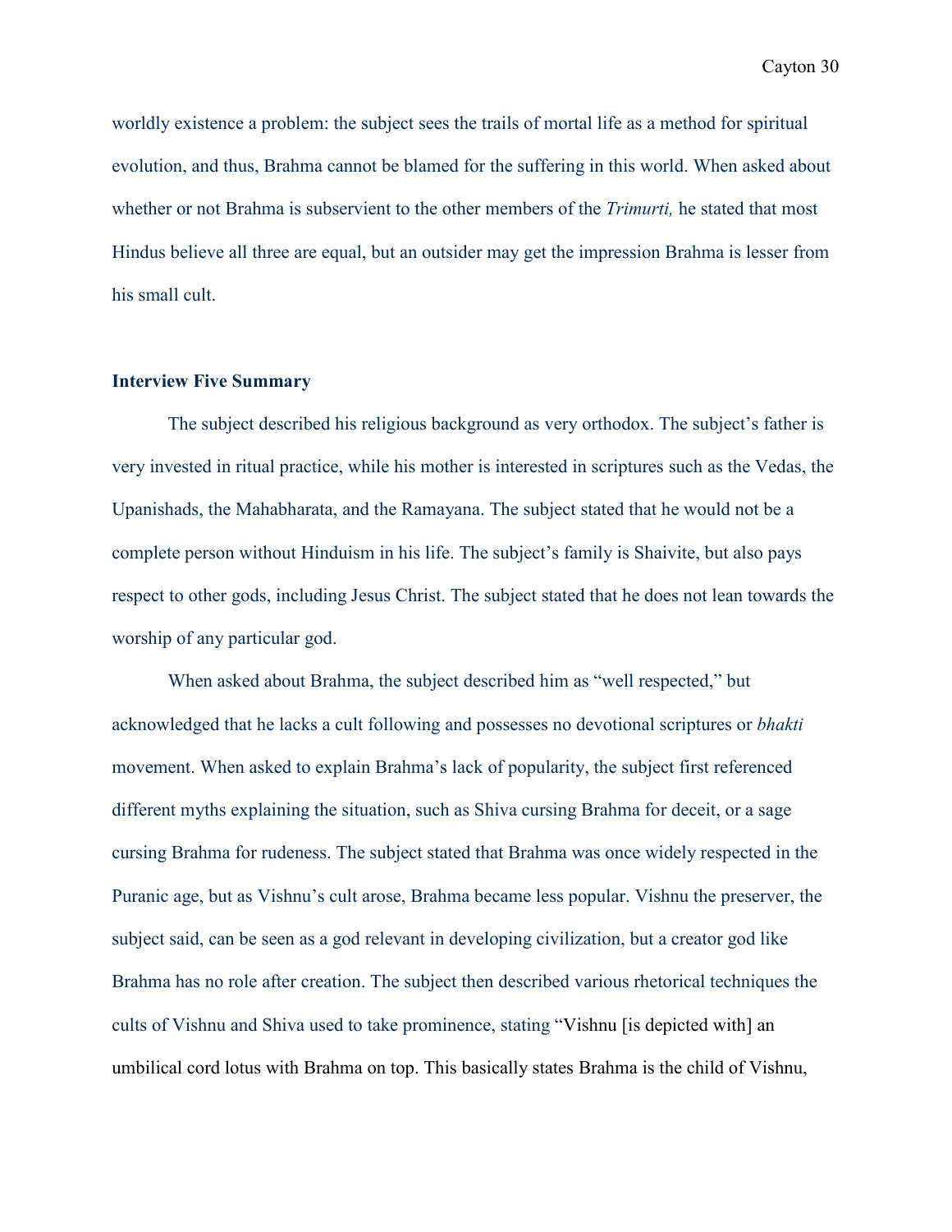worldly existence a problem: the subject sees the trails of mortal life as a method for spiritual evolution, and thus, Brahma cannot be blamed for the suffering in this world. When asked about whether or not Brahma is subservient to the other members of the *Trimurti,* he stated that most Hindus believe all three are equal, but an outsider may get the impression Brahma is lesser from his small cult.

### Interview Five Summary

The subject described his religious background as very orthodox. The subject's father is very invested in ritual practice, while his mother is interested in scriptures such as the Vedas, the Upanishads, the Mahabharata, and the Ramayana. The subject stated that he would not be a complete person without Hinduism in his life. The subject's family is Shaivite, but also pays respect to other gods, including Jesus Christ. The subject stated that he does not lean towards the worship of any particular god.

When asked about Brahma, the subject described him as "well respected," but acknowledged that he lacks a cult following and possesses no devotional scriptures or *bhakti* movement. When asked to explain Brahma's lack of popularity, the subject first referenced different myths explaining the situation, such as Shiva cursing Brahma for deceit, or a sage cursing Brahma for rudeness. The subject stated that Brahma was once widely respected in the Puranic age, but as Vishnu's cult arose, Brahma became less popular. Vishnu the preserver, the subject said, can be seen as a god relevant in developing civilization, but a creator god like Brahma has no role after creation. The subject then described various rhetorical techniques the cults of Vishnu and Shiva used to take prominence, stating "Vishnu [is depicted with] an umbilical cord lotus with Brahma on top. This basically states Brahma is the child of Vishnu,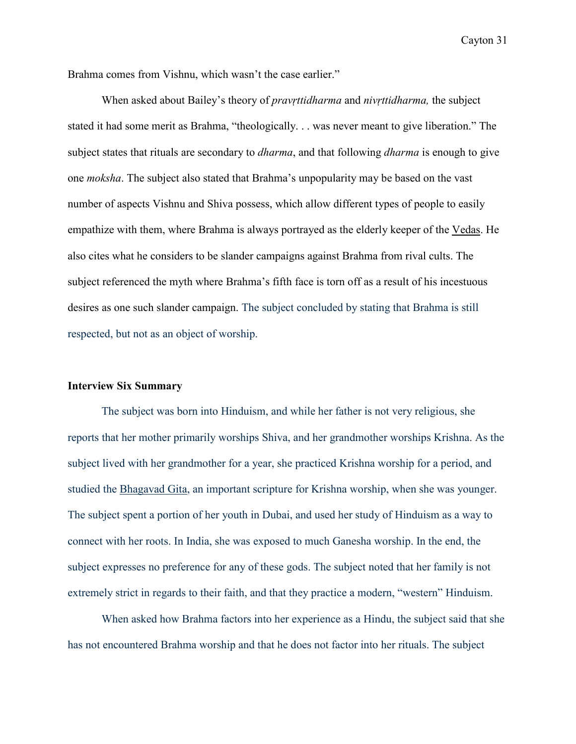Brahma comes from Vishnu, which wasn't the case earlier."

When asked about Bailey's theory of *pravṛttidharma* and *nivṛttidharma,* the subject stated it had some merit as Brahma, "theologically. . . was never meant to give liberation." The subject states that rituals are secondary to *dharma*, and that following *dharma* is enough to give one *moksha*. The subject also stated that Brahma's unpopularity may be based on the vast number of aspects Vishnu and Shiva possess, which allow different types of people to easily empathize with them, where Brahma is always portrayed as the elderly keeper of the Vedas. He also cites what he considers to be slander campaigns against Brahma from rival cults. The subject referenced the myth where Brahma's fifth face is torn off as a result of his incestuous desires as one such slander campaign. The subject concluded by stating that Brahma is still respected, but not as an object of worship.

**Interview Six Summary**

The subject was born into Hinduism, and while her father is not very religious, she reports that her mother primarily worships Shiva, and her grandmother worships Krishna. As the subject lived with her grandmother for a year, she practiced Krishna worship for a period, and studied the Bhagavad Gita, an important scripture for Krishna worship, when she was younger. The subject spent a portion of her youth in Dubai, and used her study of Hinduism as a way to connect with her roots. In India, she was exposed to much Ganesha worship. In the end, the subject expresses no preference for any of these gods. The subject noted that her family is not extremely strict in regards to their faith, and that they practice a modern, "western" Hinduism.

When asked how Brahma factors into her experience as a Hindu, the subject said that she has not encountered Brahma worship and that he does not factor into her rituals. The subject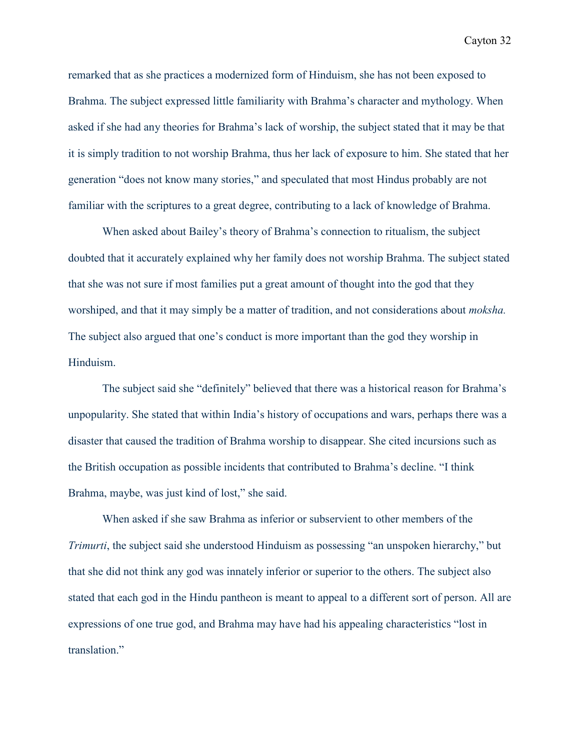remarked that as she practices a modernized form of Hinduism, she has not been exposed to Brahma. The subject expressed little familiarity with Brahma's character and mythology. When asked if she had any theories for Brahma's lack of worship, the subject stated that it may be that it is simply tradition to not worship Brahma, thus her lack of exposure to him. She stated that her generation "does not know many stories," and speculated that most Hindus probably are not familiar with the scriptures to a great degree, contributing to a lack of knowledge of Brahma.

When asked about Bailey's theory of Brahma's connection to ritualism, the subject doubted that it accurately explained why her family does not worship Brahma. The subject stated that she was not sure if most families put a great amount of thought into the god that they worshiped, and that it may simply be a matter of tradition, and not considerations about *moksha.* The subject also argued that one's conduct is more important than the god they worship in Hinduism.

The subject said she "definitely" believed that there was a historical reason for Brahma's unpopularity. She stated that within India's history of occupations and wars, perhaps there was a disaster that caused the tradition of Brahma worship to disappear. She cited incursions such as the British occupation as possible incidents that contributed to Brahma's decline. "I think Brahma, maybe, was just kind of lost," she said.

When asked if she saw Brahma as inferior or subservient to other members of the *Trimurti*, the subject said she understood Hinduism as possessing "an unspoken hierarchy," but that she did not think any god was innately inferior or superior to the others. The subject also stated that each god in the Hindu pantheon is meant to appeal to a different sort of person. All are expressions of one true god, and Brahma may have had his appealing characteristics "lost in translation."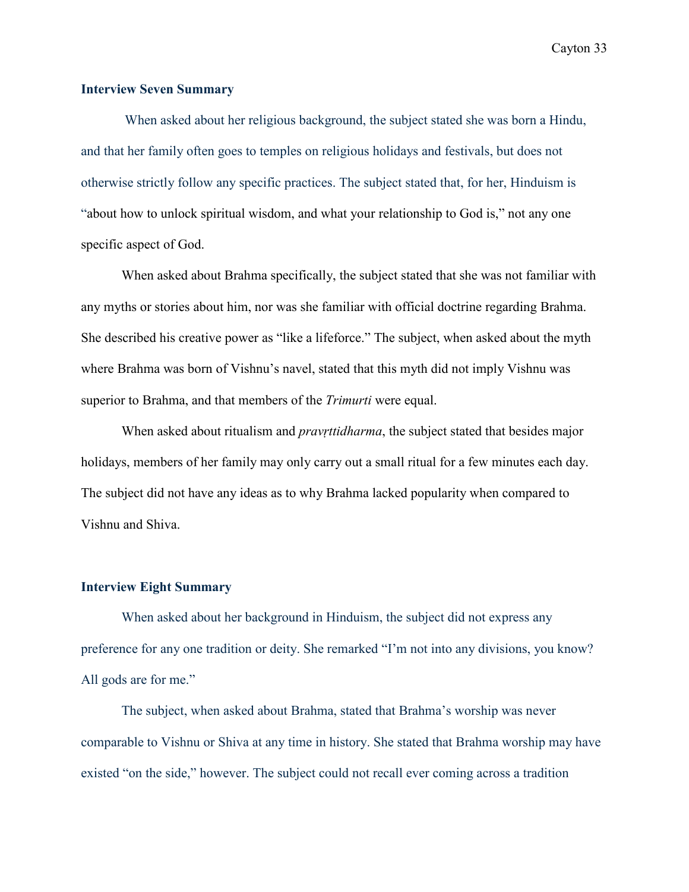### Interview Seven Summary

When asked about her religious background, the subject stated she was born a Hindu, and that her family often goes to temples on religious holidays and festivals, but does not otherwise strictly follow any specific practices. The subject stated that, for her, Hinduism is "about how to unlock spiritual wisdom, and what your relationship to God is," not any one specific aspect of God.

When asked about Brahma specifically, the subject stated that she was not familiar with any myths or stories about him, nor was she familiar with official doctrine regarding Brahma. She described his creative power as "like a lifeforce." The subject, when asked about the myth where Brahma was born of Vishnu's navel, stated that this myth did not imply Vishnu was superior to Brahma, and that members of the *Trimurti* were equal.

When asked about ritualism and *pravṛttidharma*, the subject stated that besides major holidays, members of her family may only carry out a small ritual for a few minutes each day. The subject did not have any ideas as to why Brahma lacked popularity when compared to Vishnu and Shiva.

### Interview Eight Summary

When asked about her background in Hinduism, the subject did not express any preference for any one tradition or deity. She remarked "I'm not into any divisions, you know? All gods are for me."

The subject, when asked about Brahma, stated that Brahma's worship was never comparable to Vishnu or Shiva at any time in history. She stated that Brahma worship may have existed "on the side," however. The subject could not recall ever coming across a tradition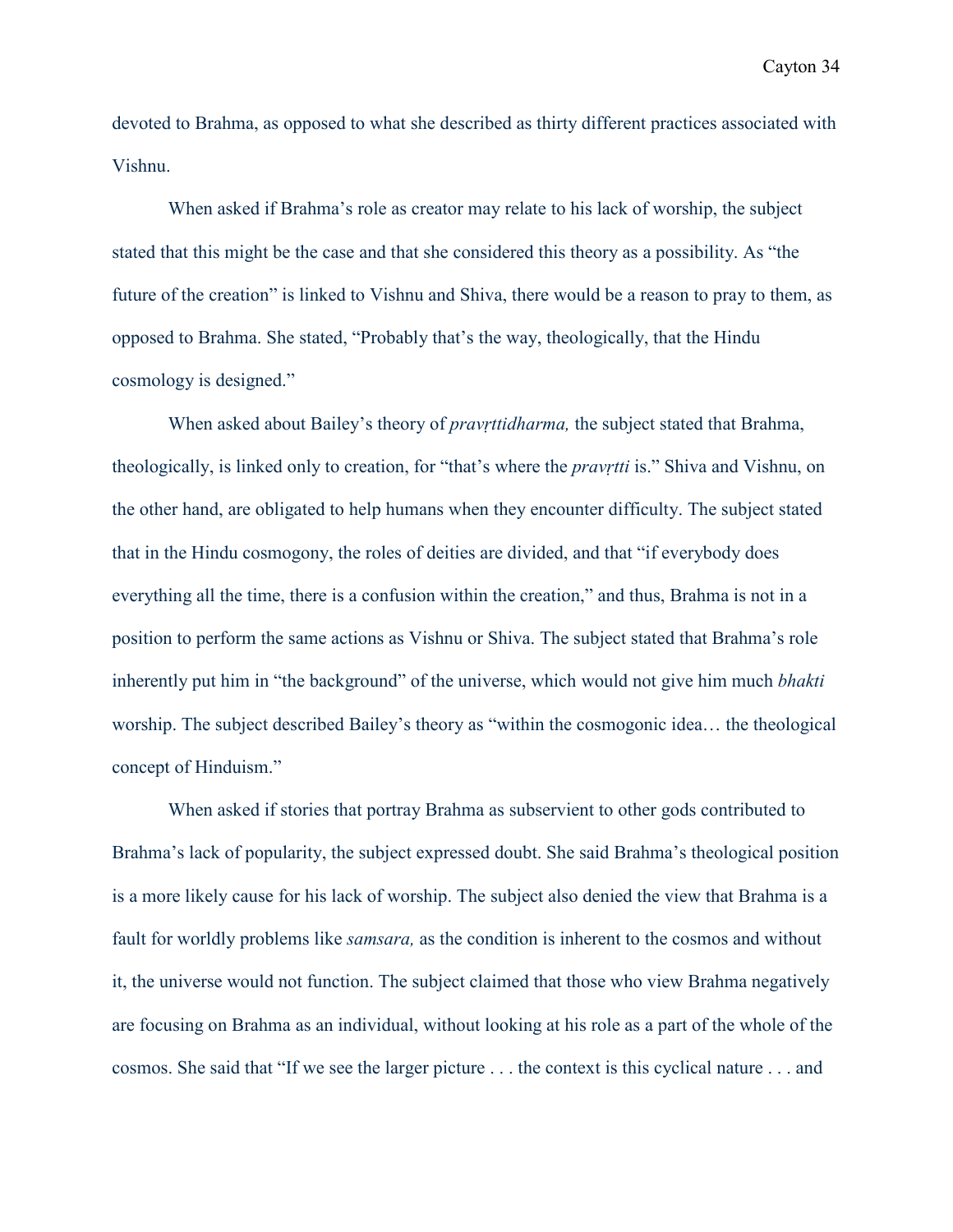devoted to Brahma, as opposed to what she described as thirty different practices associated with Vishnu.

When asked if Brahma's role as creator may relate to his lack of worship, the subject stated that this might be the case and that she considered this theory as a possibility. As "the future of the creation" is linked to Vishnu and Shiva, there would be a reason to pray to them, as opposed to Brahma. She stated, "Probably that's the way, theologically, that the Hindu cosmology is designed."

When asked about Bailey's theory of *pravṛttidharma,* the subject stated that Brahma, theologically, is linked only to creation, for "that's where the *pravṛtti* is." Shiva and Vishnu, on the other hand, are obligated to help humans when they encounter difficulty. The subject stated that in the Hindu cosmogony, the roles of deities are divided, and that "if everybody does everything all the time, there is a confusion within the creation," and thus, Brahma is not in a position to perform the same actions as Vishnu or Shiva. The subject stated that Brahma's role inherently put him in "the background" of the universe, which would not give him much *bhakti* worship. The subject described Bailey's theory as "within the cosmogonic idea… the theological concept of Hinduism."

When asked if stories that portray Brahma as subservient to other gods contributed to Brahma's lack of popularity, the subject expressed doubt. She said Brahma's theological position is a more likely cause for his lack of worship. The subject also denied the view that Brahma is a fault for worldly problems like *samsara,* as the condition is inherent to the cosmos and without it, the universe would not function. The subject claimed that those who view Brahma negatively are focusing on Brahma as an individual, without looking at his role as a part of the whole of the cosmos. She said that "If we see the larger picture . . . the context is this cyclical nature . . . and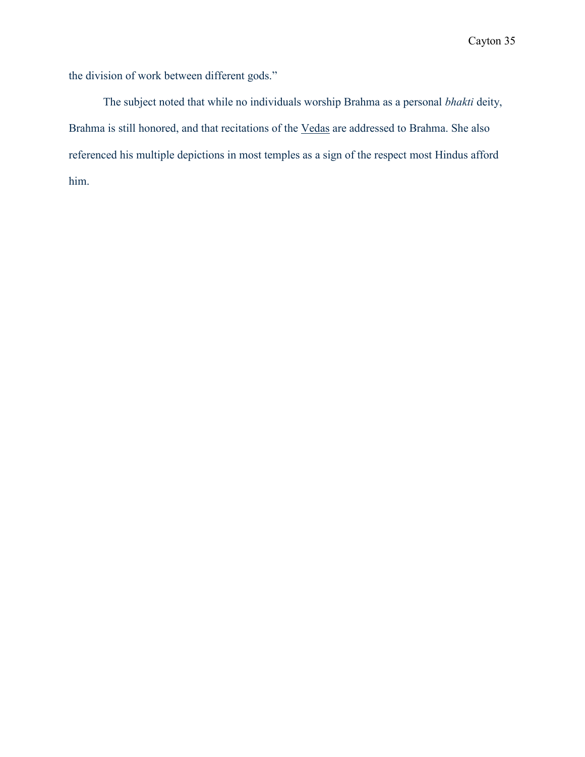the division of work between different gods."

The subject noted that while no individuals worship Brahma as a personal *bhakti* deity, Brahma is still honored, and that recitations of the <u>Vedas</u> are addressed to Brahma. She also referenced his multiple depictions in most temples as a sign of the respect most Hindus afford him.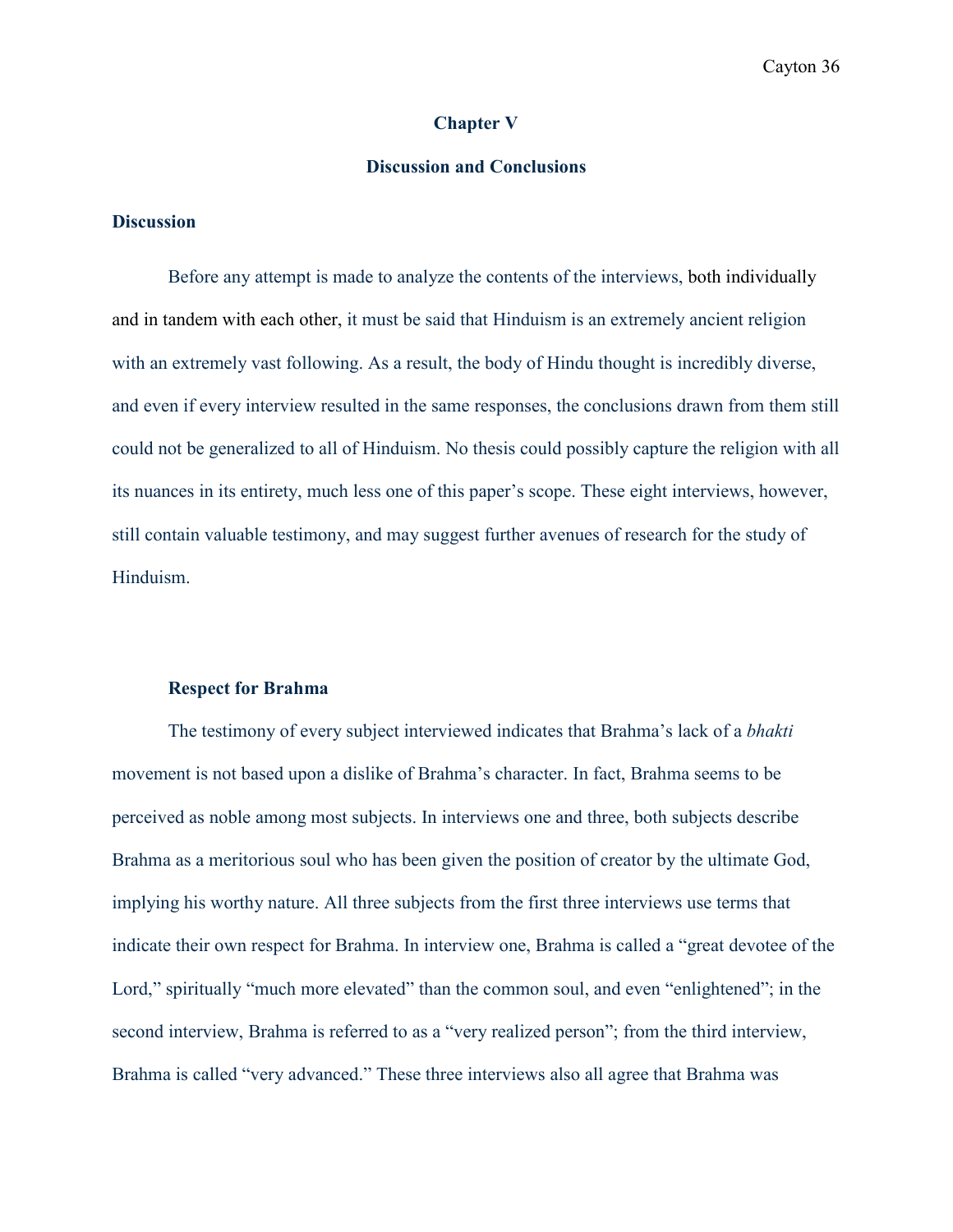## Chapter V

## Discussion and Conclusions

### Discussion

Before any attempt is made to analyze the contents of the interviews, both individually and in tandem with each other, it must be said that Hinduism is an extremely ancient religion with an extremely vast following. As a result, the body of Hindu thought is incredibly diverse, and even if every interview resulted in the same responses, the conclusions drawn from them still could not be generalized to all of Hinduism. No thesis could possibly capture the religion with all its nuances in its entirety, much less one of this paper's scope. These eight interviews, however, still contain valuable testimony, and may suggest further avenues of research for the study of Hinduism.

#### Respect for Brahma

The testimony of every subject interviewed indicates that Brahma's lack of a *bhakti* movement is not based upon a dislike of Brahma's character. In fact, Brahma seems to be perceived as noble among most subjects. In interviews one and three, both subjects describe Brahma as a meritorious soul who has been given the position of creator by the ultimate God, implying his worthy nature. All three subjects from the first three interviews use terms that indicate their own respect for Brahma. In interview one, Brahma is called a "great devotee of the Lord," spiritually "much more elevated" than the common soul, and even "enlightened"; in the second interview, Brahma is referred to as a "very realized person"; from the third interview, Brahma is called "very advanced." These three interviews also all agree that Brahma was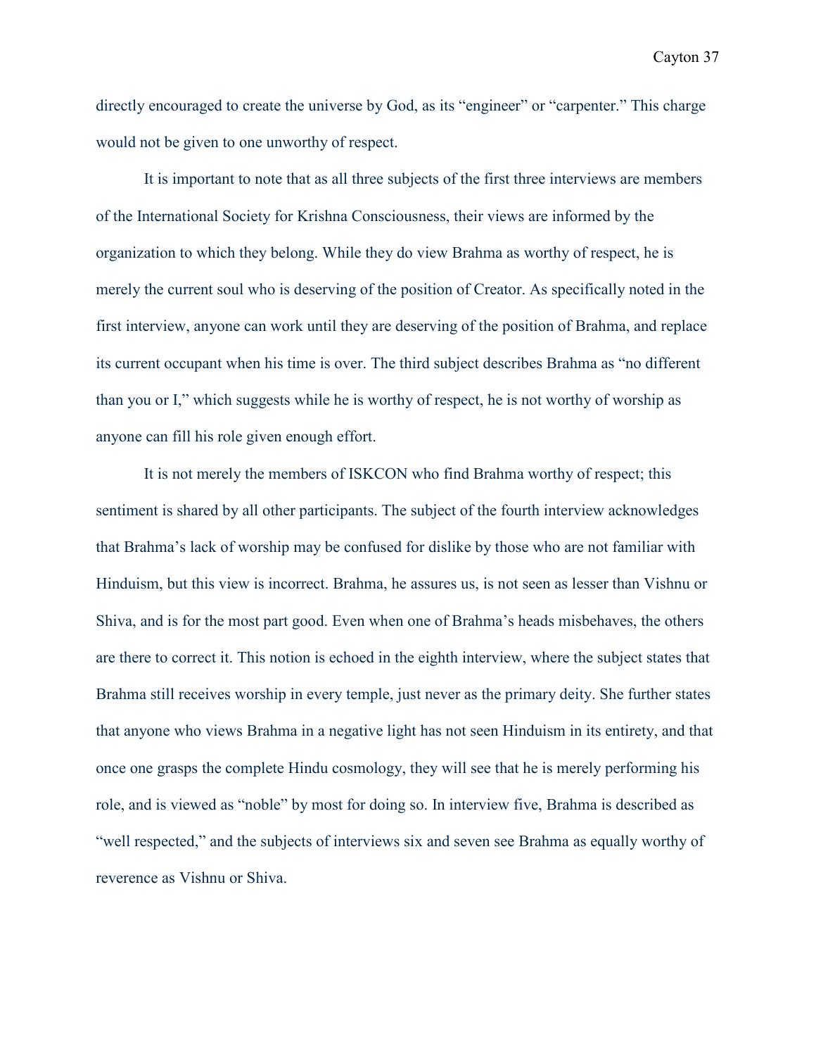directly encouraged to create the universe by God, as its "engineer" or "carpenter." This charge would not be given to one unworthy of respect.

It is important to note that as all three subjects of the first three interviews are members of the International Society for Krishna Consciousness, their views are informed by the organization to which they belong. While they do view Brahma as worthy of respect, he is merely the current soul who is deserving of the position of Creator. As specifically noted in the first interview, anyone can work until they are deserving of the position of Brahma, and replace its current occupant when his time is over. The third subject describes Brahma as "no different than you or I," which suggests while he is worthy of respect, he is not worthy of worship as anyone can fill his role given enough effort.

It is not merely the members of ISKCON who find Brahma worthy of respect; this sentiment is shared by all other participants. The subject of the fourth interview acknowledges that Brahma's lack of worship may be confused for dislike by those who are not familiar with Hinduism, but this view is incorrect. Brahma, he assures us, is not seen as lesser than Vishnu or Shiva, and is for the most part good. Even when one of Brahma's heads misbehaves, the others are there to correct it. This notion is echoed in the eighth interview, where the subject states that Brahma still receives worship in every temple, just never as the primary deity. She further states that anyone who views Brahma in a negative light has not seen Hinduism in its entirety, and that once one grasps the complete Hindu cosmology, they will see that he is merely performing his role, and is viewed as "noble" by most for doing so. In interview five, Brahma is described as "well respected," and the subjects of interviews six and seven see Brahma as equally worthy of reverence as Vishnu or Shiva.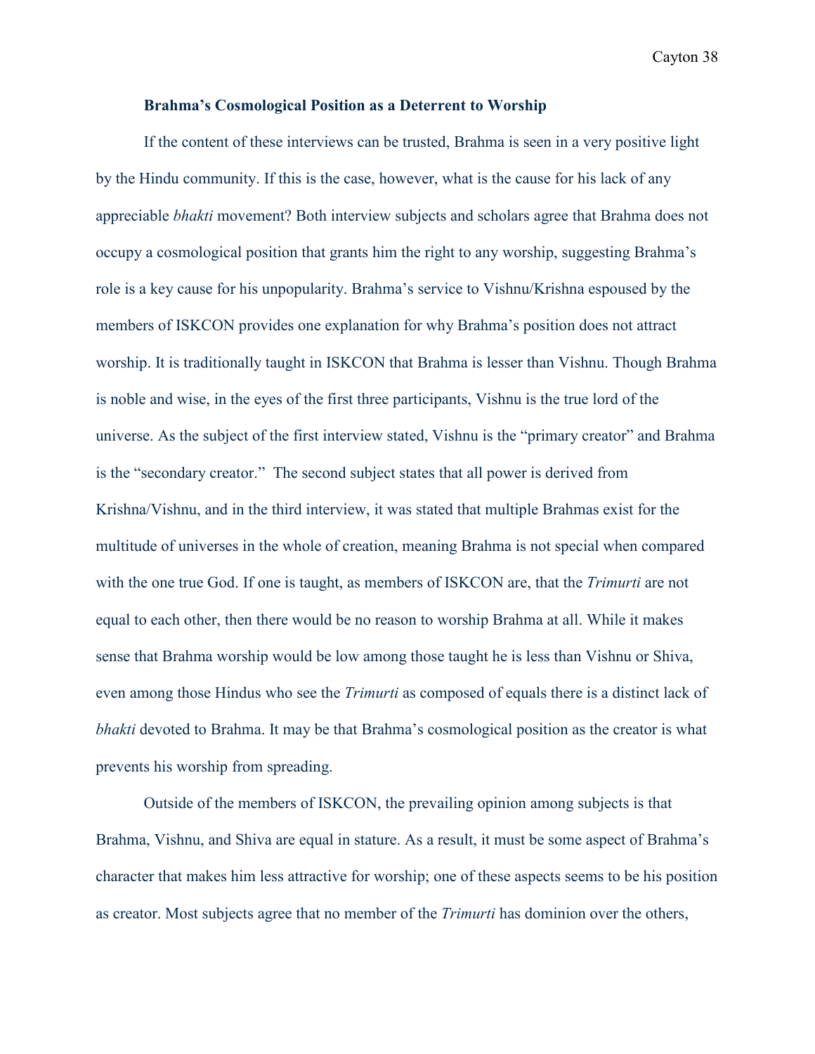### Brahma's Cosmological Position as a Deterrent to Worship

If the content of these interviews can be trusted, Brahma is seen in a very positive light by the Hindu community. If this is the case, however, what is the cause for his lack of any appreciable *bhakti* movement? Both interview subjects and scholars agree that Brahma does not occupy a cosmological position that grants him the right to any worship, suggesting Brahma's role is a key cause for his unpopularity. Brahma's service to Vishnu/Krishna espoused by the members of ISKCON provides one explanation for why Brahma's position does not attract worship. It is traditionally taught in ISKCON that Brahma is lesser than Vishnu. Though Brahma is noble and wise, in the eyes of the first three participants, Vishnu is the true lord of the universe. As the subject of the first interview stated, Vishnu is the "primary creator" and Brahma is the "secondary creator." The second subject states that all power is derived from Krishna/Vishnu, and in the third interview, it was stated that multiple Brahmas exist for the multitude of universes in the whole of creation, meaning Brahma is not special when compared with the one true God. If one is taught, as members of ISKCON are, that the *Trimurti* are not equal to each other, then there would be no reason to worship Brahma at all. While it makes sense that Brahma worship would be low among those taught he is less than Vishnu or Shiva, even among those Hindus who see the *Trimurti* as composed of equals there is a distinct lack of *bhakti* devoted to Brahma. It may be that Brahma's cosmological position as the creator is what prevents his worship from spreading.

Outside of the members of ISKCON, the prevailing opinion among subjects is that Brahma, Vishnu, and Shiva are equal in stature. As a result, it must be some aspect of Brahma's character that makes him less attractive for worship; one of these aspects seems to be his position as creator. Most subjects agree that no member of the *Trimurti* has dominion over the others,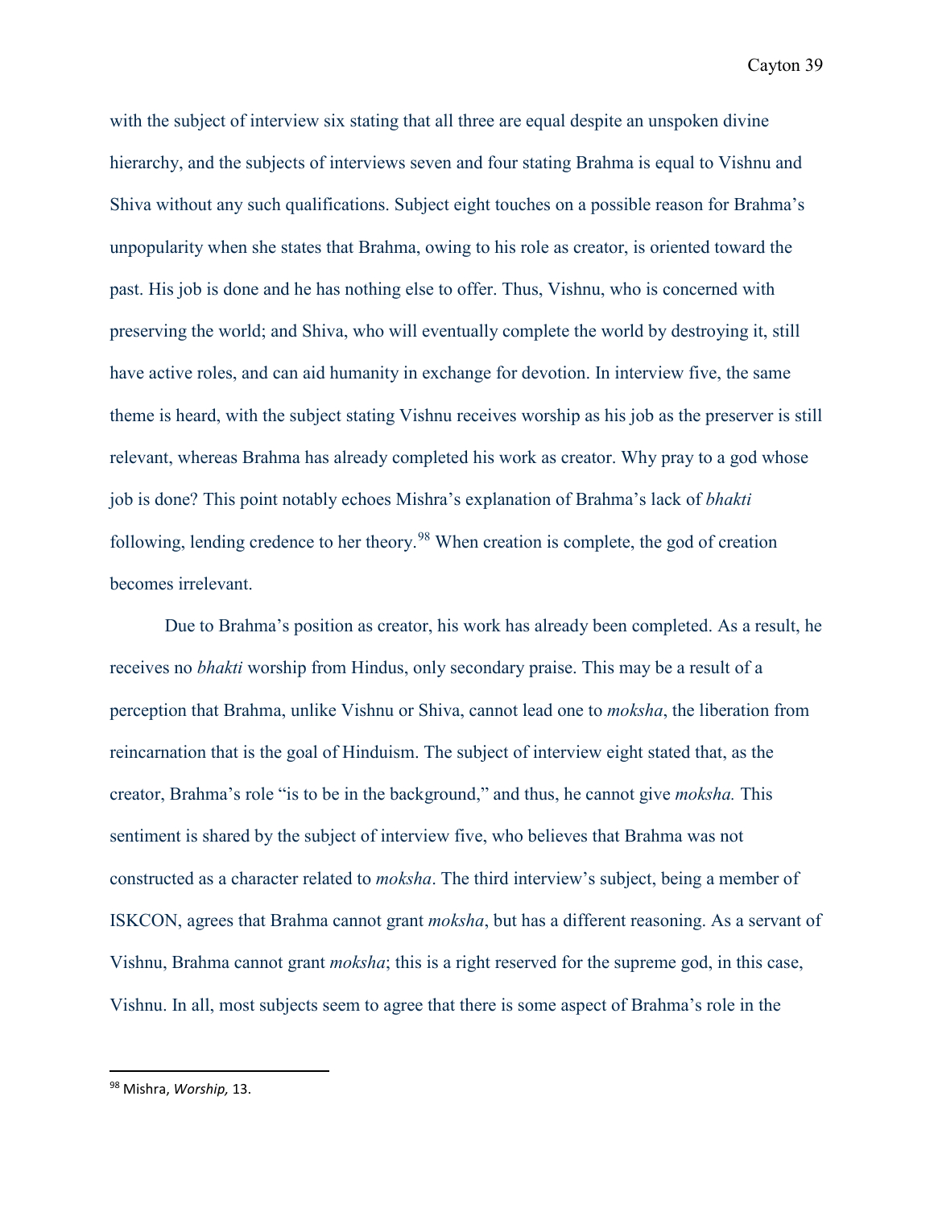with the subject of interview six stating that all three are equal despite an unspoken divine hierarchy, and the subjects of interviews seven and four stating Brahma is equal to Vishnu and Shiva without any such qualifications. Subject eight touches on a possible reason for Brahma's unpopularity when she states that Brahma, owing to his role as creator, is oriented toward the past. His job is done and he has nothing else to offer. Thus, Vishnu, who is concerned with preserving the world; and Shiva, who will eventually complete the world by destroying it, still have active roles, and can aid humanity in exchange for devotion. In interview five, the same theme is heard, with the subject stating Vishnu receives worship as his job as the preserver is still relevant, whereas Brahma has already completed his work as creator. Why pray to a god whose job is done? This point notably echoes Mishra's explanation of Brahma's lack of *bhakti* following, lending credence to her theory.[98] When creation is complete, the god of creation becomes irrelevant.

Due to Brahma's position as creator, his work has already been completed. As a result, he receives no *bhakti* worship from Hindus, only secondary praise. This may be a result of a perception that Brahma, unlike Vishnu or Shiva, cannot lead one to *moksha*, the liberation from reincarnation that is the goal of Hinduism. The subject of interview eight stated that, as the creator, Brahma's role "is to be in the background," and thus, he cannot give *moksha.* This sentiment is shared by the subject of interview five, who believes that Brahma was not constructed as a character related to *moksha*. The third interview's subject, being a member of ISKCON, agrees that Brahma cannot grant *moksha*, but has a different reasoning. As a servant of Vishnu, Brahma cannot grant *moksha*; this is a right reserved for the supreme god, in this case, Vishnu. In all, most subjects seem to agree that there is some aspect of Brahma's role in the

[98] Mishra, *Worship,* 13.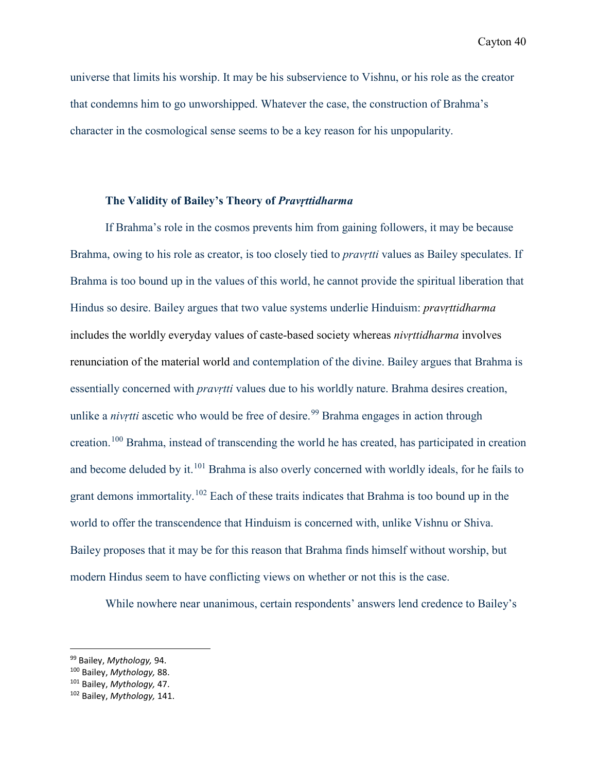universe that limits his worship. It may be his subservience to Vishnu, or his role as the creator that condemns him to go unworshipped. Whatever the case, the construction of Brahma's character in the cosmological sense seems to be a key reason for his unpopularity.

### The Validity of Bailey's Theory of *Pravṛttidharma*

If Brahma's role in the cosmos prevents him from gaining followers, it may be because Brahma, owing to his role as creator, is too closely tied to *pravṛtti* values as Bailey speculates. If Brahma is too bound up in the values of this world, he cannot provide the spiritual liberation that Hindus so desire. Bailey argues that two value systems underlie Hinduism: *pravṛttidharma* includes the worldly everyday values of caste-based society whereas *nivṛttidharma* involves renunciation of the material world and contemplation of the divine. Bailey argues that Brahma is essentially concerned with *pravṛtti* values due to his worldly nature. Brahma desires creation, unlike a *nivṛtti* ascetic who would be free of desire.[99] Brahma engages in action through creation.[100] Brahma, instead of transcending the world he has created, has participated in creation and become deluded by it.[101] Brahma is also overly concerned with worldly ideals, for he fails to grant demons immortality.[102] Each of these traits indicates that Brahma is too bound up in the world to offer the transcendence that Hinduism is concerned with, unlike Vishnu or Shiva. Bailey proposes that it may be for this reason that Brahma finds himself without worship, but modern Hindus seem to have conflicting views on whether or not this is the case.

While nowhere near unanimous, certain respondents' answers lend credence to Bailey's

---

[99] Bailey, *Mythology,* 94.

[100] Bailey, *Mythology,* 88.

[101] Bailey, *Mythology,* 47.

[102] Bailey, *Mythology,* 141.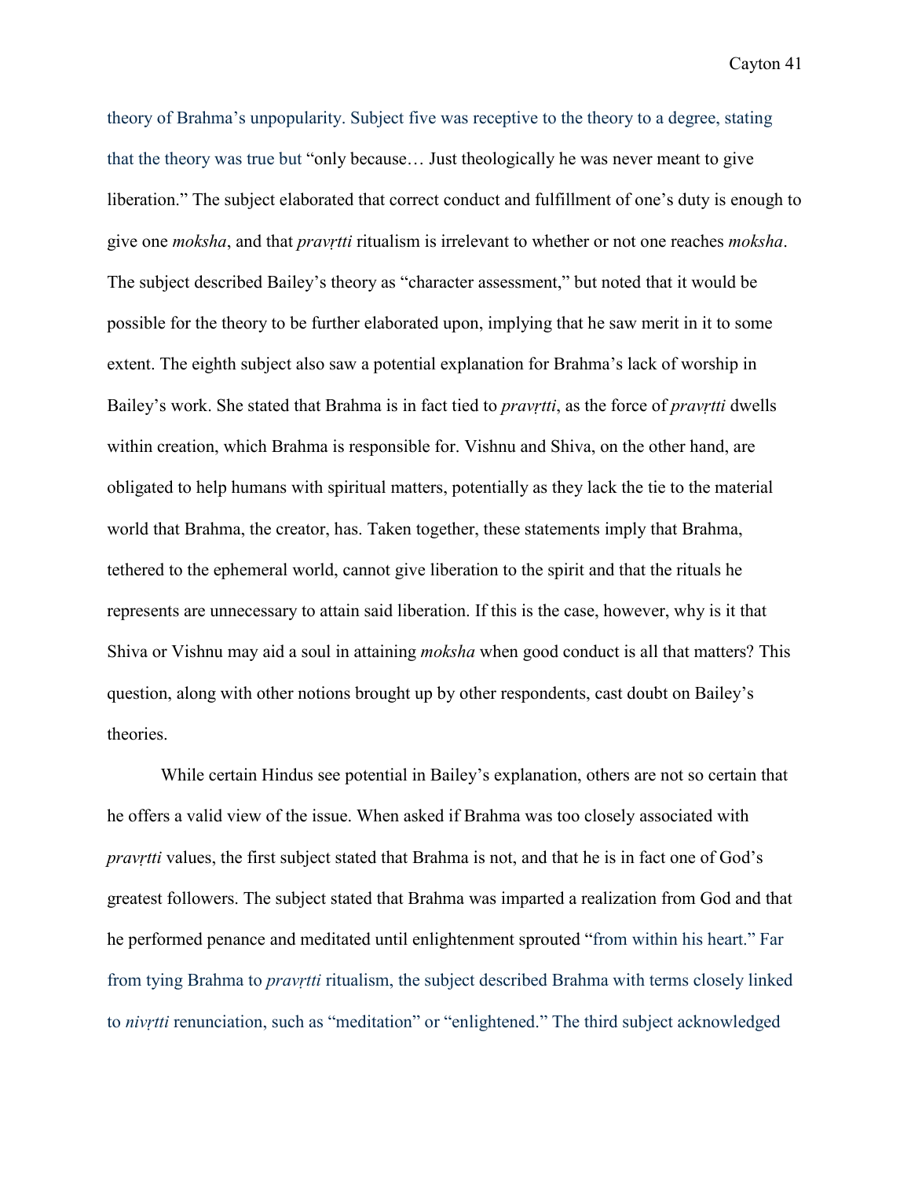theory of Brahma's unpopularity. Subject five was receptive to the theory to a degree, stating that the theory was true but "only because… Just theologically he was never meant to give liberation." The subject elaborated that correct conduct and fulfillment of one's duty is enough to give one *moksha*, and that *pravṛtti* ritualism is irrelevant to whether or not one reaches *moksha*. The subject described Bailey's theory as "character assessment," but noted that it would be possible for the theory to be further elaborated upon, implying that he saw merit in it to some extent. The eighth subject also saw a potential explanation for Brahma's lack of worship in Bailey's work. She stated that Brahma is in fact tied to *pravṛtti*, as the force of *pravṛtti* dwells within creation, which Brahma is responsible for. Vishnu and Shiva, on the other hand, are obligated to help humans with spiritual matters, potentially as they lack the tie to the material world that Brahma, the creator, has. Taken together, these statements imply that Brahma, tethered to the ephemeral world, cannot give liberation to the spirit and that the rituals he represents are unnecessary to attain said liberation. If this is the case, however, why is it that Shiva or Vishnu may aid a soul in attaining *moksha* when good conduct is all that matters? This question, along with other notions brought up by other respondents, cast doubt on Bailey's theories.

While certain Hindus see potential in Bailey's explanation, others are not so certain that he offers a valid view of the issue. When asked if Brahma was too closely associated with *pravṛtti* values, the first subject stated that Brahma is not, and that he is in fact one of God's greatest followers. The subject stated that Brahma was imparted a realization from God and that he performed penance and meditated until enlightenment sprouted "from within his heart." Far from tying Brahma to *pravṛtti* ritualism, the subject described Brahma with terms closely linked to *nivṛtti* renunciation, such as "meditation" or "enlightened." The third subject acknowledged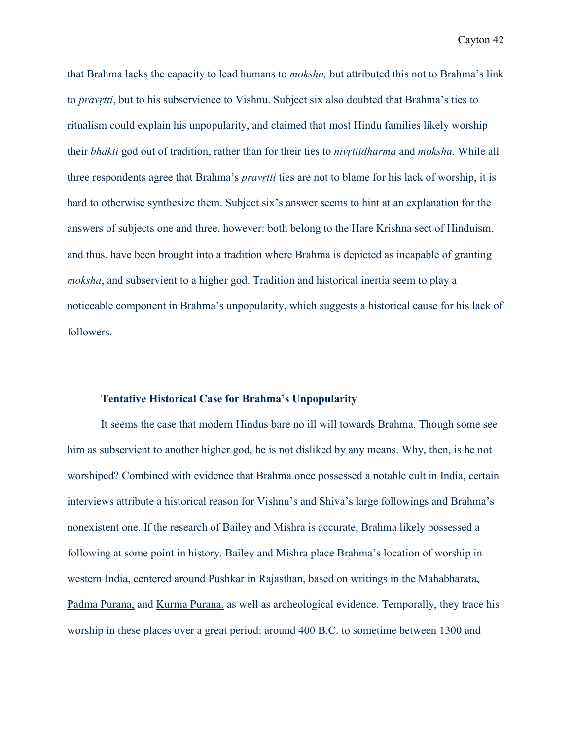that Brahma lacks the capacity to lead humans to *moksha,* but attributed this not to Brahma's link to *pravṛtti*, but to his subservience to Vishnu. Subject six also doubted that Brahma's ties to ritualism could explain his unpopularity, and claimed that most Hindu families likely worship their *bhakti* god out of tradition, rather than for their ties to *nivṛttidharma* and *moksha.* While all three respondents agree that Brahma's *pravṛtti* ties are not to blame for his lack of worship, it is hard to otherwise synthesize them. Subject six's answer seems to hint at an explanation for the answers of subjects one and three, however: both belong to the Hare Krishna sect of Hinduism, and thus, have been brought into a tradition where Brahma is depicted as incapable of granting *moksha*, and subservient to a higher god. Tradition and historical inertia seem to play a noticeable component in Brahma's unpopularity, which suggests a historical cause for his lack of followers.

### Tentative Historical Case for Brahma's Unpopularity

It seems the case that modern Hindus bare no ill will towards Brahma. Though some see him as subservient to another higher god, he is not disliked by any means. Why, then, is he not worshiped? Combined with evidence that Brahma once possessed a notable cult in India, certain interviews attribute a historical reason for Vishnu's and Shiva's large followings and Brahma's nonexistent one. If the research of Bailey and Mishra is accurate, Brahma likely possessed a following at some point in history. Bailey and Mishra place Brahma's location of worship in western India, centered around Pushkar in Rajasthan, based on writings in the <u>Mahabharata,</u> <u>Padma Purana,</u> and <u>Kurma Purana,</u> as well as archeological evidence. Temporally, they trace his worship in these places over a great period: around 400 B.C. to sometime between 1300 and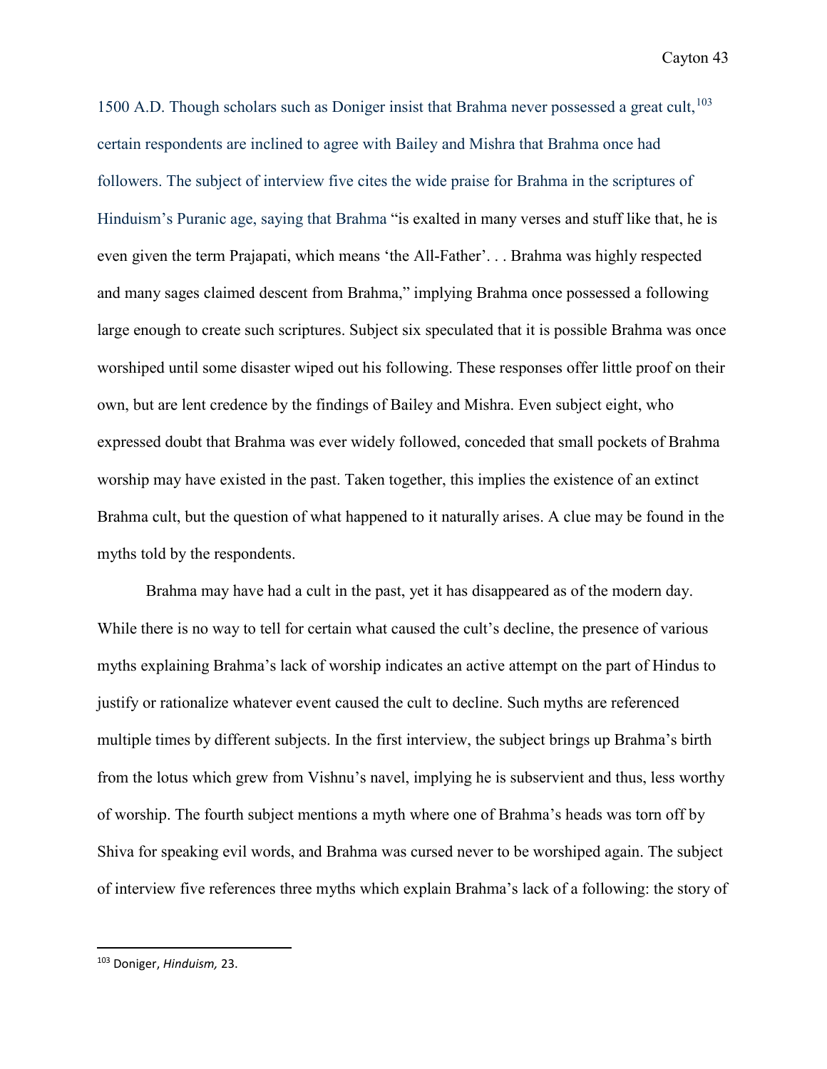1500 A.D. Though scholars such as Doniger insist that Brahma never possessed a great cult,[103] certain respondents are inclined to agree with Bailey and Mishra that Brahma once had followers. The subject of interview five cites the wide praise for Brahma in the scriptures of Hinduism's Puranic age, saying that Brahma "is exalted in many verses and stuff like that, he is even given the term Prajapati, which means 'the All-Father'. . . Brahma was highly respected and many sages claimed descent from Brahma," implying Brahma once possessed a following large enough to create such scriptures. Subject six speculated that it is possible Brahma was once worshiped until some disaster wiped out his following. These responses offer little proof on their own, but are lent credence by the findings of Bailey and Mishra. Even subject eight, who expressed doubt that Brahma was ever widely followed, conceded that small pockets of Brahma worship may have existed in the past. Taken together, this implies the existence of an extinct Brahma cult, but the question of what happened to it naturally arises. A clue may be found in the myths told by the respondents.

Brahma may have had a cult in the past, yet it has disappeared as of the modern day. While there is no way to tell for certain what caused the cult's decline, the presence of various myths explaining Brahma's lack of worship indicates an active attempt on the part of Hindus to justify or rationalize whatever event caused the cult to decline. Such myths are referenced multiple times by different subjects. In the first interview, the subject brings up Brahma's birth from the lotus which grew from Vishnu's navel, implying he is subservient and thus, less worthy of worship. The fourth subject mentions a myth where one of Brahma's heads was torn off by Shiva for speaking evil words, and Brahma was cursed never to be worshiped again. The subject of interview five references three myths which explain Brahma's lack of a following: the story of

[103] Doniger, *Hinduism,* 23.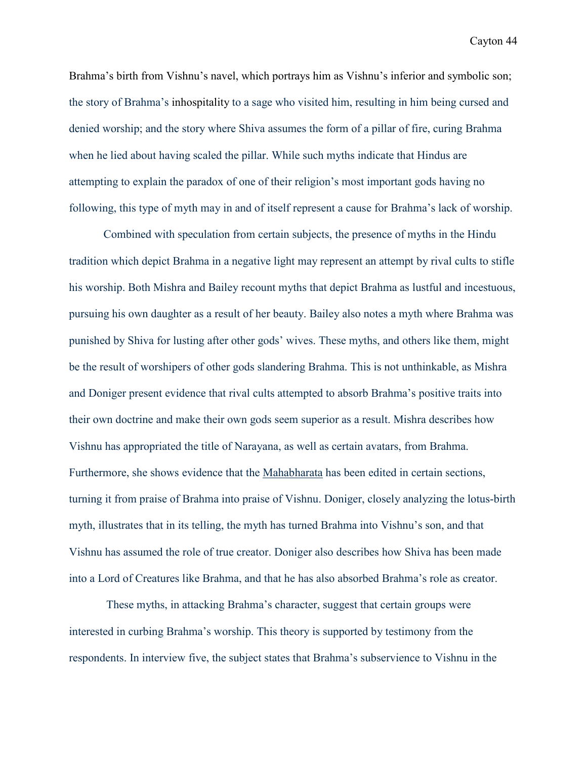Brahma's birth from Vishnu's navel, which portrays him as Vishnu's inferior and symbolic son; the story of Brahma's inhospitality to a sage who visited him, resulting in him being cursed and denied worship; and the story where Shiva assumes the form of a pillar of fire, curing Brahma when he lied about having scaled the pillar. While such myths indicate that Hindus are attempting to explain the paradox of one of their religion's most important gods having no following, this type of myth may in and of itself represent a cause for Brahma's lack of worship.

Combined with speculation from certain subjects, the presence of myths in the Hindu tradition which depict Brahma in a negative light may represent an attempt by rival cults to stifle his worship. Both Mishra and Bailey recount myths that depict Brahma as lustful and incestuous, pursuing his own daughter as a result of her beauty. Bailey also notes a myth where Brahma was punished by Shiva for lusting after other gods' wives. These myths, and others like them, might be the result of worshipers of other gods slandering Brahma. This is not unthinkable, as Mishra and Doniger present evidence that rival cults attempted to absorb Brahma's positive traits into their own doctrine and make their own gods seem superior as a result. Mishra describes how Vishnu has appropriated the title of Narayana, as well as certain avatars, from Brahma. Furthermore, she shows evidence that the Mahabharata has been edited in certain sections, turning it from praise of Brahma into praise of Vishnu. Doniger, closely analyzing the lotus-birth myth, illustrates that in its telling, the myth has turned Brahma into Vishnu's son, and that Vishnu has assumed the role of true creator. Doniger also describes how Shiva has been made into a Lord of Creatures like Brahma, and that he has also absorbed Brahma's role as creator.

These myths, in attacking Brahma's character, suggest that certain groups were interested in curbing Brahma's worship. This theory is supported by testimony from the respondents. In interview five, the subject states that Brahma's subservience to Vishnu in the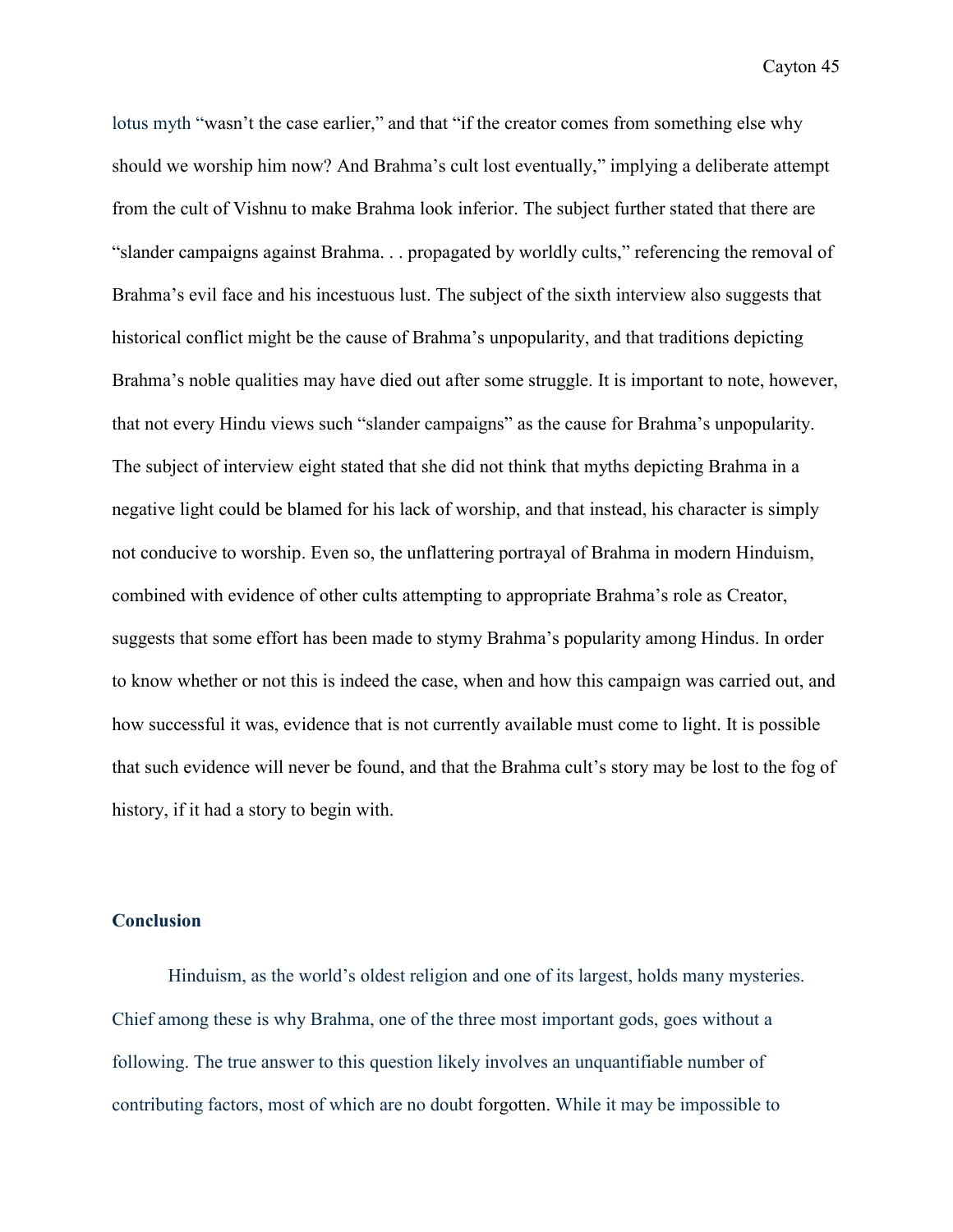lotus myth "wasn't the case earlier," and that "if the creator comes from something else why should we worship him now? And Brahma's cult lost eventually," implying a deliberate attempt from the cult of Vishnu to make Brahma look inferior. The subject further stated that there are "slander campaigns against Brahma. . . propagated by worldly cults," referencing the removal of Brahma's evil face and his incestuous lust. The subject of the sixth interview also suggests that historical conflict might be the cause of Brahma's unpopularity, and that traditions depicting Brahma's noble qualities may have died out after some struggle. It is important to note, however, that not every Hindu views such "slander campaigns" as the cause for Brahma's unpopularity. The subject of interview eight stated that she did not think that myths depicting Brahma in a negative light could be blamed for his lack of worship, and that instead, his character is simply not conducive to worship. Even so, the unflattering portrayal of Brahma in modern Hinduism, combined with evidence of other cults attempting to appropriate Brahma's role as Creator, suggests that some effort has been made to stymy Brahma's popularity among Hindus. In order to know whether or not this is indeed the case, when and how this campaign was carried out, and how successful it was, evidence that is not currently available must come to light. It is possible that such evidence will never be found, and that the Brahma cult's story may be lost to the fog of history, if it had a story to begin with.

## Conclusion

Hinduism, as the world's oldest religion and one of its largest, holds many mysteries. Chief among these is why Brahma, one of the three most important gods, goes without a following. The true answer to this question likely involves an unquantifiable number of contributing factors, most of which are no doubt forgotten. While it may be impossible to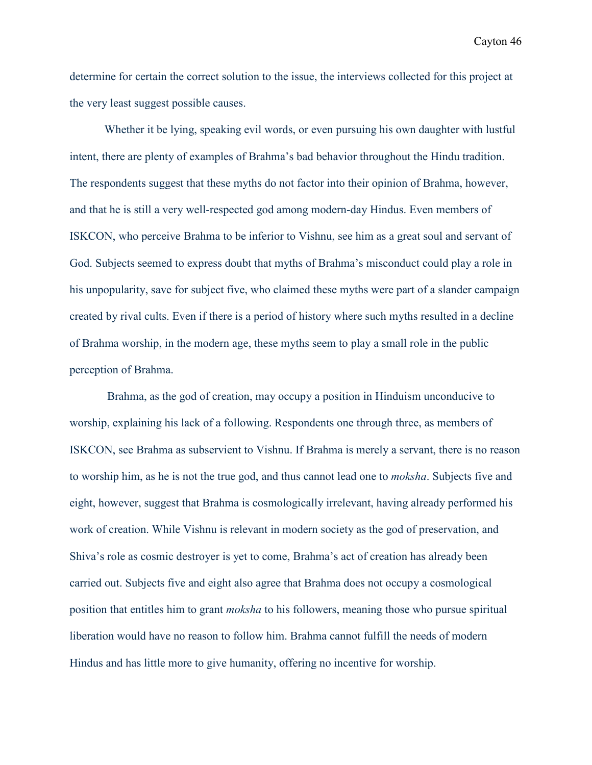determine for certain the correct solution to the issue, the interviews collected for this project at the very least suggest possible causes.

Whether it be lying, speaking evil words, or even pursuing his own daughter with lustful intent, there are plenty of examples of Brahma's bad behavior throughout the Hindu tradition. The respondents suggest that these myths do not factor into their opinion of Brahma, however, and that he is still a very well-respected god among modern-day Hindus. Even members of ISKCON, who perceive Brahma to be inferior to Vishnu, see him as a great soul and servant of God. Subjects seemed to express doubt that myths of Brahma's misconduct could play a role in his unpopularity, save for subject five, who claimed these myths were part of a slander campaign created by rival cults. Even if there is a period of history where such myths resulted in a decline of Brahma worship, in the modern age, these myths seem to play a small role in the public perception of Brahma.

Brahma, as the god of creation, may occupy a position in Hinduism unconducive to worship, explaining his lack of a following. Respondents one through three, as members of ISKCON, see Brahma as subservient to Vishnu. If Brahma is merely a servant, there is no reason to worship him, as he is not the true god, and thus cannot lead one to *moksha*. Subjects five and eight, however, suggest that Brahma is cosmologically irrelevant, having already performed his work of creation. While Vishnu is relevant in modern society as the god of preservation, and Shiva's role as cosmic destroyer is yet to come, Brahma's act of creation has already been carried out. Subjects five and eight also agree that Brahma does not occupy a cosmological position that entitles him to grant *moksha* to his followers, meaning those who pursue spiritual liberation would have no reason to follow him. Brahma cannot fulfill the needs of modern Hindus and has little more to give humanity, offering no incentive for worship.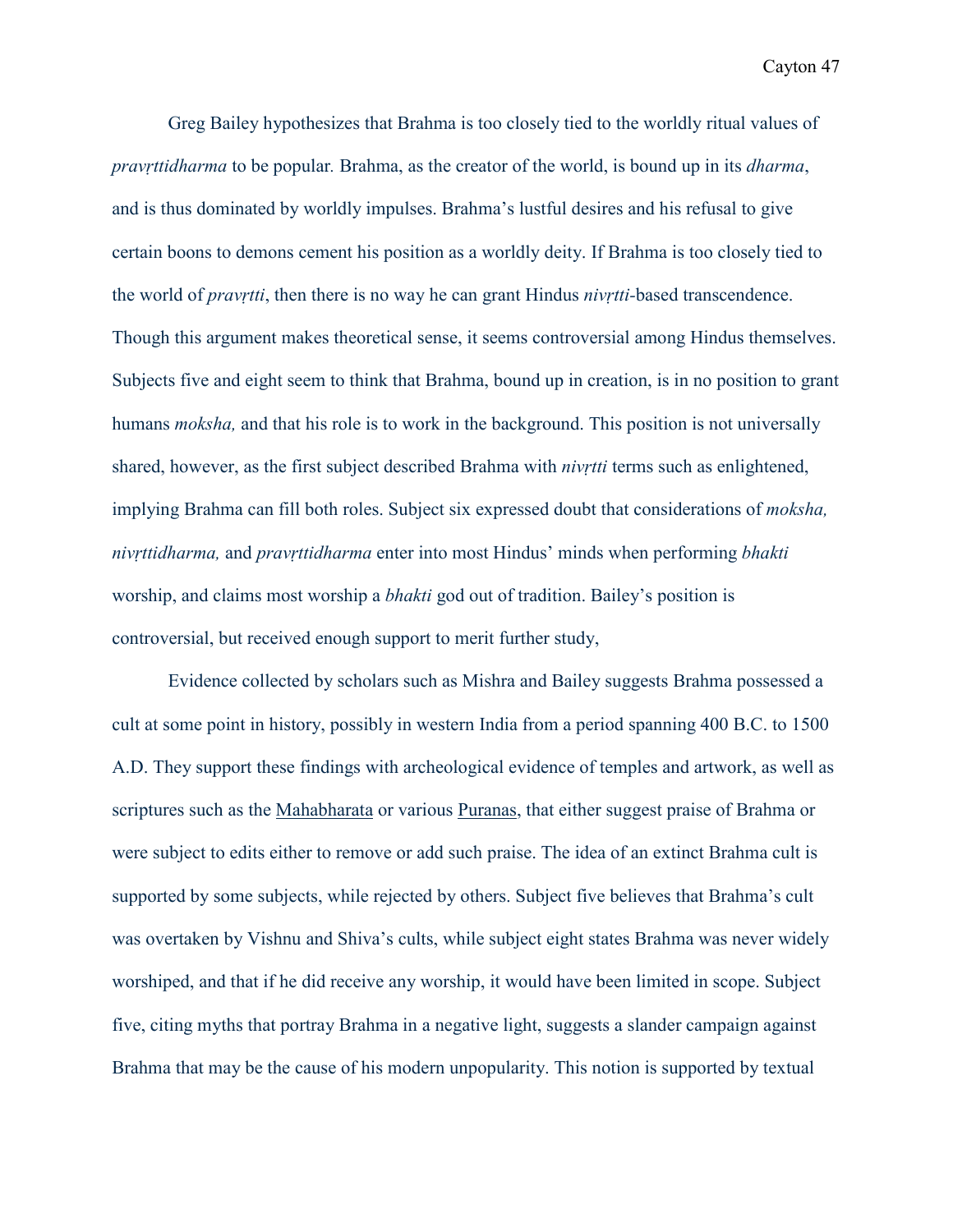Greg Bailey hypothesizes that Brahma is too closely tied to the worldly ritual values of *pravṛttidharma* to be popular. Brahma, as the creator of the world, is bound up in its *dharma*, and is thus dominated by worldly impulses. Brahma's lustful desires and his refusal to give certain boons to demons cement his position as a worldly deity. If Brahma is too closely tied to the world of *pravṛtti*, then there is no way he can grant Hindus *nivṛtti*-based transcendence. Though this argument makes theoretical sense, it seems controversial among Hindus themselves. Subjects five and eight seem to think that Brahma, bound up in creation, is in no position to grant humans *moksha,* and that his role is to work in the background. This position is not universally shared, however, as the first subject described Brahma with *nivṛtti* terms such as enlightened, implying Brahma can fill both roles. Subject six expressed doubt that considerations of *moksha, nivṛttidharma,* and *pravṛttidharma* enter into most Hindus' minds when performing *bhakti* worship, and claims most worship a *bhakti* god out of tradition. Bailey's position is controversial, but received enough support to merit further study,

Evidence collected by scholars such as Mishra and Bailey suggests Brahma possessed a cult at some point in history, possibly in western India from a period spanning 400 B.C. to 1500 A.D. They support these findings with archeological evidence of temples and artwork, as well as scriptures such as the <u>Mahabharata</u> or various <u>Puranas</u>, that either suggest praise of Brahma or were subject to edits either to remove or add such praise. The idea of an extinct Brahma cult is supported by some subjects, while rejected by others. Subject five believes that Brahma's cult was overtaken by Vishnu and Shiva's cults, while subject eight states Brahma was never widely worshiped, and that if he did receive any worship, it would have been limited in scope. Subject five, citing myths that portray Brahma in a negative light, suggests a slander campaign against Brahma that may be the cause of his modern unpopularity. This notion is supported by textual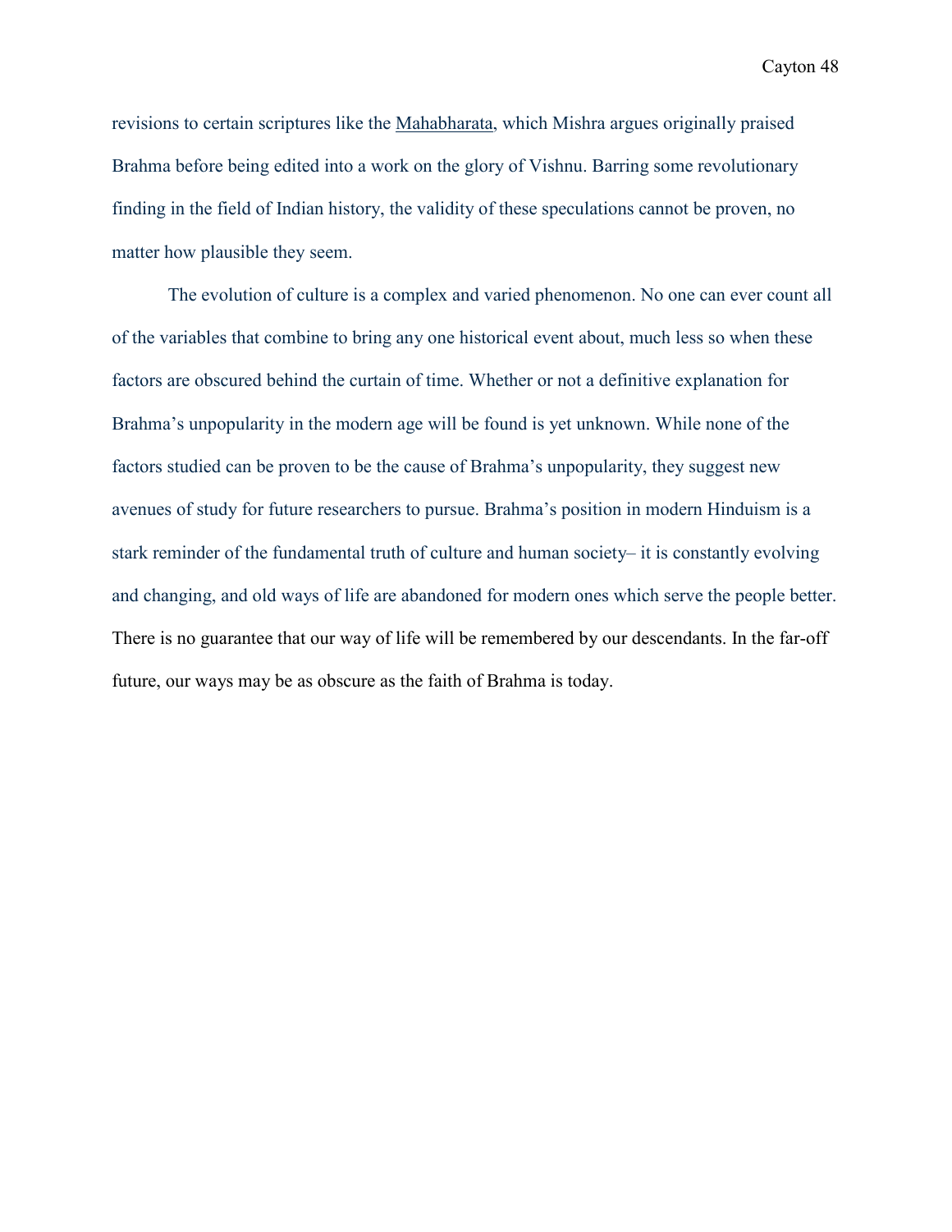revisions to certain scriptures like the Mahabharata, which Mishra argues originally praised Brahma before being edited into a work on the glory of Vishnu. Barring some revolutionary finding in the field of Indian history, the validity of these speculations cannot be proven, no matter how plausible they seem.

The evolution of culture is a complex and varied phenomenon. No one can ever count all of the variables that combine to bring any one historical event about, much less so when these factors are obscured behind the curtain of time. Whether or not a definitive explanation for Brahma's unpopularity in the modern age will be found is yet unknown. While none of the factors studied can be proven to be the cause of Brahma's unpopularity, they suggest new avenues of study for future researchers to pursue. Brahma's position in modern Hinduism is a stark reminder of the fundamental truth of culture and human society– it is constantly evolving and changing, and old ways of life are abandoned for modern ones which serve the people better. There is no guarantee that our way of life will be remembered by our descendants. In the far-off future, our ways may be as obscure as the faith of Brahma is today.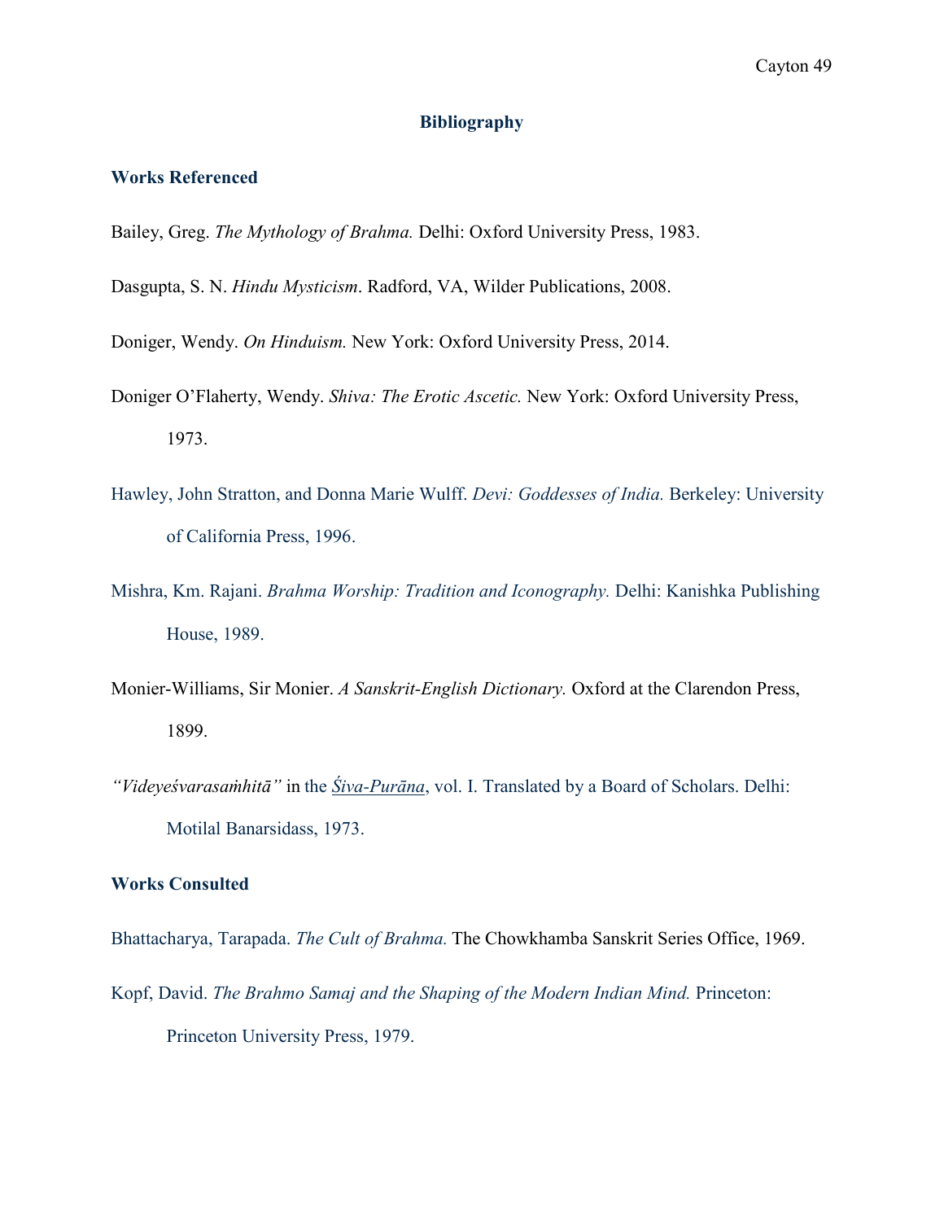# Bibliography

## Works Referenced

Bailey, Greg. *The Mythology of Brahma.* Delhi: Oxford University Press, 1983.

Dasgupta, S. N. *Hindu Mysticism*. Radford, VA, Wilder Publications, 2008.

Doniger, Wendy. *On Hinduism.* New York: Oxford University Press, 2014.

Doniger O'Flaherty, Wendy. *Shiva: The Erotic Ascetic.* New York: Oxford University Press, 1973.

Hawley, John Stratton, and Donna Marie Wulff. *Devi: Goddesses of India.* Berkeley: University of California Press, 1996.

Mishra, Km. Rajani. *Brahma Worship: Tradition and Iconography.* Delhi: Kanishka Publishing House, 1989.

Monier-Williams, Sir Monier. *A Sanskrit-English Dictionary.* Oxford at the Clarendon Press, 1899.

*"Videyeśvarasaṁhitā"* in the Śiva-Purāṇa, vol. I. Translated by a Board of Scholars. Delhi: Motilal Banarsidass, 1973.

## Works Consulted

Bhattacharya, Tarapada. *The Cult of Brahma.* The Chowkhamba Sanskrit Series Office, 1969.

Kopf, David. *The Brahmo Samaj and the Shaping of the Modern Indian Mind.* Princeton: Princeton University Press, 1979.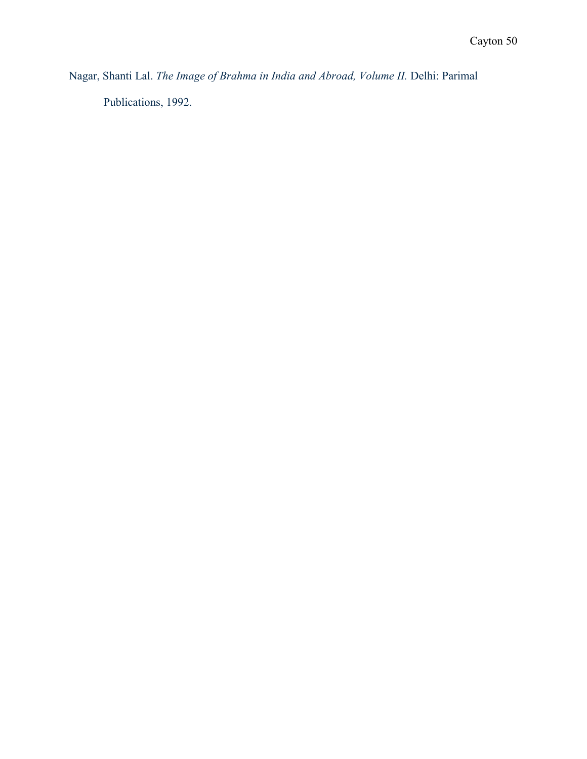Nagar, Shanti Lal. *The Image of Brahma in India and Abroad, Volume II.* Delhi: Parimal Publications, 1992.